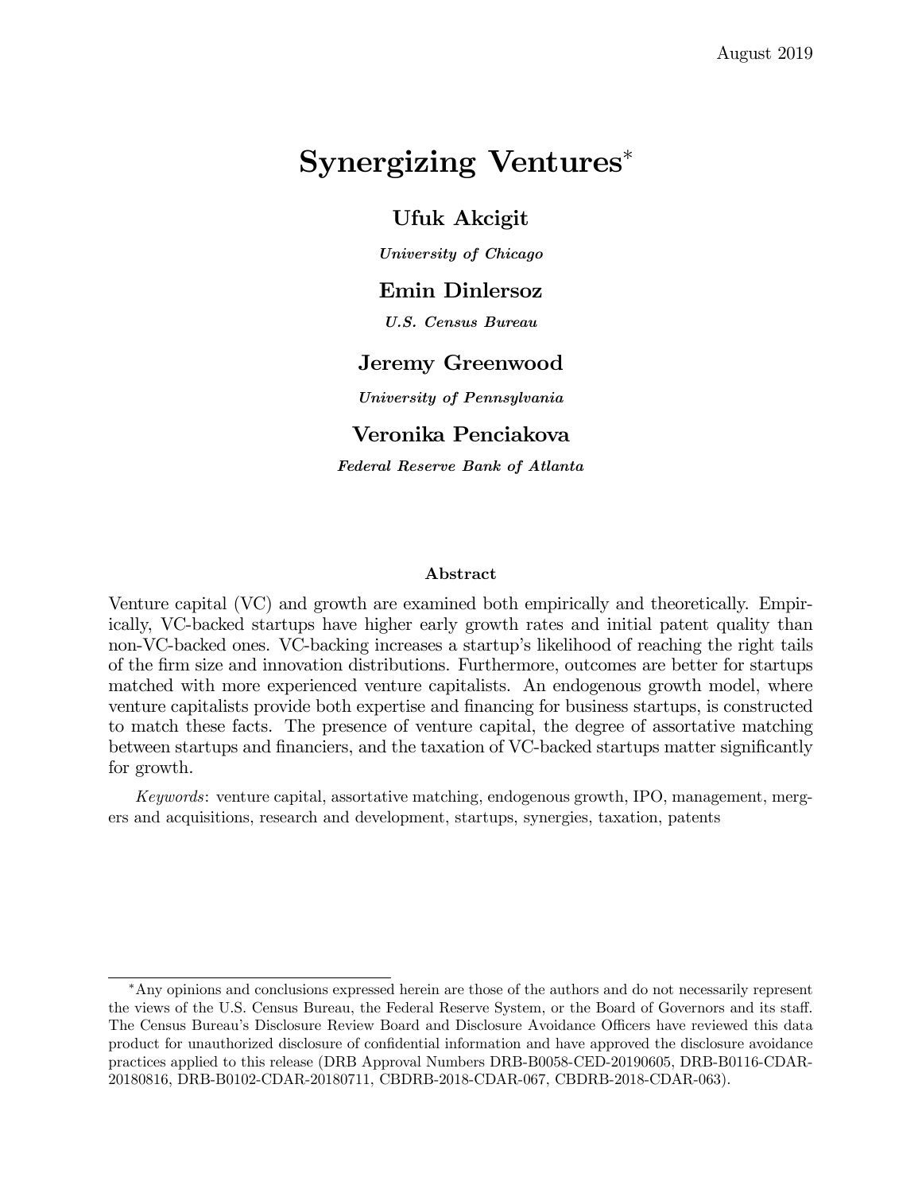August 2019

# Synergizing Ventures*

**Ufuk Akcigit**

***University of Chicago***

**Emin Dinlersoz**

***U.S. Census Bureau***

**Jeremy Greenwood**

***University of Pennsylvania***

**Veronika Penciakova**

***Federal Reserve Bank of Atlanta***

## Abstract

Venture capital (VC) and growth are examined both empirically and theoretically. Empirically, VC-backed startups have higher early growth rates and initial patent quality than non-VC-backed ones. VC-backing increases a startup's likelihood of reaching the right tails of the firm size and innovation distributions. Furthermore, outcomes are better for startups matched with more experienced venture capitalists. An endogenous growth model, where venture capitalists provide both expertise and financing for business startups, is constructed to match these facts. The presence of venture capital, the degree of assortative matching between startups and financiers, and the taxation of VC-backed startups matter significantly for growth.

*Keywords*: venture capital, assortative matching, endogenous growth, IPO, management, mergers and acquisitions, research and development, startups, synergies, taxation, patents

---

*Any opinions and conclusions expressed herein are those of the authors and do not necessarily represent the views of the U.S. Census Bureau, the Federal Reserve System, or the Board of Governors and its staff. The Census Bureau's Disclosure Review Board and Disclosure Avoidance Officers have reviewed this data product for unauthorized disclosure of confidential information and have approved the disclosure avoidance practices applied to this release (DRB Approval Numbers DRB-B0058-CED-20190605, DRB-B0116-CDAR-20180816, DRB-B0102-CDAR-20180711, CBDRB-2018-CDAR-067, CBDRB-2018-CDAR-063).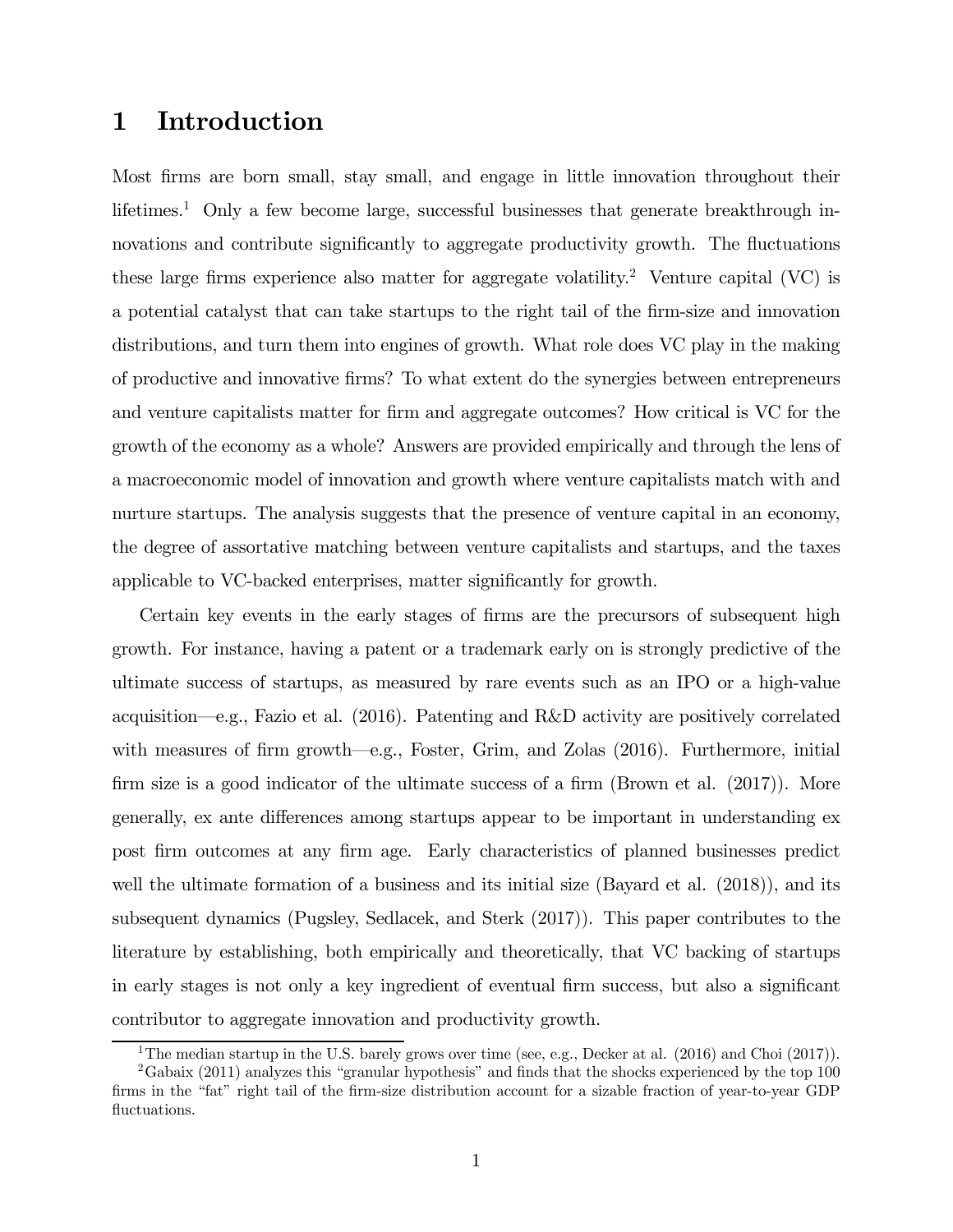# 1 Introduction

Most firms are born small, stay small, and engage in little innovation throughout their lifetimes.[1] Only a few become large, successful businesses that generate breakthrough innovations and contribute significantly to aggregate productivity growth. The fluctuations these large firms experience also matter for aggregate volatility.[2] Venture capital (VC) is a potential catalyst that can take startups to the right tail of the firm-size and innovation distributions, and turn them into engines of growth. What role does VC play in the making of productive and innovative firms? To what extent do the synergies between entrepreneurs and venture capitalists matter for firm and aggregate outcomes? How critical is VC for the growth of the economy as a whole? Answers are provided empirically and through the lens of a macroeconomic model of innovation and growth where venture capitalists match with and nurture startups. The analysis suggests that the presence of venture capital in an economy, the degree of assortative matching between venture capitalists and startups, and the taxes applicable to VC-backed enterprises, matter significantly for growth.

Certain key events in the early stages of firms are the precursors of subsequent high growth. For instance, having a patent or a trademark early on is strongly predictive of the ultimate success of startups, as measured by rare events such as an IPO or a high-value acquisition—e.g., Fazio et al. (2016). Patenting and R&D activity are positively correlated with measures of firm growth—e.g., Foster, Grim, and Zolas (2016). Furthermore, initial firm size is a good indicator of the ultimate success of a firm (Brown et al. (2017)). More generally, ex ante differences among startups appear to be important in understanding ex post firm outcomes at any firm age. Early characteristics of planned businesses predict well the ultimate formation of a business and its initial size (Bayard et al. (2018)), and its subsequent dynamics (Pugsley, Sedlacek, and Sterk (2017)). This paper contributes to the literature by establishing, both empirically and theoretically, that VC backing of startups in early stages is not only a key ingredient of eventual firm success, but also a significant contributor to aggregate innovation and productivity growth.

[1] The median startup in the U.S. barely grows over time (see, e.g., Decker at al. (2016) and Choi (2017)).

[2] Gabaix (2011) analyzes this "granular hypothesis" and finds that the shocks experienced by the top 100 firms in the "fat" right tail of the firm-size distribution account for a sizable fraction of year-to-year GDP fluctuations.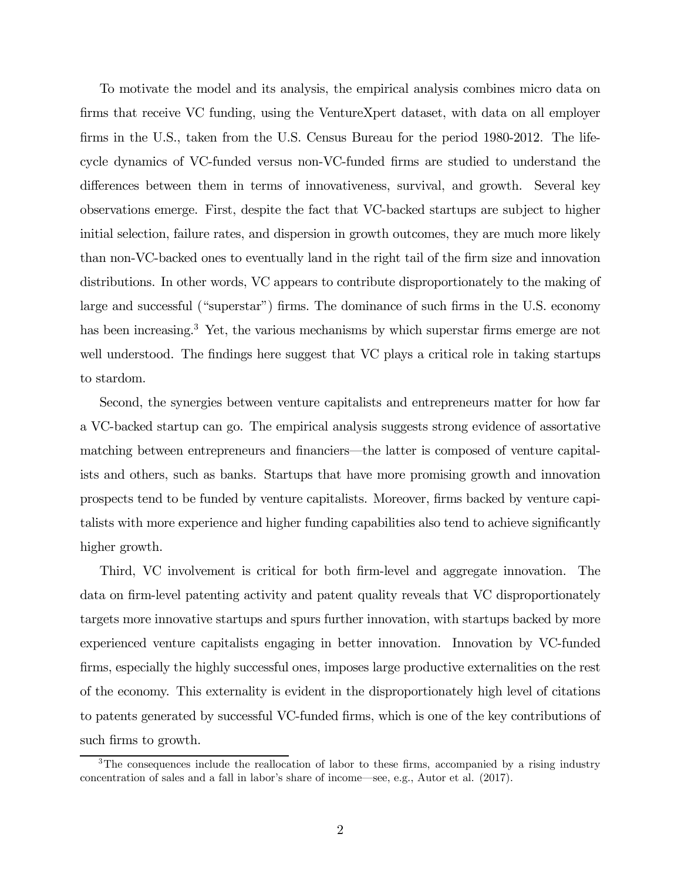To motivate the model and its analysis, the empirical analysis combines micro data on firms that receive VC funding, using the VentureXpert dataset, with data on all employer firms in the U.S., taken from the U.S. Census Bureau for the period 1980-2012. The life-cycle dynamics of VC-funded versus non-VC-funded firms are studied to understand the differences between them in terms of innovativeness, survival, and growth. Several key observations emerge. First, despite the fact that VC-backed startups are subject to higher initial selection, failure rates, and dispersion in growth outcomes, they are much more likely than non-VC-backed ones to eventually land in the right tail of the firm size and innovation distributions. In other words, VC appears to contribute disproportionately to the making of large and successful ("superstar") firms. The dominance of such firms in the U.S. economy has been increasing.[3] Yet, the various mechanisms by which superstar firms emerge are not well understood. The findings here suggest that VC plays a critical role in taking startups to stardom.

Second, the synergies between venture capitalists and entrepreneurs matter for how far a VC-backed startup can go. The empirical analysis suggests strong evidence of assortative matching between entrepreneurs and financiers—the latter is composed of venture capitalists and others, such as banks. Startups that have more promising growth and innovation prospects tend to be funded by venture capitalists. Moreover, firms backed by venture capitalists with more experience and higher funding capabilities also tend to achieve significantly higher growth.

Third, VC involvement is critical for both firm-level and aggregate innovation. The data on firm-level patenting activity and patent quality reveals that VC disproportionately targets more innovative startups and spurs further innovation, with startups backed by more experienced venture capitalists engaging in better innovation. Innovation by VC-funded firms, especially the highly successful ones, imposes large productive externalities on the rest of the economy. This externality is evident in the disproportionately high level of citations to patents generated by successful VC-funded firms, which is one of the key contributions of such firms to growth.

[3] The consequences include the reallocation of labor to these firms, accompanied by a rising industry concentration of sales and a fall in labor's share of income—see, e.g., Autor et al. (2017).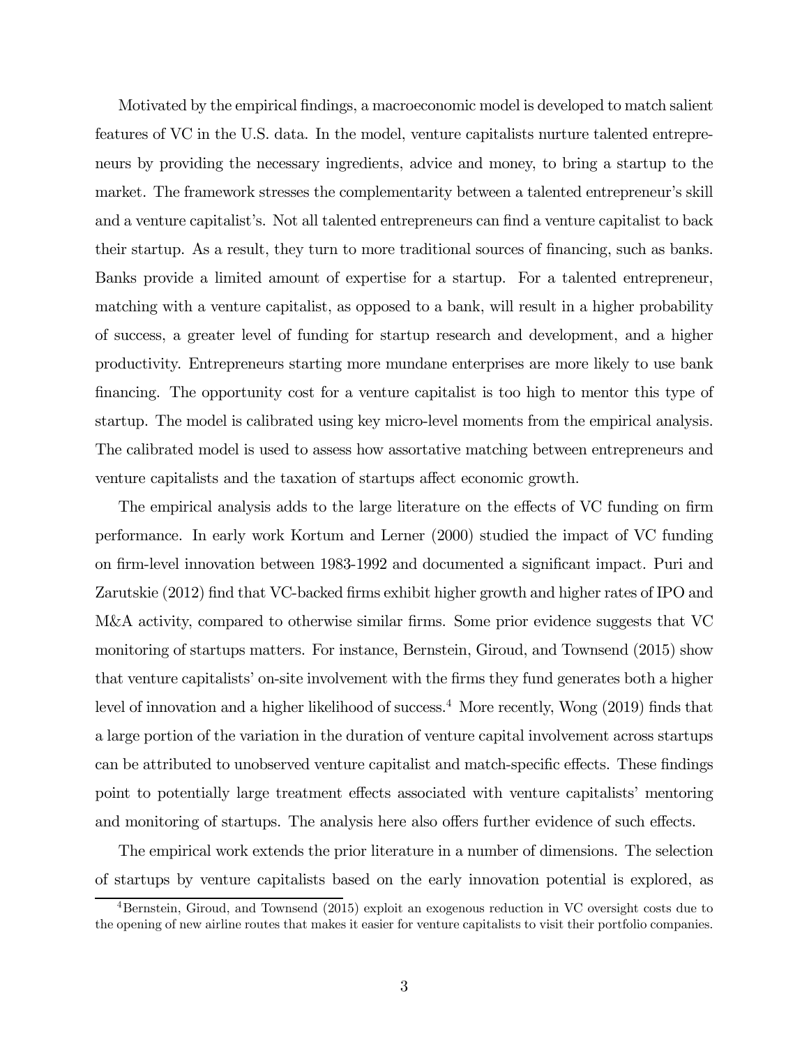Motivated by the empirical findings, a macroeconomic model is developed to match salient features of VC in the U.S. data. In the model, venture capitalists nurture talented entrepreneurs by providing the necessary ingredients, advice and money, to bring a startup to the market. The framework stresses the complementarity between a talented entrepreneur's skill and a venture capitalist's. Not all talented entrepreneurs can find a venture capitalist to back their startup. As a result, they turn to more traditional sources of financing, such as banks. Banks provide a limited amount of expertise for a startup. For a talented entrepreneur, matching with a venture capitalist, as opposed to a bank, will result in a higher probability of success, a greater level of funding for startup research and development, and a higher productivity. Entrepreneurs starting more mundane enterprises are more likely to use bank financing. The opportunity cost for a venture capitalist is too high to mentor this type of startup. The model is calibrated using key micro-level moments from the empirical analysis. The calibrated model is used to assess how assortative matching between entrepreneurs and venture capitalists and the taxation of startups affect economic growth.

The empirical analysis adds to the large literature on the effects of VC funding on firm performance. In early work Kortum and Lerner (2000) studied the impact of VC funding on firm-level innovation between 1983-1992 and documented a significant impact. Puri and Zarutskie (2012) find that VC-backed firms exhibit higher growth and higher rates of IPO and M&A activity, compared to otherwise similar firms. Some prior evidence suggests that VC monitoring of startups matters. For instance, Bernstein, Giroud, and Townsend (2015) show that venture capitalists' on-site involvement with the firms they fund generates both a higher level of innovation and a higher likelihood of success.[4] More recently, Wong (2019) finds that a large portion of the variation in the duration of venture capital involvement across startups can be attributed to unobserved venture capitalist and match-specific effects. These findings point to potentially large treatment effects associated with venture capitalists' mentoring and monitoring of startups. The analysis here also offers further evidence of such effects.

The empirical work extends the prior literature in a number of dimensions. The selection of startups by venture capitalists based on the early innovation potential is explored, as

[4] Bernstein, Giroud, and Townsend (2015) exploit an exogenous reduction in VC oversight costs due to the opening of new airline routes that makes it easier for venture capitalists to visit their portfolio companies.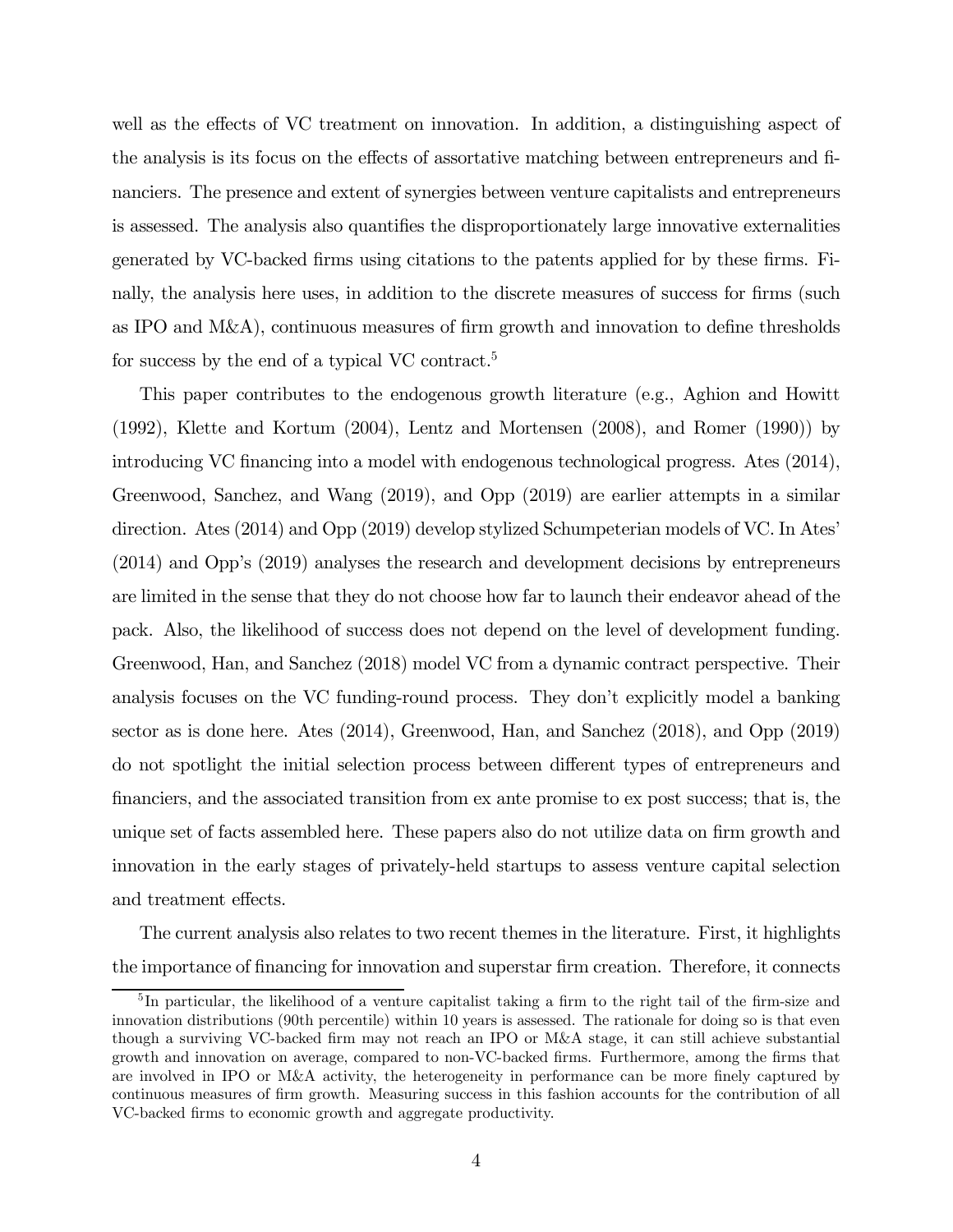well as the effects of VC treatment on innovation. In addition, a distinguishing aspect of the analysis is its focus on the effects of assortative matching between entrepreneurs and financiers. The presence and extent of synergies between venture capitalists and entrepreneurs is assessed. The analysis also quantifies the disproportionately large innovative externalities generated by VC-backed firms using citations to the patents applied for by these firms. Finally, the analysis here uses, in addition to the discrete measures of success for firms (such as IPO and M&A), continuous measures of firm growth and innovation to define thresholds for success by the end of a typical VC contract.[5]

This paper contributes to the endogenous growth literature (e.g., Aghion and Howitt (1992), Klette and Kortum (2004), Lentz and Mortensen (2008), and Romer (1990)) by introducing VC financing into a model with endogenous technological progress. Ates (2014), Greenwood, Sanchez, and Wang (2019), and Opp (2019) are earlier attempts in a similar direction. Ates (2014) and Opp (2019) develop stylized Schumpeterian models of VC. In Ates' (2014) and Opp's (2019) analyses the research and development decisions by entrepreneurs are limited in the sense that they do not choose how far to launch their endeavor ahead of the pack. Also, the likelihood of success does not depend on the level of development funding. Greenwood, Han, and Sanchez (2018) model VC from a dynamic contract perspective. Their analysis focuses on the VC funding-round process. They don't explicitly model a banking sector as is done here. Ates (2014), Greenwood, Han, and Sanchez (2018), and Opp (2019) do not spotlight the initial selection process between different types of entrepreneurs and financiers, and the associated transition from ex ante promise to ex post success; that is, the unique set of facts assembled here. These papers also do not utilize data on firm growth and innovation in the early stages of privately-held startups to assess venture capital selection and treatment effects.

The current analysis also relates to two recent themes in the literature. First, it highlights the importance of financing for innovation and superstar firm creation. Therefore, it connects

[5] In particular, the likelihood of a venture capitalist taking a firm to the right tail of the firm-size and innovation distributions (90th percentile) within 10 years is assessed. The rationale for doing so is that even though a surviving VC-backed firm may not reach an IPO or M&A stage, it can still achieve substantial growth and innovation on average, compared to non-VC-backed firms. Furthermore, among the firms that are involved in IPO or M&A activity, the heterogeneity in performance can be more finely captured by continuous measures of firm growth. Measuring success in this fashion accounts for the contribution of all VC-backed firms to economic growth and aggregate productivity.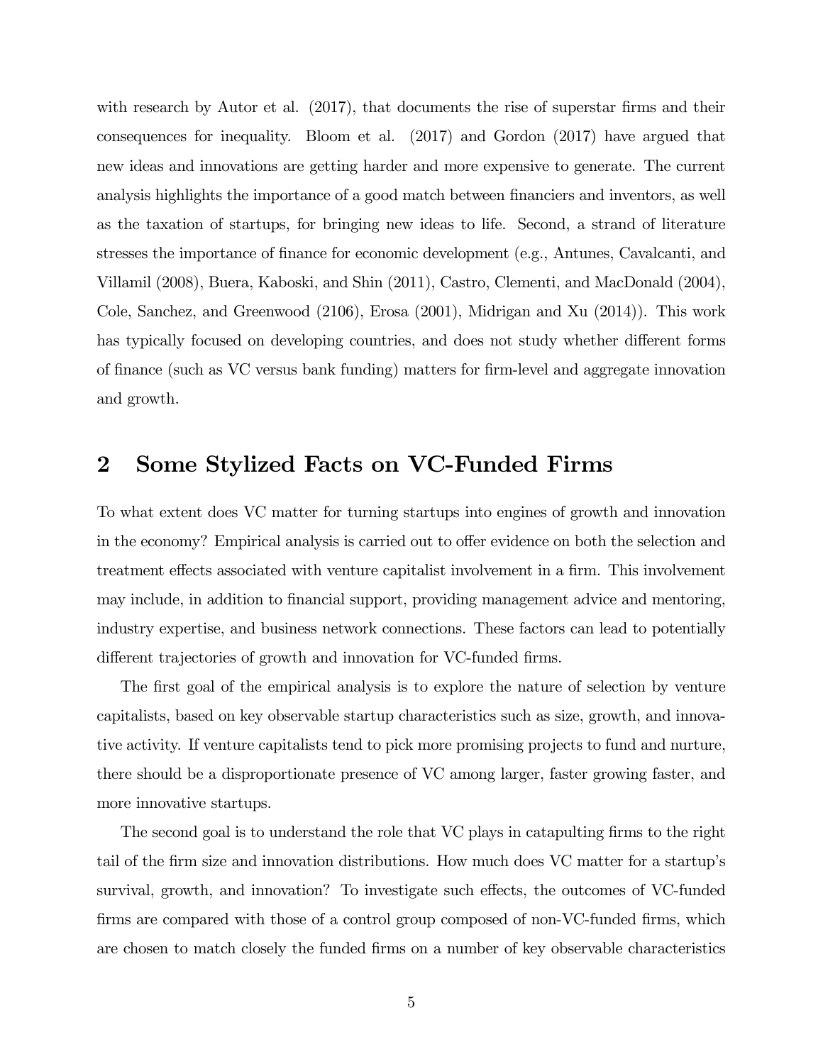with research by Autor et al. (2017), that documents the rise of superstar firms and their consequences for inequality. Bloom et al. (2017) and Gordon (2017) have argued that new ideas and innovations are getting harder and more expensive to generate. The current analysis highlights the importance of a good match between financiers and inventors, as well as the taxation of startups, for bringing new ideas to life. Second, a strand of literature stresses the importance of finance for economic development (e.g., Antunes, Cavalcanti, and Villamil (2008), Buera, Kaboski, and Shin (2011), Castro, Clementi, and MacDonald (2004), Cole, Sanchez, and Greenwood (2106), Erosa (2001), Midrigan and Xu (2014)). This work has typically focused on developing countries, and does not study whether different forms of finance (such as VC versus bank funding) matters for firm-level and aggregate innovation and growth.

## 2 Some Stylized Facts on VC-Funded Firms

To what extent does VC matter for turning startups into engines of growth and innovation in the economy? Empirical analysis is carried out to offer evidence on both the selection and treatment effects associated with venture capitalist involvement in a firm. This involvement may include, in addition to financial support, providing management advice and mentoring, industry expertise, and business network connections. These factors can lead to potentially different trajectories of growth and innovation for VC-funded firms.

The first goal of the empirical analysis is to explore the nature of selection by venture capitalists, based on key observable startup characteristics such as size, growth, and innovative activity. If venture capitalists tend to pick more promising projects to fund and nurture, there should be a disproportionate presence of VC among larger, faster growing faster, and more innovative startups.

The second goal is to understand the role that VC plays in catapulting firms to the right tail of the firm size and innovation distributions. How much does VC matter for a startup's survival, growth, and innovation? To investigate such effects, the outcomes of VC-funded firms are compared with those of a control group composed of non-VC-funded firms, which are chosen to match closely the funded firms on a number of key observable characteristics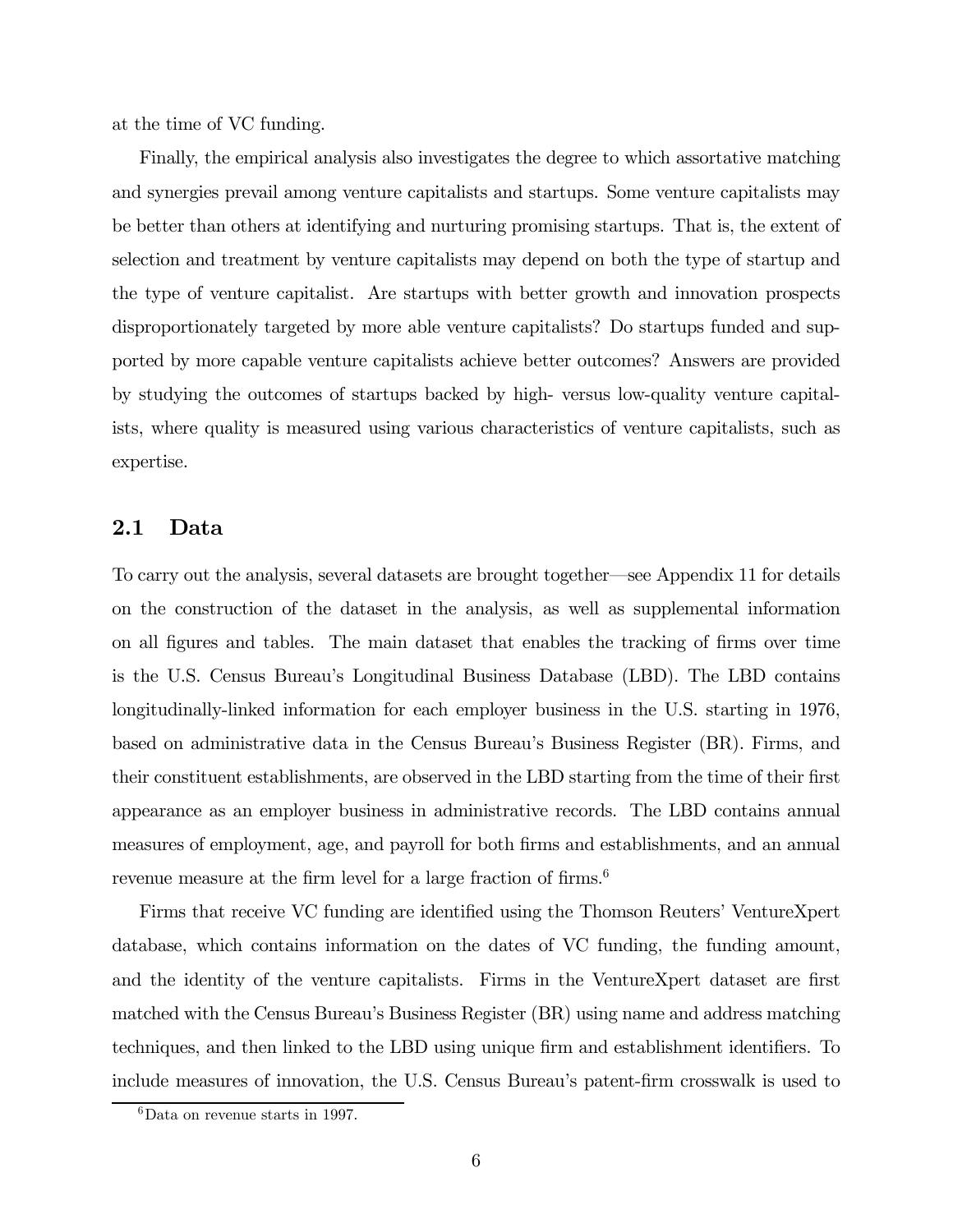at the time of VC funding.

Finally, the empirical analysis also investigates the degree to which assortative matching and synergies prevail among venture capitalists and startups. Some venture capitalists may be better than others at identifying and nurturing promising startups. That is, the extent of selection and treatment by venture capitalists may depend on both the type of startup and the type of venture capitalist. Are startups with better growth and innovation prospects disproportionately targeted by more able venture capitalists? Do startups funded and supported by more capable venture capitalists achieve better outcomes? Answers are provided by studying the outcomes of startups backed by high- versus low-quality venture capitalists, where quality is measured using various characteristics of venture capitalists, such as expertise.

## 2.1 Data

To carry out the analysis, several datasets are brought together—see Appendix 11 for details on the construction of the dataset in the analysis, as well as supplemental information on all figures and tables. The main dataset that enables the tracking of firms over time is the U.S. Census Bureau's Longitudinal Business Database (LBD). The LBD contains longitudinally-linked information for each employer business in the U.S. starting in 1976, based on administrative data in the Census Bureau's Business Register (BR). Firms, and their constituent establishments, are observed in the LBD starting from the time of their first appearance as an employer business in administrative records. The LBD contains annual measures of employment, age, and payroll for both firms and establishments, and an annual revenue measure at the firm level for a large fraction of firms.[6]

Firms that receive VC funding are identified using the Thomson Reuters' VentureXpert database, which contains information on the dates of VC funding, the funding amount, and the identity of the venture capitalists. Firms in the VentureXpert dataset are first matched with the Census Bureau's Business Register (BR) using name and address matching techniques, and then linked to the LBD using unique firm and establishment identifiers. To include measures of innovation, the U.S. Census Bureau's patent-firm crosswalk is used to

[6] Data on revenue starts in 1997.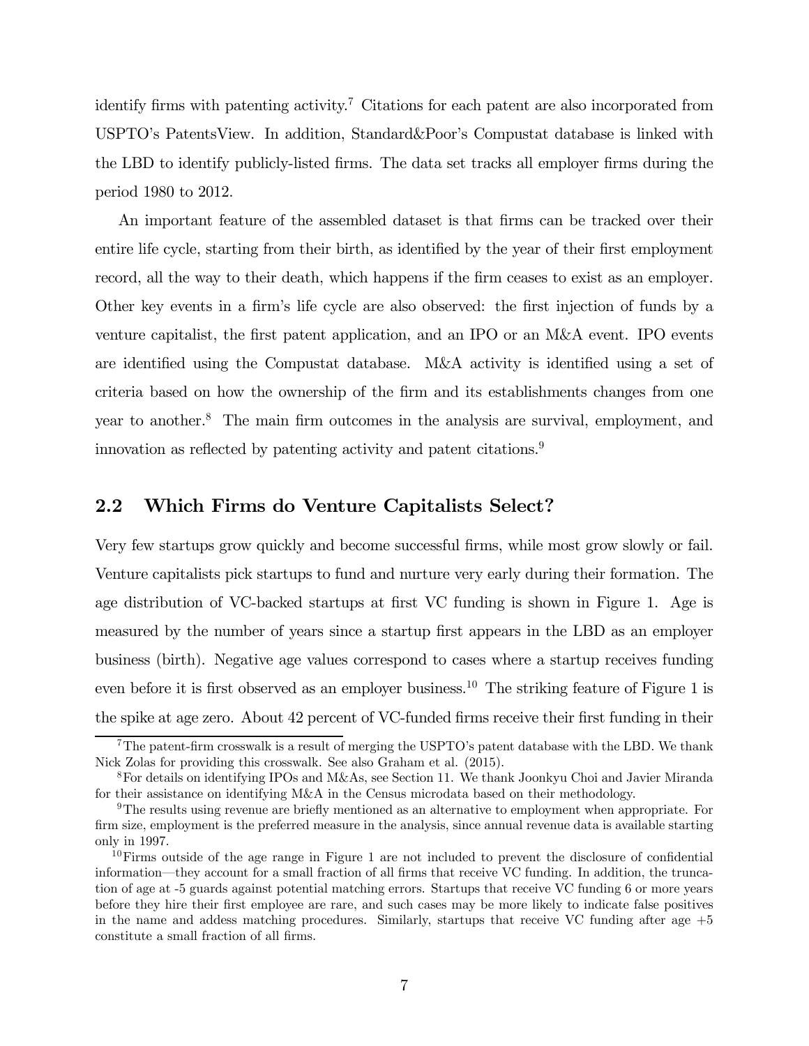identify firms with patenting activity.[7] Citations for each patent are also incorporated from USPTO's PatentsView. In addition, Standard&Poor's Compustat database is linked with the LBD to identify publicly-listed firms. The data set tracks all employer firms during the period 1980 to 2012.

An important feature of the assembled dataset is that firms can be tracked over their entire life cycle, starting from their birth, as identified by the year of their first employment record, all the way to their death, which happens if the firm ceases to exist as an employer. Other key events in a firm's life cycle are also observed: the first injection of funds by a venture capitalist, the first patent application, and an IPO or an M&A event. IPO events are identified using the Compustat database. M&A activity is identified using a set of criteria based on how the ownership of the firm and its establishments changes from one year to another.[8] The main firm outcomes in the analysis are survival, employment, and innovation as reflected by patenting activity and patent citations.[9]

## 2.2 Which Firms do Venture Capitalists Select?

Very few startups grow quickly and become successful firms, while most grow slowly or fail. Venture capitalists pick startups to fund and nurture very early during their formation. The age distribution of VC-backed startups at first VC funding is shown in Figure 1. Age is measured by the number of years since a startup first appears in the LBD as an employer business (birth). Negative age values correspond to cases where a startup receives funding even before it is first observed as an employer business.[10] The striking feature of Figure 1 is the spike at age zero. About 42 percent of VC-funded firms receive their first funding in their

---

[7] The patent-firm crosswalk is a result of merging the USPTO's patent database with the LBD. We thank Nick Zolas for providing this crosswalk. See also Graham et al. (2015).

[8] For details on identifying IPOs and M&As, see Section 11. We thank Joonkyu Choi and Javier Miranda for their assistance on identifying M&A in the Census microdata based on their methodology.

[9] The results using revenue are briefly mentioned as an alternative to employment when appropriate. For firm size, employment is the preferred measure in the analysis, since annual revenue data is available starting only in 1997.

[10] Firms outside of the age range in Figure 1 are not included to prevent the disclosure of confidential information—they account for a small fraction of all firms that receive VC funding. In addition, the truncation of age at -5 guards against potential matching errors. Startups that receive VC funding 6 or more years before they hire their first employee are rare, and such cases may be more likely to indicate false positives in the name and addess matching procedures. Similarly, startups that receive VC funding after age +5 constitute a small fraction of all firms.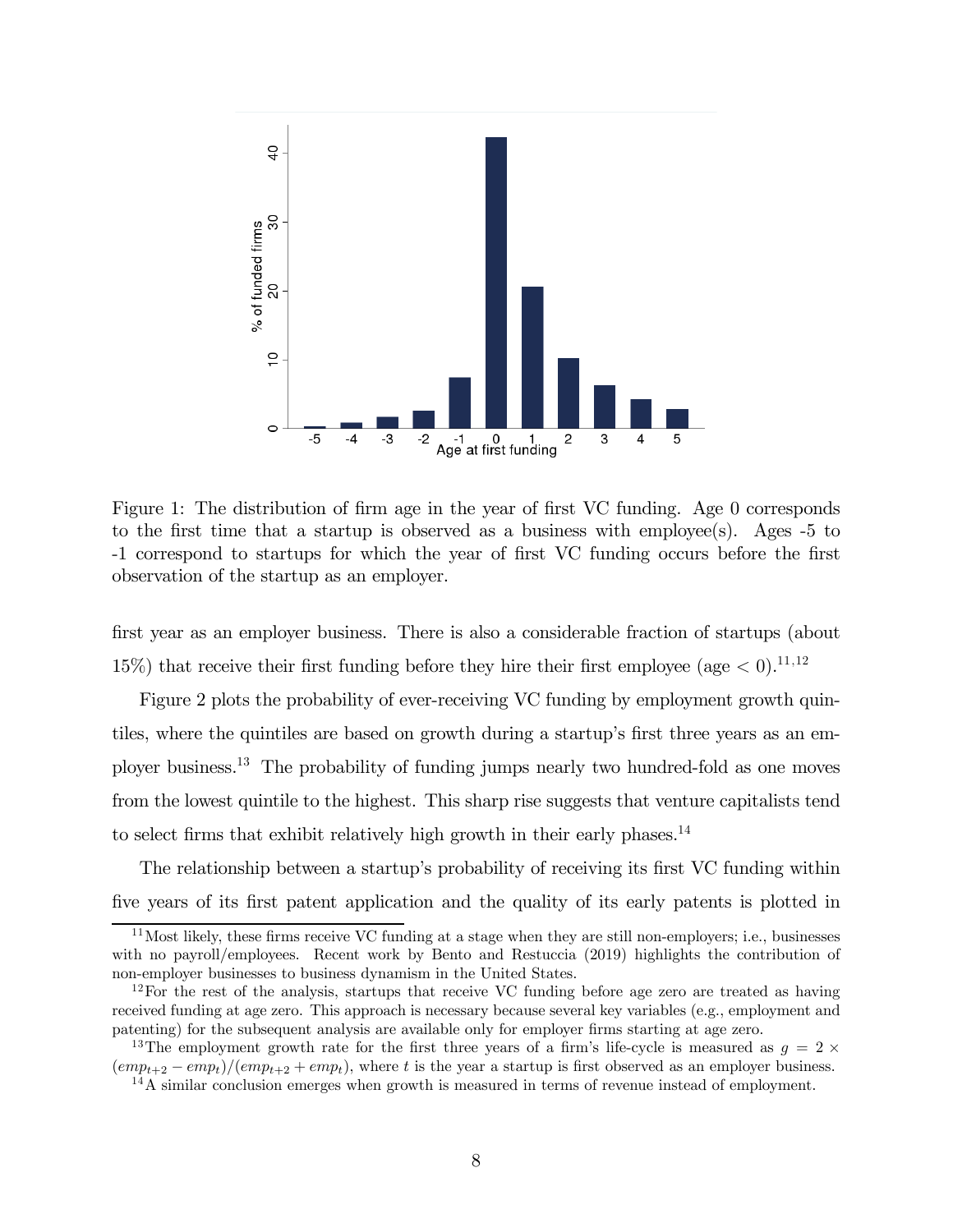Figure 1: The distribution of firm age in the year of first VC funding. Age 0 corresponds to the first time that a startup is observed as a business with employee(s). Ages -5 to -1 correspond to startups for which the year of first VC funding occurs before the first observation of the startup as an employer.

first year as an employer business. There is also a considerable fraction of startups (about 15%) that receive their first funding before they hire their first employee (age < 0).[11,12]

Figure 2 plots the probability of ever-receiving VC funding by employment growth quintiles, where the quintiles are based on growth during a startup's first three years as an employer business.[13] The probability of funding jumps nearly two hundred-fold as one moves from the lowest quintile to the highest. This sharp rise suggests that venture capitalists tend to select firms that exhibit relatively high growth in their early phases.[14]

The relationship between a startup's probability of receiving its first VC funding within five years of its first patent application and the quality of its early patents is plotted in

[11] Most likely, these firms receive VC funding at a stage when they are still non-employers; i.e., businesses with no payroll/employees. Recent work by Bento and Restuccia (2019) highlights the contribution of non-employer businesses to business dynamism in the United States.

[12] For the rest of the analysis, startups that receive VC funding before age zero are treated as having received funding at age zero. This approach is necessary because several key variables (e.g., employment and patenting) for the subsequent analysis are available only for employer firms starting at age zero.

[13] The employment growth rate for the first three years of a firm's life-cycle is measured as $g = 2 \times (emp_{t+2} - emp_t)/(emp_{t+2} + emp_t)$, where $t$ is the year a startup is first observed as an employer business.

[14] A similar conclusion emerges when growth is measured in terms of revenue instead of employment.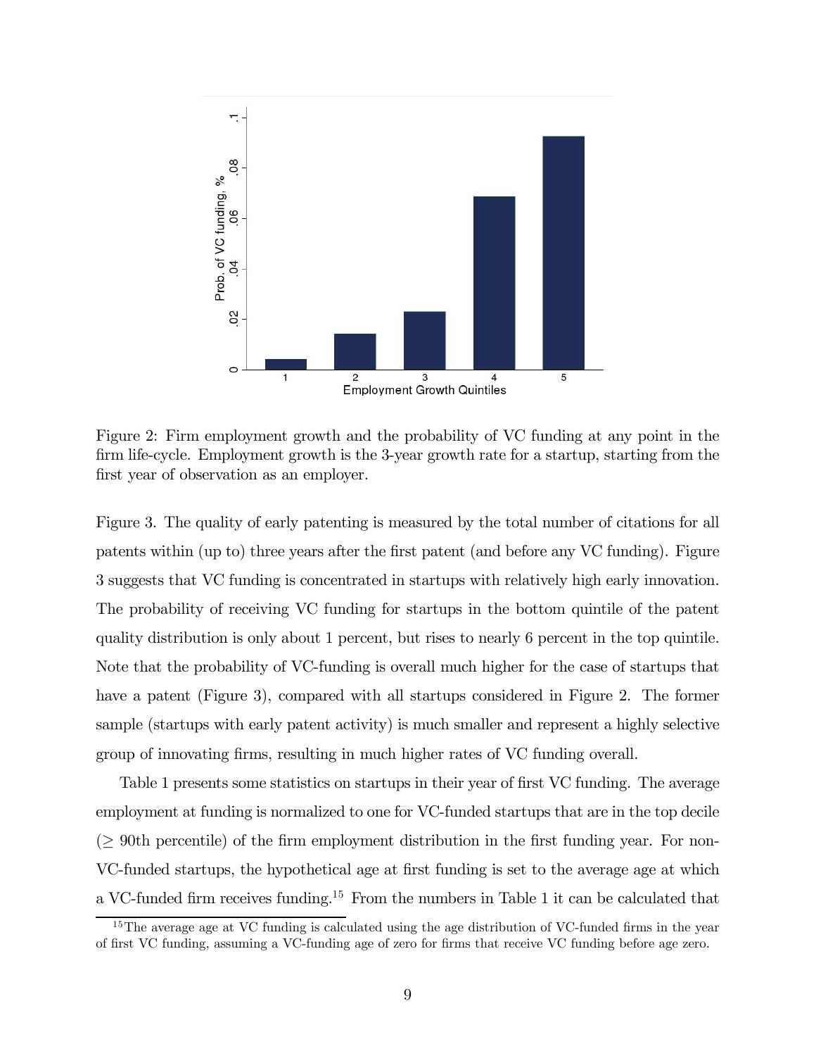Figure 2: Firm employment growth and the probability of VC funding at any point in the firm life-cycle. Employment growth is the 3-year growth rate for a startup, starting from the first year of observation as an employer.

Figure 3. The quality of early patenting is measured by the total number of citations for all patents within (up to) three years after the first patent (and before any VC funding). Figure 3 suggests that VC funding is concentrated in startups with relatively high early innovation. The probability of receiving VC funding for startups in the bottom quintile of the patent quality distribution is only about 1 percent, but rises to nearly 6 percent in the top quintile. Note that the probability of VC-funding is overall much higher for the case of startups that have a patent (Figure 3), compared with all startups considered in Figure 2. The former sample (startups with early patent activity) is much smaller and represent a highly selective group of innovating firms, resulting in much higher rates of VC funding overall.

Table 1 presents some statistics on startups in their year of first VC funding. The average employment at funding is normalized to one for VC-funded startups that are in the top decile ($\geq$ 90th percentile) of the firm employment distribution in the first funding year. For non-VC-funded startups, the hypothetical age at first funding is set to the average age at which a VC-funded firm receives funding.[15] From the numbers in Table 1 it can be calculated that

[15] The average age at VC funding is calculated using the age distribution of VC-funded firms in the year of first VC funding, assuming a VC-funding age of zero for firms that receive VC funding before age zero.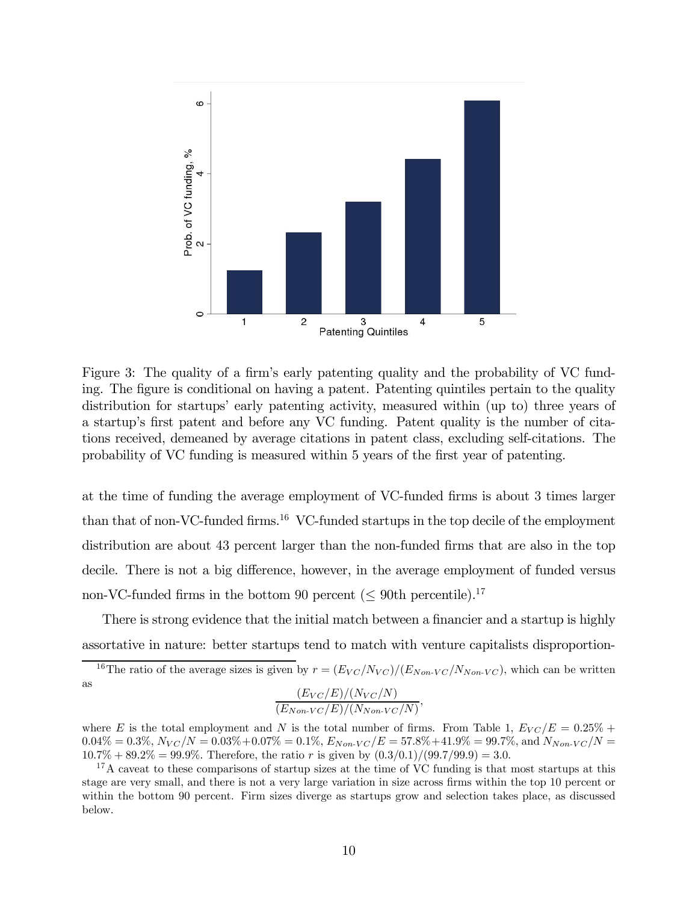Figure 3: The quality of a firm's early patenting quality and the probability of VC funding. The figure is conditional on having a patent. Patenting quintiles pertain to the quality distribution for startups' early patenting activity, measured within (up to) three years of a startup's first patent and before any VC funding. Patent quality is the number of citations received, demeaned by average citations in patent class, excluding self-citations. The probability of VC funding is measured within 5 years of the first year of patenting.

at the time of funding the average employment of VC-funded firms is about 3 times larger than that of non-VC-funded firms.[16] VC-funded startups in the top decile of the employment distribution are about 43 percent larger than the non-funded firms that are also in the top decile. There is not a big difference, however, in the average employment of funded versus non-VC-funded firms in the bottom 90 percent ($\leq$ 90th percentile).[17]

There is strong evidence that the initial match between a financier and a startup is highly assortative in nature: better startups tend to match with venture capitalists disproportion-

[16] The ratio of the average sizes is given by $r = (E_{VC}/N_{VC})/(E_{Non\text{-}VC}/N_{Non\text{-}VC})$, which can be written as

$$\frac{(E_{VC}/E)/(N_{VC}/N)}{(E_{Non\text{-}VC}/E)/(N_{Non\text{-}VC}/N)},$$

where $E$ is the total employment and $N$ is the total number of firms. From Table 1, $E_{VC}/E = 0.25\% + 0.04\% = 0.3\%$, $N_{VC}/N = 0.03\% + 0.07\% = 0.1\%$, $E_{Non\text{-}VC}/E = 57.8\% + 41.9\% = 99.7\%$, and $N_{Non\text{-}VC}/N = 10.7\% + 89.2\% = 99.9\%$. Therefore, the ratio $r$ is given by $(0.3/0.1)/(99.7/99.9) = 3.0$.

[17] A caveat to these comparisons of startup sizes at the time of VC funding is that most startups at this stage are very small, and there is not a very large variation in size across firms within the top 10 percent or within the bottom 90 percent. Firm sizes diverge as startups grow and selection takes place, as discussed below.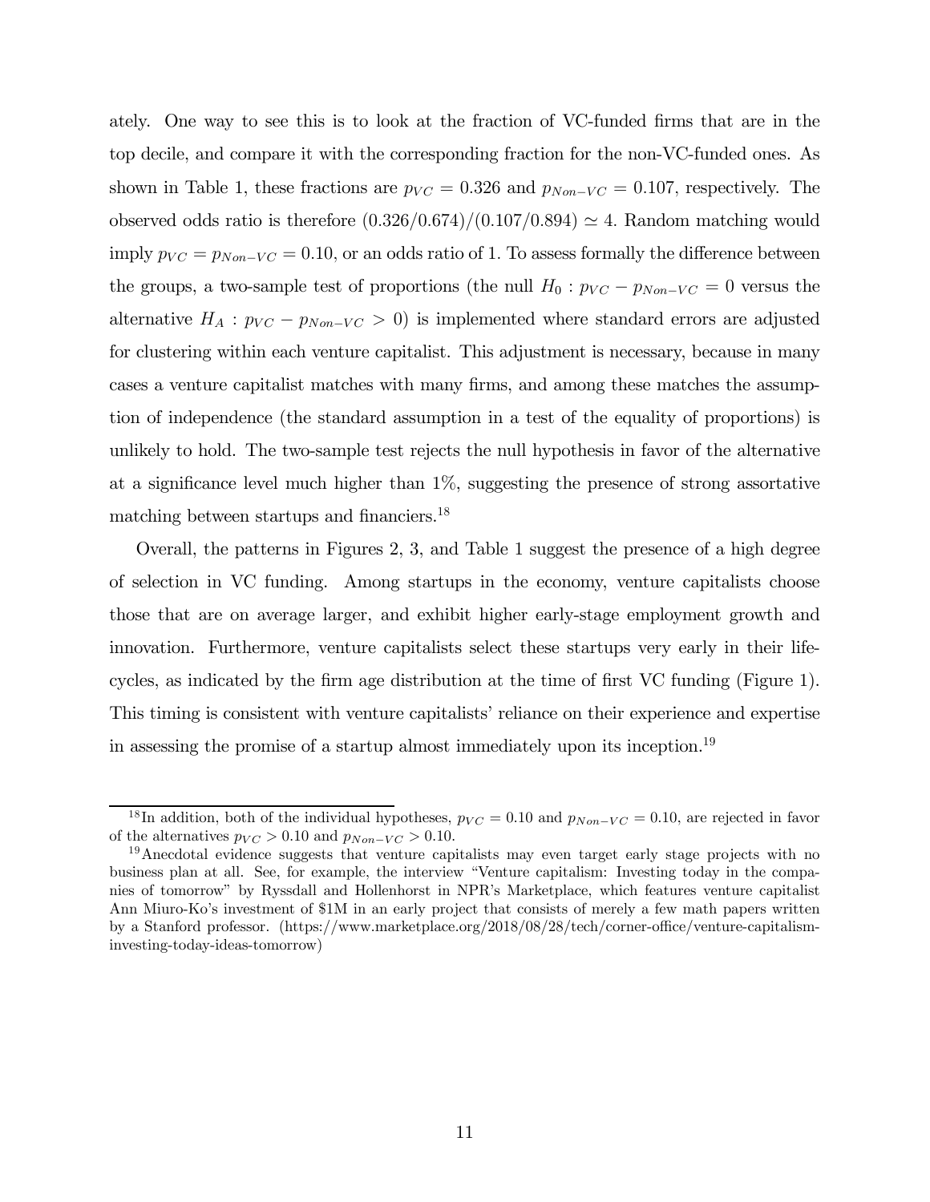ately. One way to see this is to look at the fraction of VC-funded firms that are in the top decile, and compare it with the corresponding fraction for the non-VC-funded ones. As shown in Table 1, these fractions are $p_{VC} = 0.326$ and $p_{Non-VC} = 0.107$, respectively. The observed odds ratio is therefore $(0.326/0.674)/(0.107/0.894) \simeq 4$. Random matching would imply $p_{VC} = p_{Non-VC} = 0.10$, or an odds ratio of 1. To assess formally the difference between the groups, a two-sample test of proportions (the null $H_0 : p_{VC} - p_{Non-VC} = 0$ versus the alternative $H_A : p_{VC} - p_{Non-VC} > 0$) is implemented where standard errors are adjusted for clustering within each venture capitalist. This adjustment is necessary, because in many cases a venture capitalist matches with many firms, and among these matches the assumption of independence (the standard assumption in a test of the equality of proportions) is unlikely to hold. The two-sample test rejects the null hypothesis in favor of the alternative at a significance level much higher than 1%, suggesting the presence of strong assortative matching between startups and financiers.[18]

Overall, the patterns in Figures 2, 3, and Table 1 suggest the presence of a high degree of selection in VC funding. Among startups in the economy, venture capitalists choose those that are on average larger, and exhibit higher early-stage employment growth and innovation. Furthermore, venture capitalists select these startups very early in their lifecycles, as indicated by the firm age distribution at the time of first VC funding (Figure 1). This timing is consistent with venture capitalists' reliance on their experience and expertise in assessing the promise of a startup almost immediately upon its inception.[19]

---

[18] In addition, both of the individual hypotheses, $p_{VC} = 0.10$ and $p_{Non-VC} = 0.10$, are rejected in favor of the alternatives $p_{VC} > 0.10$ and $p_{Non-VC} > 0.10$.

[19] Anecdotal evidence suggests that venture capitalists may even target early stage projects with no business plan at all. See, for example, the interview "Venture capitalism: Investing today in the companies of tomorrow" by Ryssdall and Hollenhorst in NPR's Marketplace, which features venture capitalist Ann Miuro-Ko's investment of $1M in an early project that consists of merely a few math papers written by a Stanford professor. (https://www.marketplace.org/2018/08/28/tech/corner-office/venture-capitalism-investing-today-ideas-tomorrow)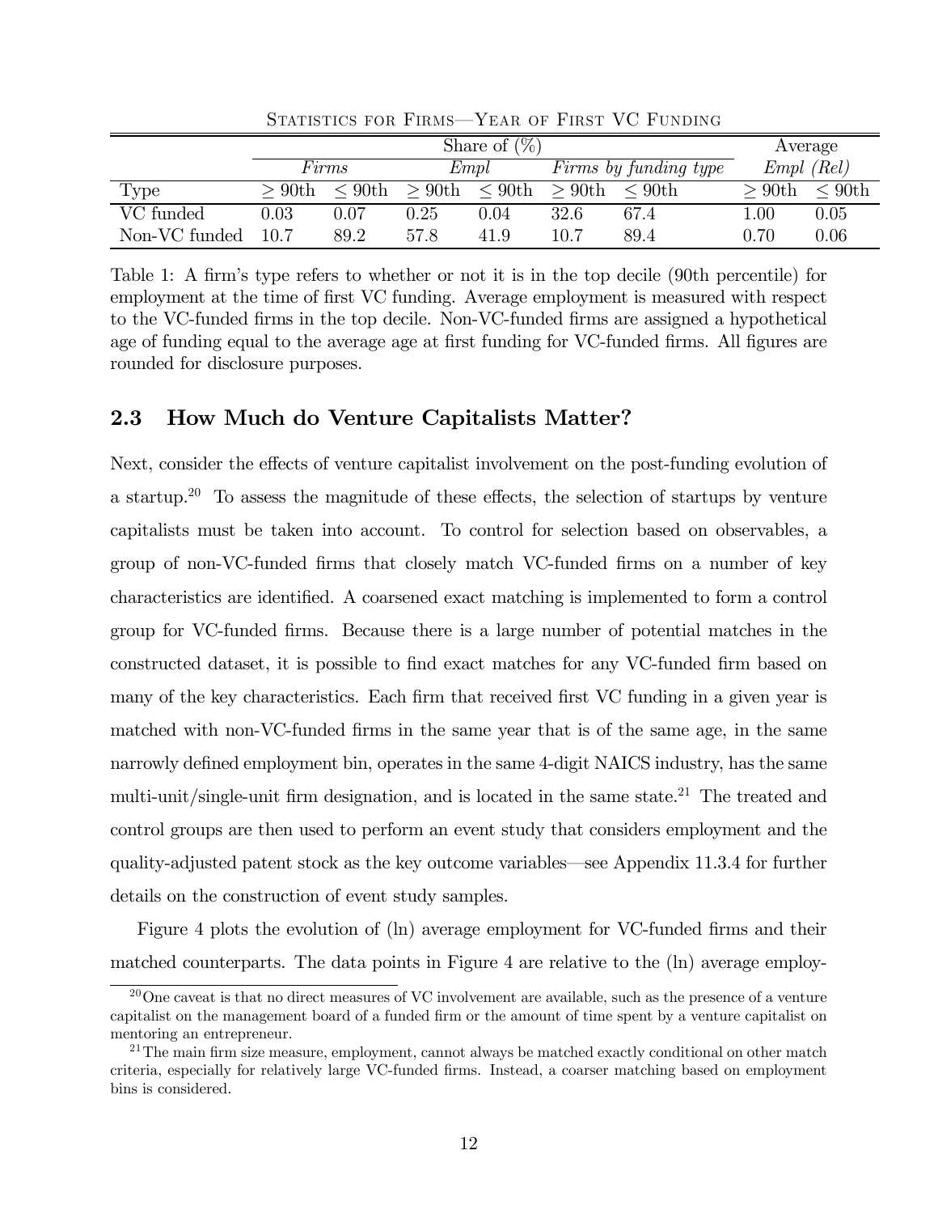Statistics for Firms—Year of First VC Funding

| | Share of (%) | | | | | | Average | |
|---|---|---|---|---|---|---|---|---|
| | *Firms* | | *Empl* | | *Firms by funding type* | | *Empl (Rel)* | |
| Type | $\geq$ 90th | $\leq$ 90th | $\geq$ 90th | $\leq$ 90th | $\geq$ 90th | $\leq$ 90th | $\geq$ 90th | $\leq$ 90th |
| VC funded | 0.03 | 0.07 | 0.25 | 0.04 | 32.6 | 67.4 | 1.00 | 0.05 |
| Non-VC funded | 10.7 | 89.2 | 57.8 | 41.9 | 10.7 | 89.4 | 0.70 | 0.06 |

Table 1: A firm's type refers to whether or not it is in the top decile (90th percentile) for employment at the time of first VC funding. Average employment is measured with respect to the VC-funded firms in the top decile. Non-VC-funded firms are assigned a hypothetical age of funding equal to the average age at first funding for VC-funded firms. All figures are rounded for disclosure purposes.

## 2.3 How Much do Venture Capitalists Matter?

Next, consider the effects of venture capitalist involvement on the post-funding evolution of a startup.[20] To assess the magnitude of these effects, the selection of startups by venture capitalists must be taken into account. To control for selection based on observables, a group of non-VC-funded firms that closely match VC-funded firms on a number of key characteristics are identified. A coarsened exact matching is implemented to form a control group for VC-funded firms. Because there is a large number of potential matches in the constructed dataset, it is possible to find exact matches for any VC-funded firm based on many of the key characteristics. Each firm that received first VC funding in a given year is matched with non-VC-funded firms in the same year that is of the same age, in the same narrowly defined employment bin, operates in the same 4-digit NAICS industry, has the same multi-unit/single-unit firm designation, and is located in the same state.[21] The treated and control groups are then used to perform an event study that considers employment and the quality-adjusted patent stock as the key outcome variables—see Appendix 11.3.4 for further details on the construction of event study samples.

Figure 4 plots the evolution of (ln) average employment for VC-funded firms and their matched counterparts. The data points in Figure 4 are relative to the (ln) average employ-

[20] One caveat is that no direct measures of VC involvement are available, such as the presence of a venture capitalist on the management board of a funded firm or the amount of time spent by a venture capitalist on mentoring an entrepreneur.

[21] The main firm size measure, employment, cannot always be matched exactly conditional on other match criteria, especially for relatively large VC-funded firms. Instead, a coarser matching based on employment bins is considered.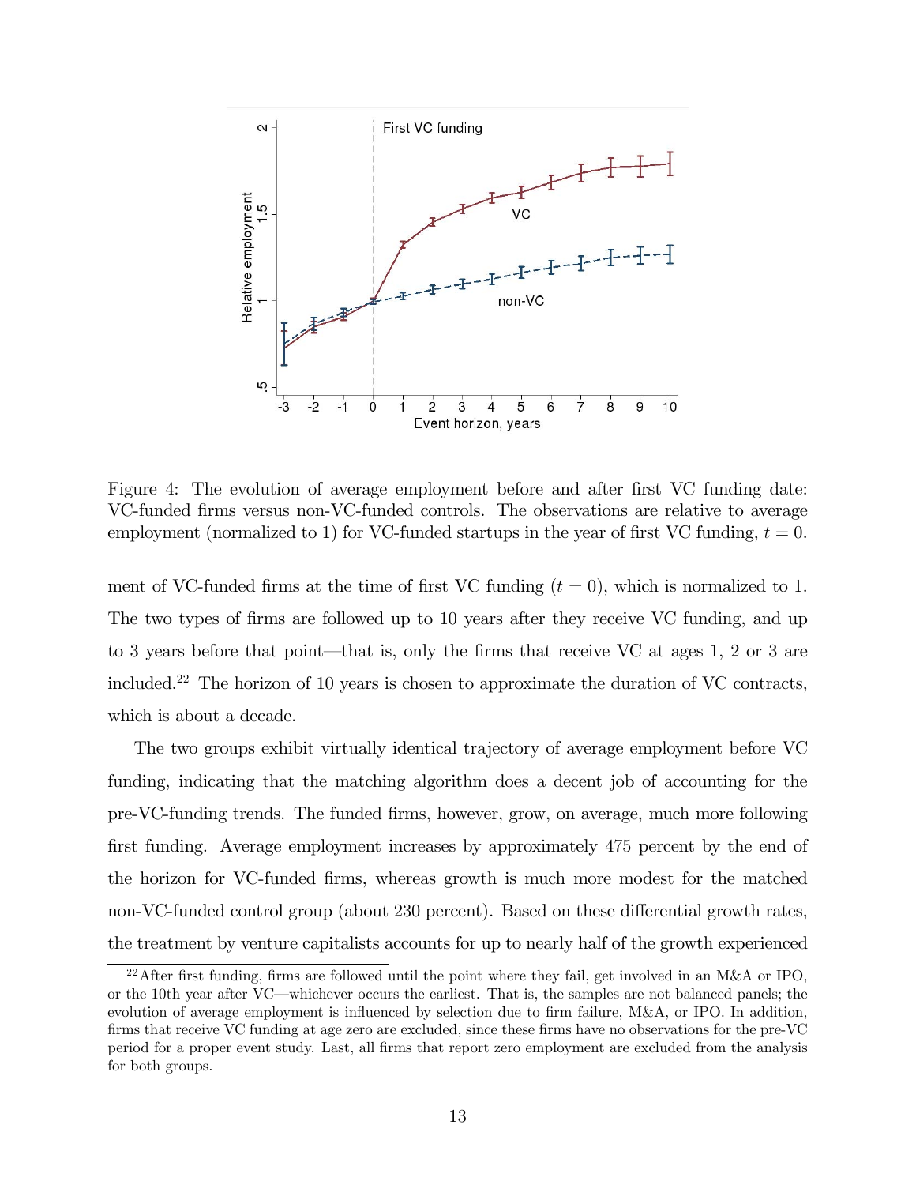Figure 4: The evolution of average employment before and after first VC funding date: VC-funded firms versus non-VC-funded controls. The observations are relative to average employment (normalized to 1) for VC-funded startups in the year of first VC funding, $t = 0$.

ment of VC-funded firms at the time of first VC funding ($t = 0$), which is normalized to 1. The two types of firms are followed up to 10 years after they receive VC funding, and up to 3 years before that point—that is, only the firms that receive VC at ages 1, 2 or 3 are included.[22] The horizon of 10 years is chosen to approximate the duration of VC contracts, which is about a decade.

The two groups exhibit virtually identical trajectory of average employment before VC funding, indicating that the matching algorithm does a decent job of accounting for the pre-VC-funding trends. The funded firms, however, grow, on average, much more following first funding. Average employment increases by approximately 475 percent by the end of the horizon for VC-funded firms, whereas growth is much more modest for the matched non-VC-funded control group (about 230 percent). Based on these differential growth rates, the treatment by venture capitalists accounts for up to nearly half of the growth experienced

[22] After first funding, firms are followed until the point where they fail, get involved in an M&A or IPO, or the 10th year after VC—whichever occurs the earliest. That is, the samples are not balanced panels; the evolution of average employment is influenced by selection due to firm failure, M&A, or IPO. In addition, firms that receive VC funding at age zero are excluded, since these firms have no observations for the pre-VC period for a proper event study. Last, all firms that report zero employment are excluded from the analysis for both groups.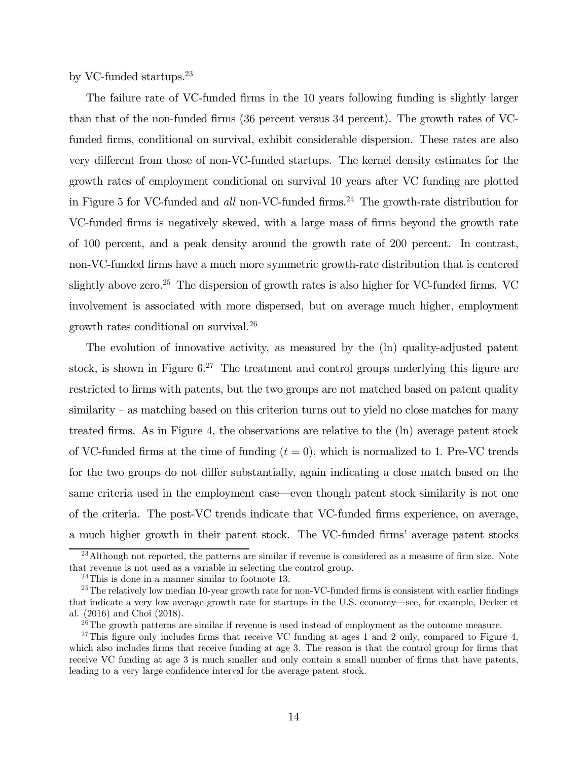by VC-funded startups.[23]

The failure rate of VC-funded firms in the 10 years following funding is slightly larger than that of the non-funded firms (36 percent versus 34 percent). The growth rates of VC-funded firms, conditional on survival, exhibit considerable dispersion. These rates are also very different from those of non-VC-funded startups. The kernel density estimates for the growth rates of employment conditional on survival 10 years after VC funding are plotted in Figure 5 for VC-funded and *all* non-VC-funded firms.[24] The growth-rate distribution for VC-funded firms is negatively skewed, with a large mass of firms beyond the growth rate of 100 percent, and a peak density around the growth rate of 200 percent. In contrast, non-VC-funded firms have a much more symmetric growth-rate distribution that is centered slightly above zero.[25] The dispersion of growth rates is also higher for VC-funded firms. VC involvement is associated with more dispersed, but on average much higher, employment growth rates conditional on survival.[26]

The evolution of innovative activity, as measured by the (ln) quality-adjusted patent stock, is shown in Figure 6.[27] The treatment and control groups underlying this figure are restricted to firms with patents, but the two groups are not matched based on patent quality similarity – as matching based on this criterion turns out to yield no close matches for many treated firms. As in Figure 4, the observations are relative to the (ln) average patent stock of VC-funded firms at the time of funding ($t = 0$), which is normalized to 1. Pre-VC trends for the two groups do not differ substantially, again indicating a close match based on the same criteria used in the employment case—even though patent stock similarity is not one of the criteria. The post-VC trends indicate that VC-funded firms experience, on average, a much higher growth in their patent stock. The VC-funded firms' average patent stocks

[23] Although not reported, the patterns are similar if revenue is considered as a measure of firm size. Note that revenue is not used as a variable in selecting the control group.

[24] This is done in a manner similar to footnote 13.

[25] The relatively low median 10-year growth rate for non-VC-funded firms is consistent with earlier findings that indicate a very low average growth rate for startups in the U.S. economy—see, for example, Decker et al. (2016) and Choi (2018).

[26] The growth patterns are similar if revenue is used instead of employment as the outcome measure.

[27] This figure only includes firms that receive VC funding at ages 1 and 2 only, compared to Figure 4, which also includes firms that receive funding at age 3. The reason is that the control group for firms that receive VC funding at age 3 is much smaller and only contain a small number of firms that have patents, leading to a very large confidence interval for the average patent stock.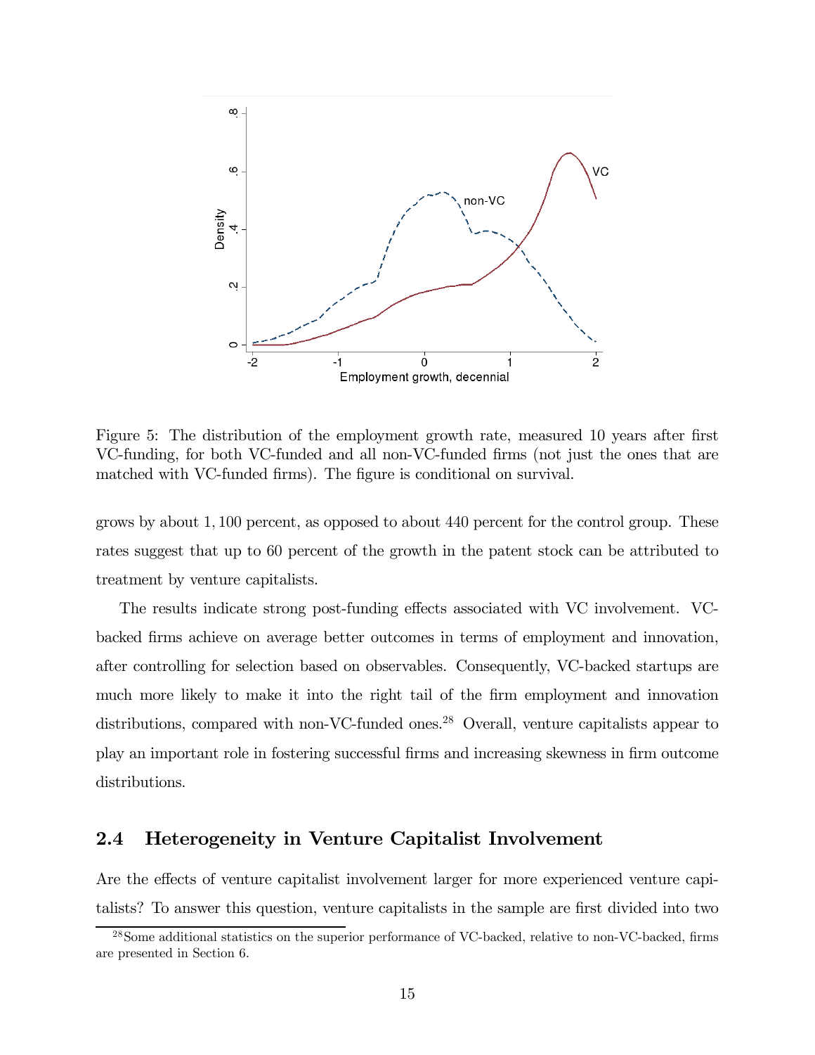Figure 5: The distribution of the employment growth rate, measured 10 years after first VC-funding, for both VC-funded and all non-VC-funded firms (not just the ones that are matched with VC-funded firms). The figure is conditional on survival.

grows by about 1,100 percent, as opposed to about 440 percent for the control group. These rates suggest that up to 60 percent of the growth in the patent stock can be attributed to treatment by venture capitalists.

The results indicate strong post-funding effects associated with VC involvement. VC-backed firms achieve on average better outcomes in terms of employment and innovation, after controlling for selection based on observables. Consequently, VC-backed startups are much more likely to make it into the right tail of the firm employment and innovation distributions, compared with non-VC-funded ones.[28] Overall, venture capitalists appear to play an important role in fostering successful firms and increasing skewness in firm outcome distributions.

## 2.4 Heterogeneity in Venture Capitalist Involvement

Are the effects of venture capitalist involvement larger for more experienced venture capitalists? To answer this question, venture capitalists in the sample are first divided into two

[28] Some additional statistics on the superior performance of VC-backed, relative to non-VC-backed, firms are presented in Section 6.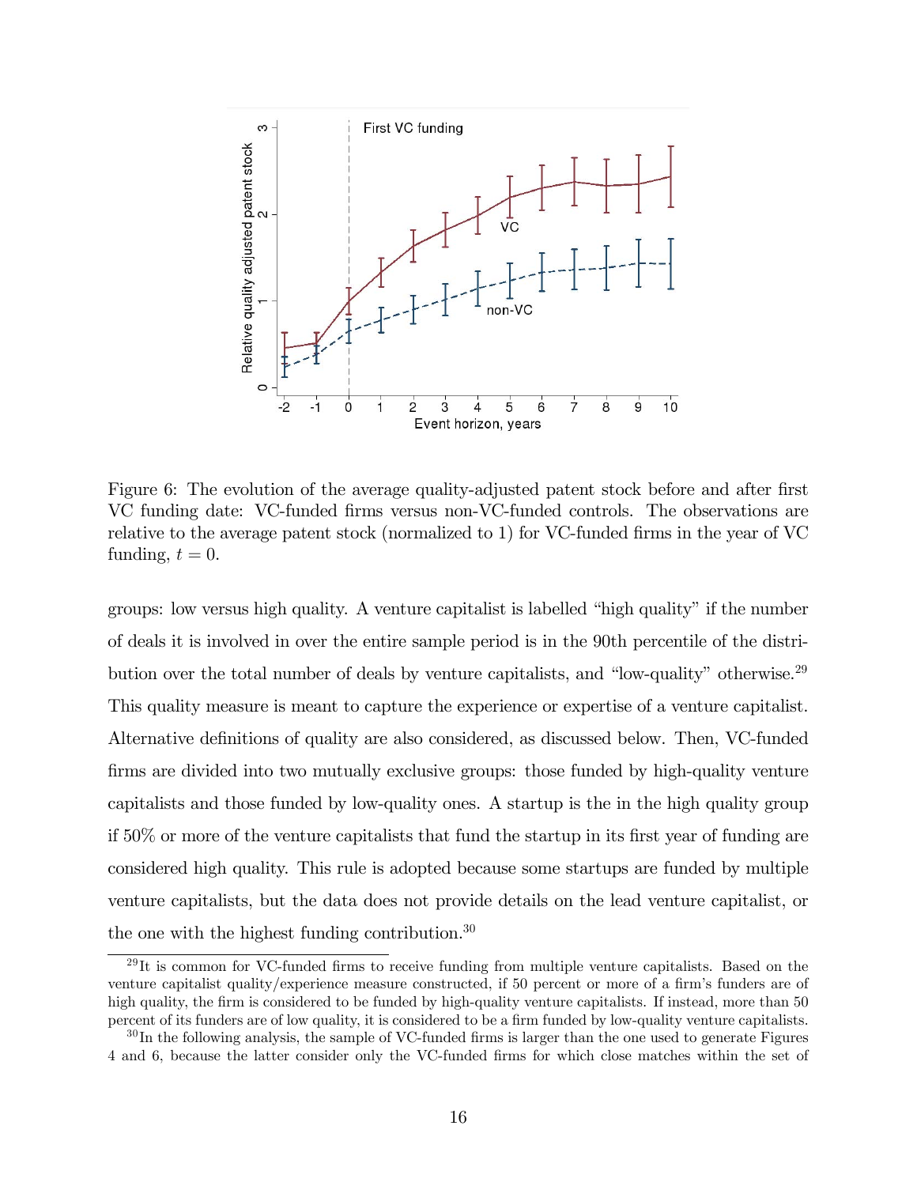Figure 6: The evolution of the average quality-adjusted patent stock before and after first VC funding date: VC-funded firms versus non-VC-funded controls. The observations are relative to the average patent stock (normalized to 1) for VC-funded firms in the year of VC funding, $t = 0$.

groups: low versus high quality. A venture capitalist is labelled "high quality" if the number of deals it is involved in over the entire sample period is in the 90th percentile of the distribution over the total number of deals by venture capitalists, and "low-quality" otherwise.[29] This quality measure is meant to capture the experience or expertise of a venture capitalist. Alternative definitions of quality are also considered, as discussed below. Then, VC-funded firms are divided into two mutually exclusive groups: those funded by high-quality venture capitalists and those funded by low-quality ones. A startup is the in the high quality group if 50% or more of the venture capitalists that fund the startup in its first year of funding are considered high quality. This rule is adopted because some startups are funded by multiple venture capitalists, but the data does not provide details on the lead venture capitalist, or the one with the highest funding contribution.[30]

[29] It is common for VC-funded firms to receive funding from multiple venture capitalists. Based on the venture capitalist quality/experience measure constructed, if 50 percent or more of a firm's funders are of high quality, the firm is considered to be funded by high-quality venture capitalists. If instead, more than 50 percent of its funders are of low quality, it is considered to be a firm funded by low-quality venture capitalists.

[30] In the following analysis, the sample of VC-funded firms is larger than the one used to generate Figures 4 and 6, because the latter consider only the VC-funded firms for which close matches within the set of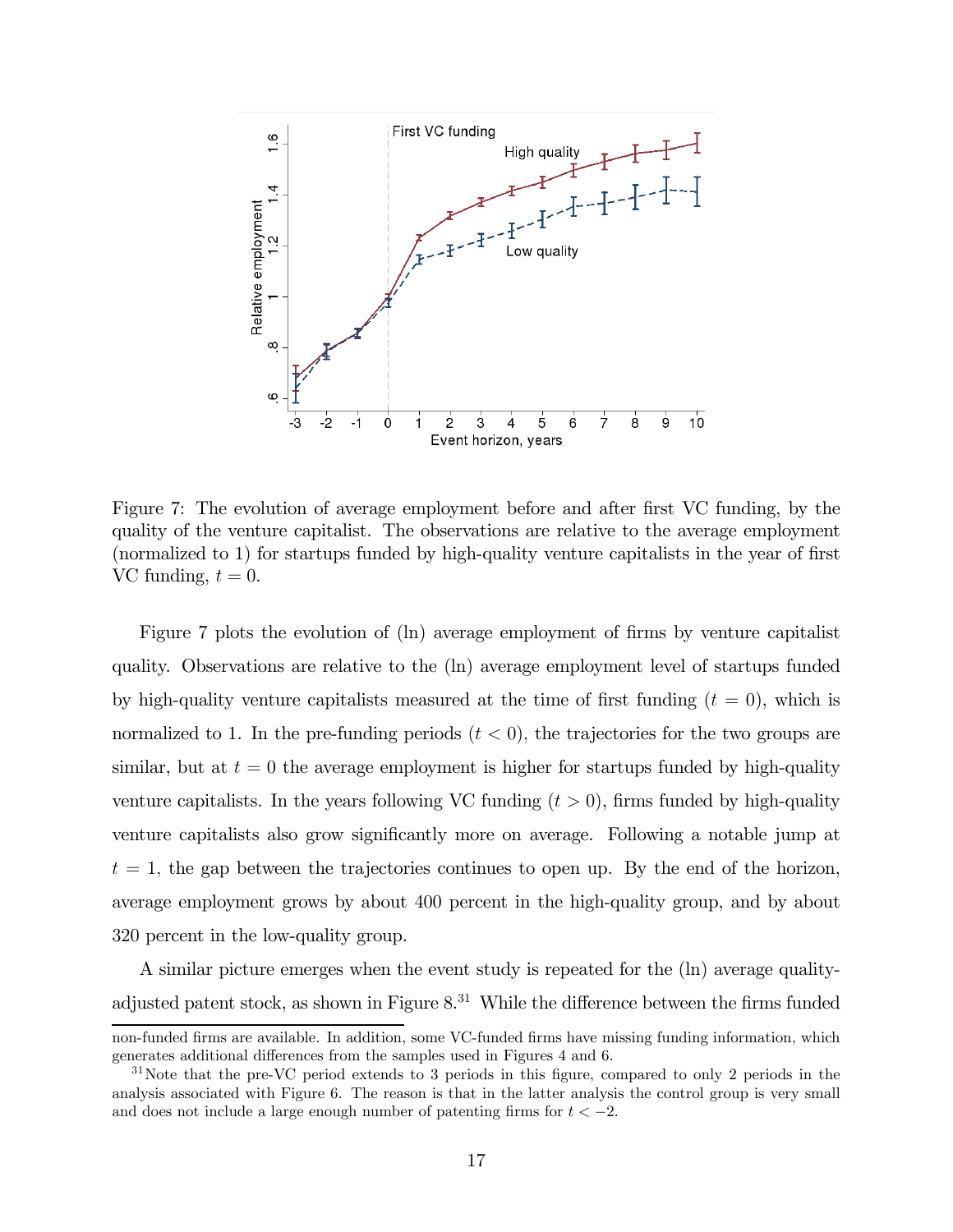Figure 7: The evolution of average employment before and after first VC funding, by the quality of the venture capitalist. The observations are relative to the average employment (normalized to 1) for startups funded by high-quality venture capitalists in the year of first VC funding, $t = 0$.

Figure 7 plots the evolution of (ln) average employment of firms by venture capitalist quality. Observations are relative to the (ln) average employment level of startups funded by high-quality venture capitalists measured at the time of first funding ($t = 0$), which is normalized to 1. In the pre-funding periods ($t < 0$), the trajectories for the two groups are similar, but at $t = 0$ the average employment is higher for startups funded by high-quality venture capitalists. In the years following VC funding ($t > 0$), firms funded by high-quality venture capitalists also grow significantly more on average. Following a notable jump at $t = 1$, the gap between the trajectories continues to open up. By the end of the horizon, average employment grows by about 400 percent in the high-quality group, and by about 320 percent in the low-quality group.

A similar picture emerges when the event study is repeated for the (ln) average quality-adjusted patent stock, as shown in Figure 8.[31] While the difference between the firms funded

non-funded firms are available. In addition, some VC-funded firms have missing funding information, which generates additional differences from the samples used in Figures 4 and 6.

[31] Note that the pre-VC period extends to 3 periods in this figure, compared to only 2 periods in the analysis associated with Figure 6. The reason is that in the latter analysis the control group is very small and does not include a large enough number of patenting firms for $t < -2$.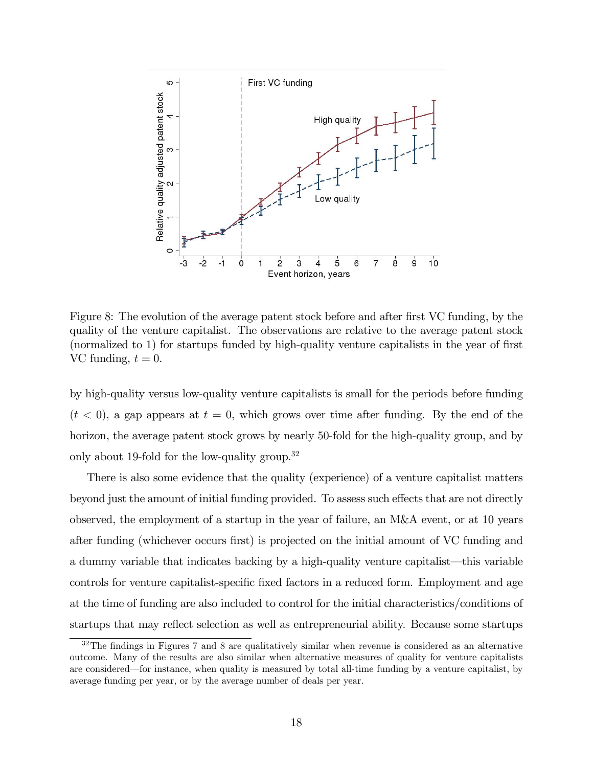Figure 8: The evolution of the average patent stock before and after first VC funding, by the quality of the venture capitalist. The observations are relative to the average patent stock (normalized to 1) for startups funded by high-quality venture capitalists in the year of first VC funding, $t = 0$.

by high-quality versus low-quality venture capitalists is small for the periods before funding ($t < 0$), a gap appears at $t = 0$, which grows over time after funding. By the end of the horizon, the average patent stock grows by nearly 50-fold for the high-quality group, and by only about 19-fold for the low-quality group.[32]

There is also some evidence that the quality (experience) of a venture capitalist matters beyond just the amount of initial funding provided. To assess such effects that are not directly observed, the employment of a startup in the year of failure, an M&A event, or at 10 years after funding (whichever occurs first) is projected on the initial amount of VC funding and a dummy variable that indicates backing by a high-quality venture capitalist—this variable controls for venture capitalist-specific fixed factors in a reduced form. Employment and age at the time of funding are also included to control for the initial characteristics/conditions of startups that may reflect selection as well as entrepreneurial ability. Because some startups

[32] The findings in Figures 7 and 8 are qualitatively similar when revenue is considered as an alternative outcome. Many of the results are also similar when alternative measures of quality for venture capitalists are considered—for instance, when quality is measured by total all-time funding by a venture capitalist, by average funding per year, or by the average number of deals per year.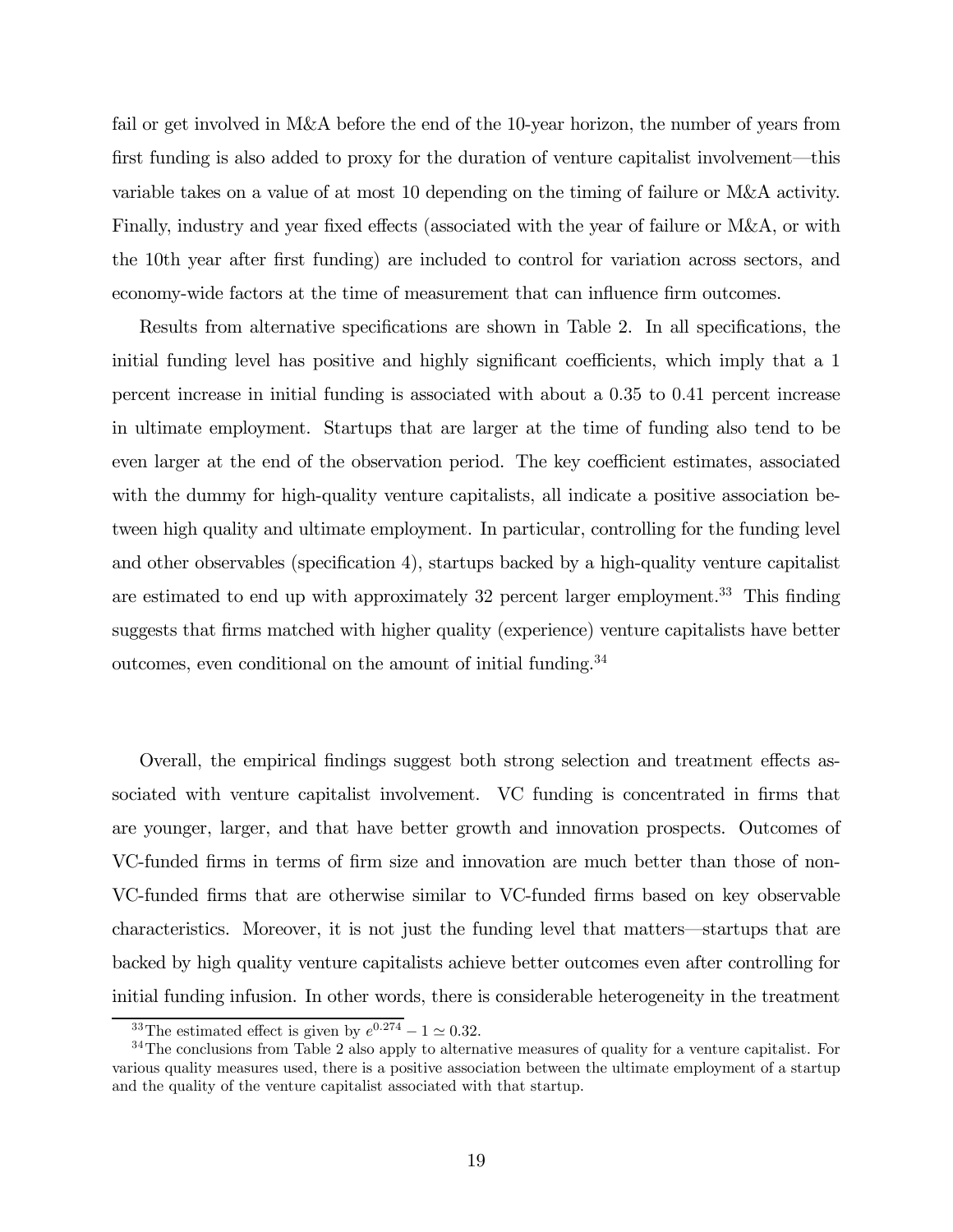fail or get involved in M&A before the end of the 10-year horizon, the number of years from first funding is also added to proxy for the duration of venture capitalist involvement—this variable takes on a value of at most 10 depending on the timing of failure or M&A activity. Finally, industry and year fixed effects (associated with the year of failure or M&A, or with the 10th year after first funding) are included to control for variation across sectors, and economy-wide factors at the time of measurement that can influence firm outcomes.

Results from alternative specifications are shown in Table 2. In all specifications, the initial funding level has positive and highly significant coefficients, which imply that a 1 percent increase in initial funding is associated with about a 0.35 to 0.41 percent increase in ultimate employment. Startups that are larger at the time of funding also tend to be even larger at the end of the observation period. The key coefficient estimates, associated with the dummy for high-quality venture capitalists, all indicate a positive association between high quality and ultimate employment. In particular, controlling for the funding level and other observables (specification 4), startups backed by a high-quality venture capitalist are estimated to end up with approximately 32 percent larger employment.[33] This finding suggests that firms matched with higher quality (experience) venture capitalists have better outcomes, even conditional on the amount of initial funding.[34]

Overall, the empirical findings suggest both strong selection and treatment effects associated with venture capitalist involvement. VC funding is concentrated in firms that are younger, larger, and that have better growth and innovation prospects. Outcomes of VC-funded firms in terms of firm size and innovation are much better than those of non-VC-funded firms that are otherwise similar to VC-funded firms based on key observable characteristics. Moreover, it is not just the funding level that matters—startups that are backed by high quality venture capitalists achieve better outcomes even after controlling for initial funding infusion. In other words, there is considerable heterogeneity in the treatment

[33] The estimated effect is given by $e^{0.274} - 1 \simeq 0.32$.

[34] The conclusions from Table 2 also apply to alternative measures of quality for a venture capitalist. For various quality measures used, there is a positive association between the ultimate employment of a startup and the quality of the venture capitalist associated with that startup.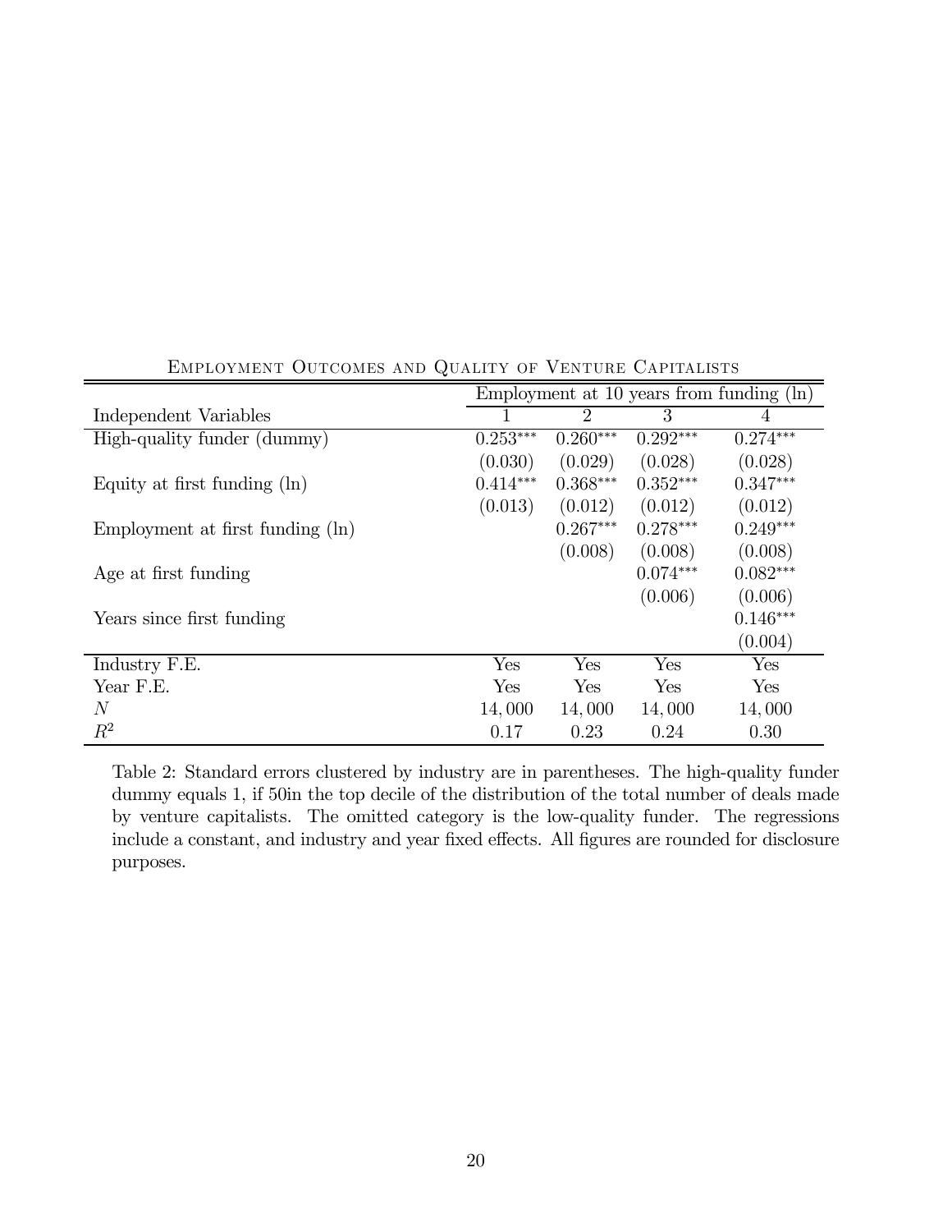EMPLOYMENT OUTCOMES AND QUALITY OF VENTURE CAPITALISTS

| | Employment at 10 years from funding (ln) | | | |
|---|---|---|---|---|
| Independent Variables | 1 | 2 | 3 | 4 |
| High-quality funder (dummy) | 0.253*** | 0.260*** | 0.292*** | 0.274*** |
| | (0.030) | (0.029) | (0.028) | (0.028) |
| Equity at first funding (ln) | 0.414*** | 0.368*** | 0.352*** | 0.347*** |
| | (0.013) | (0.012) | (0.012) | (0.012) |
| Employment at first funding (ln) | | 0.267*** | 0.278*** | 0.249*** |
| | | (0.008) | (0.008) | (0.008) |
| Age at first funding | | | 0.074*** | 0.082*** |
| | | | (0.006) | (0.006) |
| Years since first funding | | | | 0.146*** |
| | | | | (0.004) |
| Industry F.E. | Yes | Yes | Yes | Yes |
| Year F.E. | Yes | Yes | Yes | Yes |
| $N$ | 14,000 | 14,000 | 14,000 | 14,000 |
| $R^2$ | 0.17 | 0.23 | 0.24 | 0.30 |

Table 2: Standard errors clustered by industry are in parentheses. The high-quality funder dummy equals 1, if 50in the top decile of the distribution of the total number of deals made by venture capitalists. The omitted category is the low-quality funder. The regressions include a constant, and industry and year fixed effects. All figures are rounded for disclosure purposes.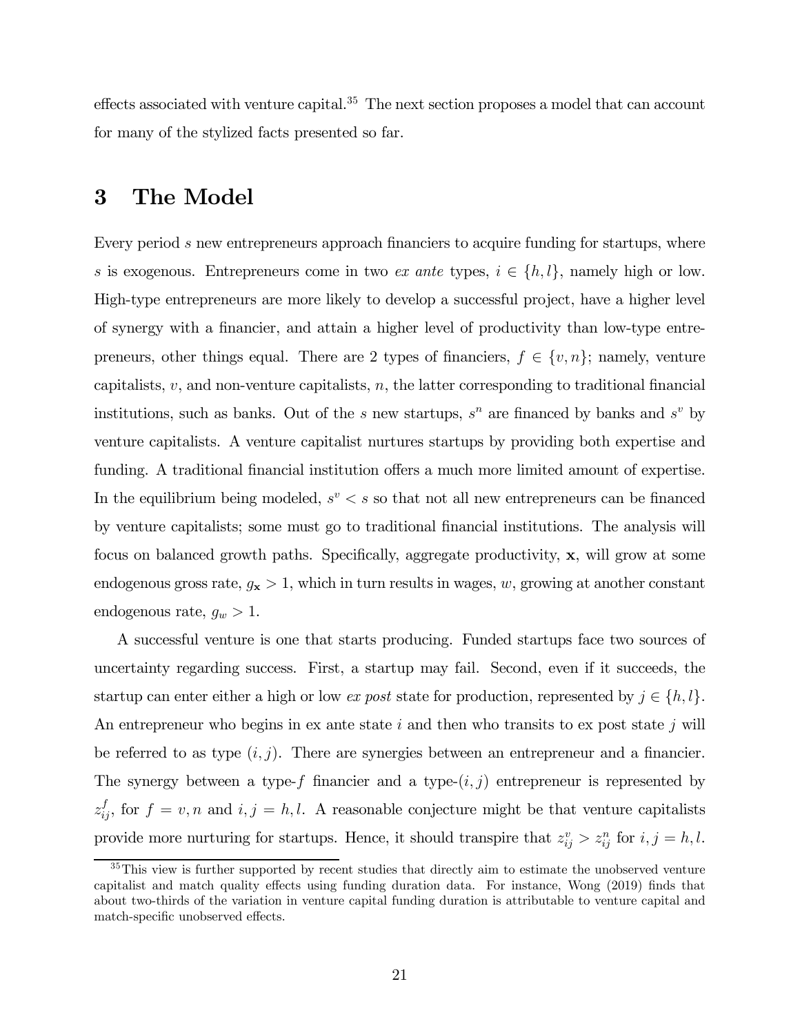effects associated with venture capital.[35] The next section proposes a model that can account for many of the stylized facts presented so far.

# 3 The Model

Every period $s$ new entrepreneurs approach financiers to acquire funding for startups, where $s$ is exogenous. Entrepreneurs come in two *ex ante* types, $i \in \{h, l\}$, namely high or low. High-type entrepreneurs are more likely to develop a successful project, have a higher level of synergy with a financier, and attain a higher level of productivity than low-type entrepreneurs, other things equal. There are 2 types of financiers, $f \in \{v, n\}$; namely, venture capitalists, $v$, and non-venture capitalists, $n$, the latter corresponding to traditional financial institutions, such as banks. Out of the $s$ new startups, $s^n$ are financed by banks and $s^v$ by venture capitalists. A venture capitalist nurtures startups by providing both expertise and funding. A traditional financial institution offers a much more limited amount of expertise. In the equilibrium being modeled, $s^v < s$ so that not all new entrepreneurs can be financed by venture capitalists; some must go to traditional financial institutions. The analysis will focus on balanced growth paths. Specifically, aggregate productivity, $\mathbf{x}$, will grow at some endogenous gross rate, $g_{\mathbf{x}} > 1$, which in turn results in wages, $w$, growing at another constant endogenous rate, $g_w > 1$.

A successful venture is one that starts producing. Funded startups face two sources of uncertainty regarding success. First, a startup may fail. Second, even if it succeeds, the startup can enter either a high or low *ex post* state for production, represented by $j \in \{h, l\}$. An entrepreneur who begins in ex ante state $i$ and then who transits to ex post state $j$ will be referred to as type $(i, j)$. There are synergies between an entrepreneur and a financier. The synergy between a type-$f$ financier and a type-$(i, j)$ entrepreneur is represented by $z_{ij}^f$, for $f = v, n$ and $i, j = h, l$. A reasonable conjecture might be that venture capitalists provide more nurturing for startups. Hence, it should transpire that $z_{ij}^v > z_{ij}^n$ for $i, j = h, l$.

[35] This view is further supported by recent studies that directly aim to estimate the unobserved venture capitalist and match quality effects using funding duration data. For instance, Wong (2019) finds that about two-thirds of the variation in venture capital funding duration is attributable to venture capital and match-specific unobserved effects.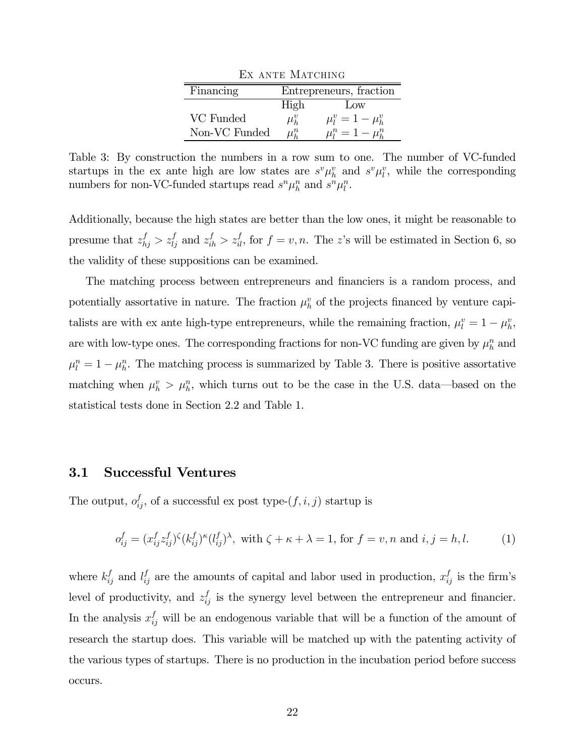Ex ante Matching

| Financing | Entrepreneurs, fraction | |
|---|---|---|
| | High | Low |
| VC Funded | $\mu_h^v$ | $\mu_l^v = 1 - \mu_h^v$ |
| Non-VC Funded | $\mu_h^n$ | $\mu_l^n = 1 - \mu_h^n$ |

Table 3: By construction the numbers in a row sum to one. The number of VC-funded startups in the ex ante high are low states are $s^v \mu_h^v$ and $s^v \mu_l^v$, while the corresponding numbers for non-VC-funded startups read $s^n \mu_h^n$ and $s^n \mu_l^n$.

Additionally, because the high states are better than the low ones, it might be reasonable to presume that $z_{hj}^f > z_{lj}^f$ and $z_{ih}^f > z_{il}^f$, for $f = v, n$. The $z$'s will be estimated in Section 6, so the validity of these suppositions can be examined.

The matching process between entrepreneurs and financiers is a random process, and potentially assortative in nature. The fraction $\mu_h^v$ of the projects financed by venture capitalists are with ex ante high-type entrepreneurs, while the remaining fraction, $\mu_l^v = 1 - \mu_h^v$, are with low-type ones. The corresponding fractions for non-VC funding are given by $\mu_h^n$ and $\mu_l^n = 1 - \mu_h^n$. The matching process is summarized by Table 3. There is positive assortative matching when $\mu_h^v > \mu_h^n$, which turns out to be the case in the U.S. data—based on the statistical tests done in Section 2.2 and Table 1.

### 3.1 Successful Ventures

The output, $o_{ij}^f$, of a successful ex post type-$(f, i, j)$ startup is

$$o_{ij}^f = (x_{ij}^f z_{ij}^f)^\zeta (k_{ij}^f)^\kappa (l_{ij}^f)^\lambda, \text{ with } \zeta + \kappa + \lambda = 1, \text{ for } f = v, n \text{ and } i, j = h, l. \tag{1}$$

where $k_{ij}^f$ and $l_{ij}^f$ are the amounts of capital and labor used in production, $x_{ij}^f$ is the firm's level of productivity, and $z_{ij}^f$ is the synergy level between the entrepreneur and financier. In the analysis $x_{ij}^f$ will be an endogenous variable that will be a function of the amount of research the startup does. This variable will be matched up with the patenting activity of the various types of startups. There is no production in the incubation period before success occurs.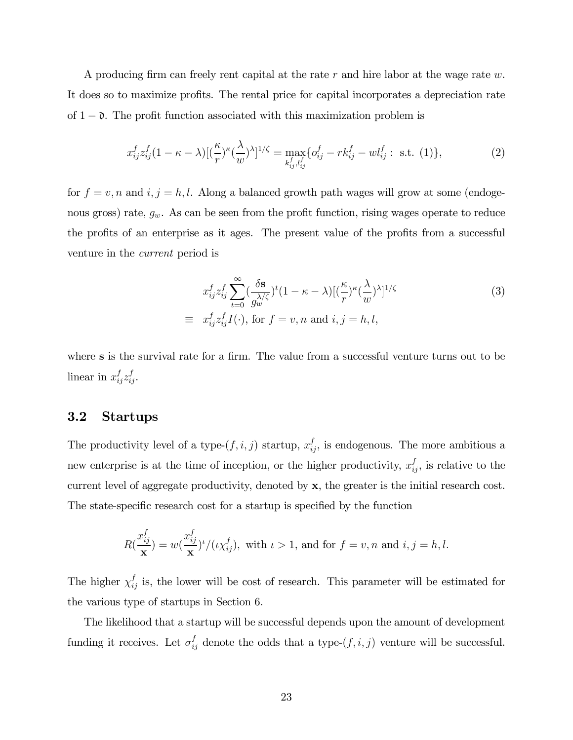A producing firm can freely rent capital at the rate $r$ and hire labor at the wage rate $w$. It does so to maximize profits. The rental price for capital incorporates a depreciation rate of $1 - \mathfrak{d}$. The profit function associated with this maximization problem is

$$x_{ij}^f z_{ij}^f (1 - \kappa - \lambda)[(\frac{\kappa}{r})^\kappa (\frac{\lambda}{w})^\lambda]^{1/\zeta} = \max_{k_{ij}^f, l_{ij}^f} \{o_{ij}^f - r k_{ij}^f - w l_{ij}^f : \text{ s.t. } (1)\}, \tag{2}$$

for $f = v, n$ and $i, j = h, l$. Along a balanced growth path wages will grow at some (endogenous gross) rate, $g_w$. As can be seen from the profit function, rising wages operate to reduce the profits of an enterprise as it ages. The present value of the profits from a successful venture in the *current* period is

$$\begin{aligned} & x_{ij}^f z_{ij}^f \sum_{t=0}^{\infty} (\frac{\delta \mathbf{s}}{g_w^{\lambda/\zeta}})^t (1 - \kappa - \lambda)[(\frac{\kappa}{r})^\kappa (\frac{\lambda}{w})^\lambda]^{1/\zeta} \\ \equiv \;& x_{ij}^f z_{ij}^f I(\cdot), \text{ for } f = v, n \text{ and } i, j = h, l, \end{aligned} \tag{3}$$

where $\mathbf{s}$ is the survival rate for a firm. The value from a successful venture turns out to be linear in $x_{ij}^f z_{ij}^f$.

### 3.2 Startups

The productivity level of a type-$(f, i, j)$ startup, $x_{ij}^f$, is endogenous. The more ambitious a new enterprise is at the time of inception, or the higher productivity, $x_{ij}^f$, is relative to the current level of aggregate productivity, denoted by $\mathbf{x}$, the greater is the initial research cost. The state-specific research cost for a startup is specified by the function

$$R(\frac{x_{ij}^f}{\mathbf{x}}) = w(\frac{x_{ij}^f}{\mathbf{x}})^\iota / (\iota \chi_{ij}^f), \text{ with } \iota > 1, \text{ and for } f = v, n \text{ and } i, j = h, l.$$

The higher $\chi_{ij}^f$ is, the lower will be cost of research. This parameter will be estimated for the various type of startups in Section 6.

The likelihood that a startup will be successful depends upon the amount of development funding it receives. Let $\sigma_{ij}^f$ denote the odds that a type-$(f, i, j)$ venture will be successful.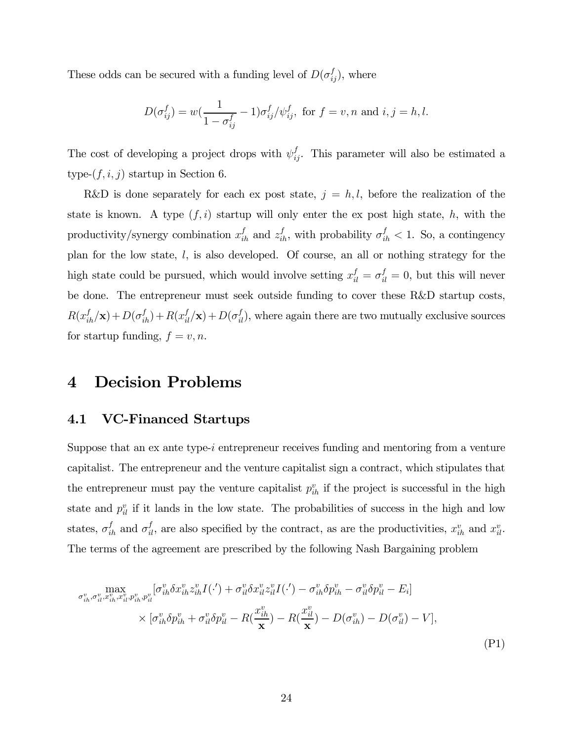These odds can be secured with a funding level of $D(\sigma^f_{ij})$, where

$$D(\sigma^f_{ij}) = w(\frac{1}{1-\sigma^f_{ij}} - 1)\sigma^f_{ij}/\psi^f_{ij}, \text{ for } f = v, n \text{ and } i, j = h, l.$$

The cost of developing a project drops with $\psi^f_{ij}$. This parameter will also be estimated a type-$(f, i, j)$ startup in Section 6.

R&D is done separately for each ex post state, $j = h, l$, before the realization of the state is known. A type $(f, i)$ startup will only enter the ex post high state, $h$, with the productivity/synergy combination $x^f_{ih}$ and $z^f_{ih}$, with probability $\sigma^f_{ih} < 1$. So, a contingency plan for the low state, $l$, is also developed. Of course, an all or nothing strategy for the high state could be pursued, which would involve setting $x^f_{il} = \sigma^f_{il} = 0$, but this will never be done. The entrepreneur must seek outside funding to cover these R&D startup costs, $R(x^f_{ih}/\mathbf{x}) + D(\sigma^f_{ih}) + R(x^f_{il}/\mathbf{x}) + D(\sigma^f_{il})$, where again there are two mutually exclusive sources for startup funding, $f = v, n$.

# 4 Decision Problems

## 4.1 VC-Financed Startups

Suppose that an ex ante type-$i$ entrepreneur receives funding and mentoring from a venture capitalist. The entrepreneur and the venture capitalist sign a contract, which stipulates that the entrepreneur must pay the venture capitalist $p^v_{ih}$ if the project is successful in the high state and $p^v_{il}$ if it lands in the low state. The probabilities of success in the high and low states, $\sigma^f_{ih}$ and $\sigma^f_{il}$, are also specified by the contract, as are the productivities, $x^v_{ih}$ and $x^v_{il}$. The terms of the agreement are prescribed by the following Nash Bargaining problem

$$\max_{\sigma^v_{ih}, \sigma^v_{il}, x^v_{ih}, x^v_{il}, p^v_{ih}, p^v_{il}} [\sigma^v_{ih}\delta x^v_{ih} z^v_{ih} I(\cdot') + \sigma^v_{il}\delta x^v_{il} z^v_{il} I(\cdot') - \sigma^v_{ih}\delta p^v_{ih} - \sigma^v_{il}\delta p^v_{il} - E_i]$$
$$\times [\sigma^v_{ih}\delta p^v_{ih} + \sigma^v_{il}\delta p^v_{il} - R(\frac{x^v_{ih}}{\mathbf{x}}) - R(\frac{x^v_{il}}{\mathbf{x}}) - D(\sigma^v_{ih}) - D(\sigma^v_{il}) - V], \tag{P1}$$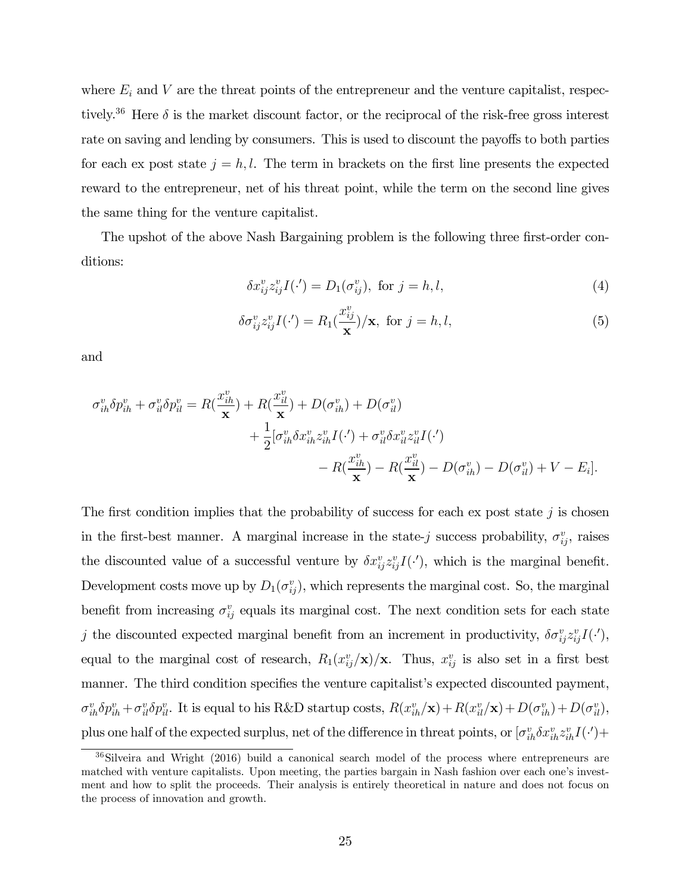where $E_i$ and $V$ are the threat points of the entrepreneur and the venture capitalist, respectively.[36] Here $\delta$ is the market discount factor, or the reciprocal of the risk-free gross interest rate on saving and lending by consumers. This is used to discount the payoffs to both parties for each ex post state $j = h, l$. The term in brackets on the first line presents the expected reward to the entrepreneur, net of his threat point, while the term on the second line gives the same thing for the venture capitalist.

The upshot of the above Nash Bargaining problem is the following three first-order conditions:

$$\delta x_{ij}^v z_{ij}^v I(\cdot') = D_1(\sigma_{ij}^v), \text{ for } j = h, l, \tag{4}$$

$$\delta \sigma_{ij}^v z_{ij}^v I(\cdot') = R_1(\frac{x_{ij}^v}{\mathbf{x}})/\mathbf{x}, \text{ for } j = h, l, \tag{5}$$

and

$$\begin{aligned}
\sigma_{ih}^v \delta p_{ih}^v + \sigma_{il}^v \delta p_{il}^v = R(\frac{x_{ih}^v}{\mathbf{x}}) + R(\frac{x_{il}^v}{\mathbf{x}}) + D(\sigma_{ih}^v) + D(\sigma_{il}^v) \\
+ \frac{1}{2}[\sigma_{ih}^v \delta x_{ih}^v z_{ih}^v I(\cdot') + \sigma_{il}^v \delta x_{il}^v z_{il}^v I(\cdot') \\
- R(\frac{x_{ih}^v}{\mathbf{x}}) - R(\frac{x_{il}^v}{\mathbf{x}}) - D(\sigma_{ih}^v) - D(\sigma_{il}^v) + V - E_i].
\end{aligned}$$

The first condition implies that the probability of success for each ex post state $j$ is chosen in the first-best manner. A marginal increase in the state-$j$ success probability, $\sigma_{ij}^v$, raises the discounted value of a successful venture by $\delta x_{ij}^v z_{ij}^v I(\cdot')$, which is the marginal benefit. Development costs move up by $D_1(\sigma_{ij}^v)$, which represents the marginal cost. So, the marginal benefit from increasing $\sigma_{ij}^v$ equals its marginal cost. The next condition sets for each state $j$ the discounted expected marginal benefit from an increment in productivity, $\delta \sigma_{ij}^v z_{ij}^v I(\cdot')$, equal to the marginal cost of research, $R_1(x_{ij}^v/\mathbf{x})/\mathbf{x}$. Thus, $x_{ij}^v$ is also set in a first best manner. The third condition specifies the venture capitalist's expected discounted payment, $\sigma_{ih}^v \delta p_{ih}^v + \sigma_{il}^v \delta p_{il}^v$. It is equal to his R&D startup costs, $R(x_{ih}^v/\mathbf{x}) + R(x_{il}^v/\mathbf{x}) + D(\sigma_{ih}^v) + D(\sigma_{il}^v)$, plus one half of the expected surplus, net of the difference in threat points, or $[\sigma_{ih}^v \delta x_{ih}^v z_{ih}^v I(\cdot') +$

[36] Silveira and Wright (2016) build a canonical search model of the process where entrepreneurs are matched with venture capitalists. Upon meeting, the parties bargain in Nash fashion over each one's investment and how to split the proceeds. Their analysis is entirely theoretical in nature and does not focus on the process of innovation and growth.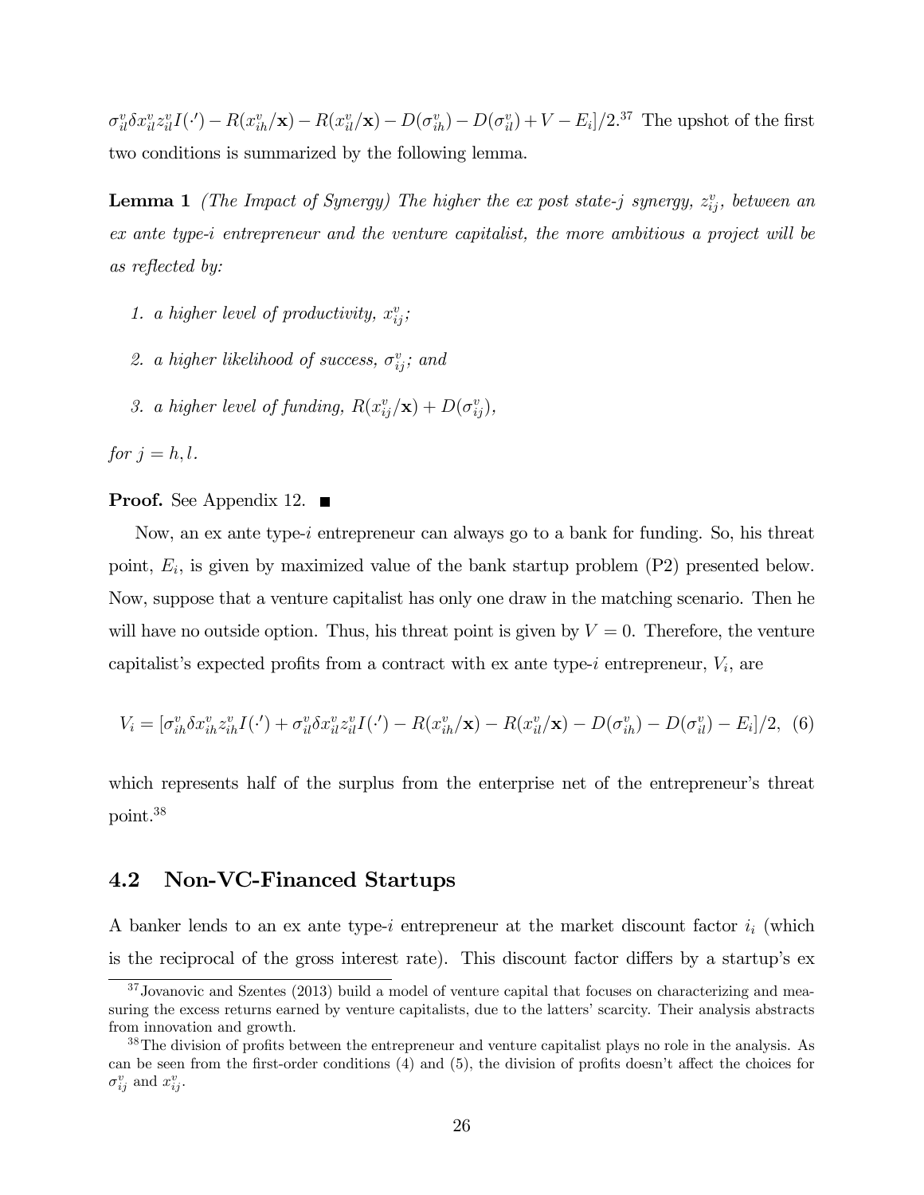$\sigma_{il}^{v}\delta x_{il}^{v}z_{il}^{v}I(\cdot') - R(x_{ih}^{v}/\mathbf{x}) - R(x_{il}^{v}/\mathbf{x}) - D(\sigma_{ih}^{v}) - D(\sigma_{il}^{v}) + V - E_i]/2$.[37] The upshot of the first two conditions is summarized by the following lemma.

**Lemma 1** *(The Impact of Synergy) The higher the ex post state-j synergy, $z_{ij}^{v}$, between an ex ante type-i entrepreneur and the venture capitalist, the more ambitious a project will be as reflected by:*

1. *a higher level of productivity, $x_{ij}^{v}$;*
2. *a higher likelihood of success, $\sigma_{ij}^{v}$; and*
3. *a higher level of funding, $R(x_{ij}^{v}/\mathbf{x}) + D(\sigma_{ij}^{v})$,*

*for $j = h, l$.*

**Proof.** See Appendix 12. ■

Now, an ex ante type-$i$ entrepreneur can always go to a bank for funding. So, his threat point, $E_i$, is given by maximized value of the bank startup problem (P2) presented below. Now, suppose that a venture capitalist has only one draw in the matching scenario. Then he will have no outside option. Thus, his threat point is given by $V = 0$. Therefore, the venture capitalist's expected profits from a contract with ex ante type-$i$ entrepreneur, $V_i$, are

$$V_i = [\sigma_{ih}^{v}\delta x_{ih}^{v}z_{ih}^{v}I(\cdot') + \sigma_{il}^{v}\delta x_{il}^{v}z_{il}^{v}I(\cdot') - R(x_{ih}^{v}/\mathbf{x}) - R(x_{il}^{v}/\mathbf{x}) - D(\sigma_{ih}^{v}) - D(\sigma_{il}^{v}) - E_i]/2, \quad (6)$$

which represents half of the surplus from the enterprise net of the entrepreneur's threat point.[38]

## 4.2 Non-VC-Financed Startups

A banker lends to an ex ante type-$i$ entrepreneur at the market discount factor $i_i$ (which is the reciprocal of the gross interest rate). This discount factor differs by a startup's ex

[37] Jovanovic and Szentes (2013) build a model of venture capital that focuses on characterizing and measuring the excess returns earned by venture capitalists, due to the latters' scarcity. Their analysis abstracts from innovation and growth.

[38] The division of profits between the entrepreneur and venture capitalist plays no role in the analysis. As can be seen from the first-order conditions (4) and (5), the division of profits doesn't affect the choices for $\sigma_{ij}^{v}$ and $x_{ij}^{v}$.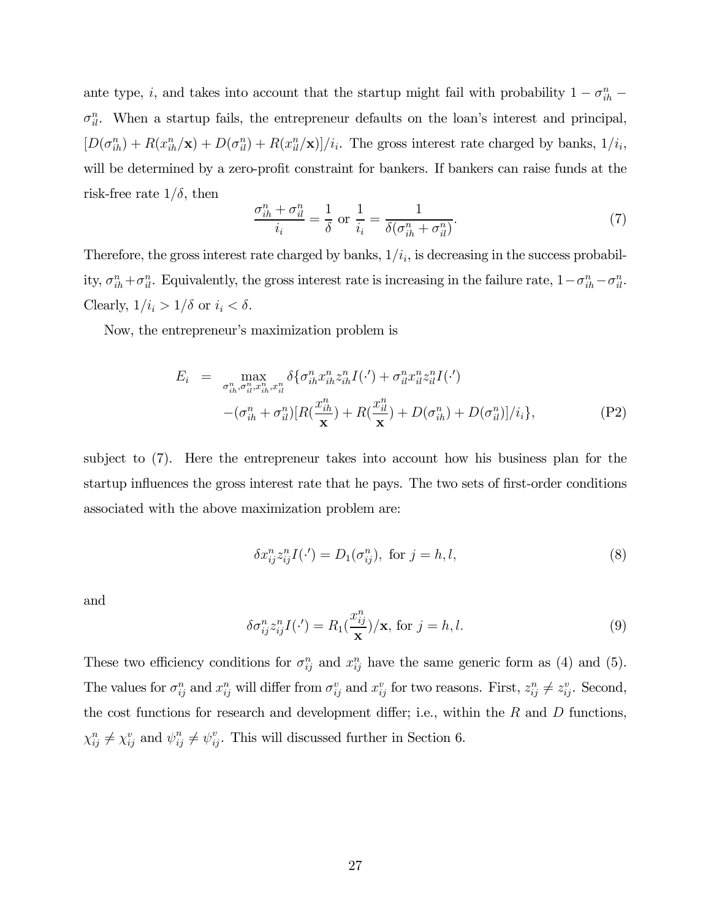ante type, $i$, and takes into account that the startup might fail with probability $1 - \sigma_{ih}^n - \sigma_{il}^n$. When a startup fails, the entrepreneur defaults on the loan's interest and principal, $[D(\sigma_{ih}^n) + R(x_{ih}^n/\mathbf{x}) + D(\sigma_{il}^n) + R(x_{il}^n/\mathbf{x})]/i_i$. The gross interest rate charged by banks, $1/i_i$, will be determined by a zero-profit constraint for bankers. If bankers can raise funds at the risk-free rate $1/\delta$, then

$$\frac{\sigma_{ih}^n + \sigma_{il}^n}{i_i} = \frac{1}{\delta} \text{ or } \frac{1}{i_i} = \frac{1}{\delta(\sigma_{ih}^n + \sigma_{il}^n)}. \tag{7}$$

Therefore, the gross interest rate charged by banks, $1/i_i$, is decreasing in the success probability, $\sigma_{ih}^n + \sigma_{il}^n$. Equivalently, the gross interest rate is increasing in the failure rate, $1 - \sigma_{ih}^n - \sigma_{il}^n$. Clearly, $1/i_i > 1/\delta$ or $i_i < \delta$.

Now, the entrepreneur's maximization problem is

$$\begin{aligned} E_i \;=\; & \max_{\sigma_{ih}^n, \sigma_{il}^n, x_{ih}^n, x_{il}^n} \delta\{\sigma_{ih}^n x_{ih}^n z_{ih}^n I(\cdot') + \sigma_{il}^n x_{il}^n z_{il}^n I(\cdot') \\ & -(\sigma_{ih}^n + \sigma_{il}^n)[R(\frac{x_{ih}^n}{\mathbf{x}}) + R(\frac{x_{il}^n}{\mathbf{x}}) + D(\sigma_{ih}^n) + D(\sigma_{il}^n)]/i_i\}, \end{aligned} \tag{P2}$$

subject to (7). Here the entrepreneur takes into account how his business plan for the startup influences the gross interest rate that he pays. The two sets of first-order conditions associated with the above maximization problem are:

$$\delta x_{ij}^n z_{ij}^n I(\cdot') = D_1(\sigma_{ij}^n), \text{ for } j = h, l, \tag{8}$$

and

$$\delta \sigma_{ij}^n z_{ij}^n I(\cdot') = R_1(\frac{x_{ij}^n}{\mathbf{x}})/\mathbf{x}, \text{ for } j = h, l. \tag{9}$$

These two efficiency conditions for $\sigma_{ij}^n$ and $x_{ij}^n$ have the same generic form as (4) and (5). The values for $\sigma_{ij}^n$ and $x_{ij}^n$ will differ from $\sigma_{ij}^v$ and $x_{ij}^v$ for two reasons. First, $z_{ij}^n \neq z_{ij}^v$. Second, the cost functions for research and development differ; i.e., within the $R$ and $D$ functions, $\chi_{ij}^n \neq \chi_{ij}^v$ and $\psi_{ij}^n \neq \psi_{ij}^v$. This will discussed further in Section 6.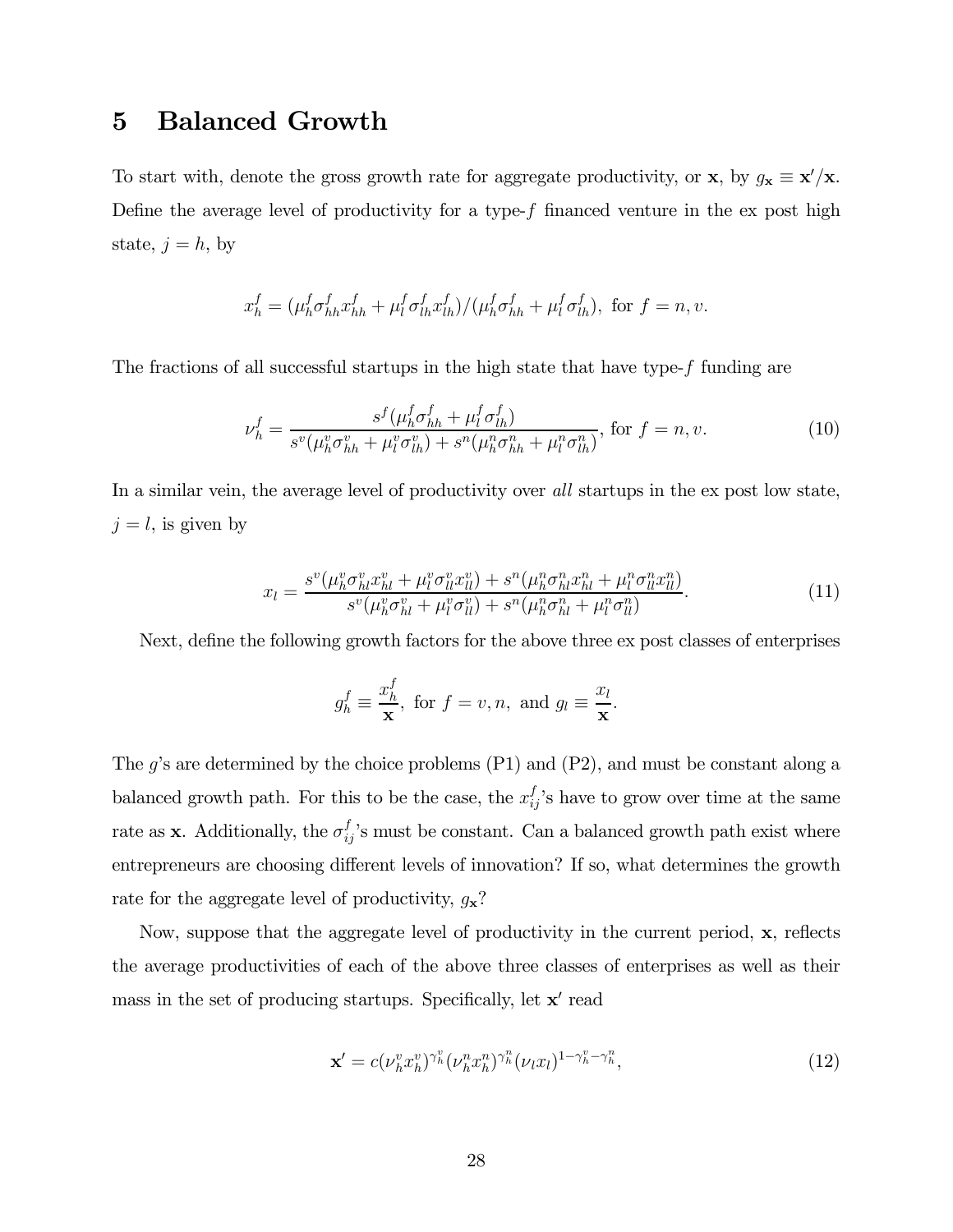# 5 Balanced Growth

To start with, denote the gross growth rate for aggregate productivity, or $\mathbf{x}$, by $g_{\mathbf{x}} \equiv \mathbf{x}'/\mathbf{x}$. Define the average level of productivity for a type-$f$ financed venture in the ex post high state, $j = h$, by

$$x_h^f = (\mu_h^f \sigma_{hh}^f x_{hh}^f + \mu_l^f \sigma_{lh}^f x_{lh}^f)/(\mu_h^f \sigma_{hh}^f + \mu_l^f \sigma_{lh}^f), \text{ for } f = n, v.$$

The fractions of all successful startups in the high state that have type-$f$ funding are

$$\nu_h^f = \frac{s^f(\mu_h^f \sigma_{hh}^f + \mu_l^f \sigma_{lh}^f)}{s^v(\mu_h^v \sigma_{hh}^v + \mu_l^v \sigma_{lh}^v) + s^n(\mu_h^n \sigma_{hh}^n + \mu_l^n \sigma_{lh}^n)}, \text{ for } f = n, v. \tag{10}$$

In a similar vein, the average level of productivity over *all* startups in the ex post low state, $j = l$, is given by

$$x_l = \frac{s^v(\mu_h^v \sigma_{hl}^v x_{hl}^v + \mu_l^v \sigma_{ll}^v x_{ll}^v) + s^n(\mu_h^n \sigma_{hl}^n x_{hl}^n + \mu_l^n \sigma_{ll}^n x_{ll}^n)}{s^v(\mu_h^v \sigma_{hl}^v + \mu_l^v \sigma_{ll}^v) + s^n(\mu_h^n \sigma_{hl}^n + \mu_l^n \sigma_{ll}^n)}. \tag{11}$$

Next, define the following growth factors for the above three ex post classes of enterprises

$$g_h^f \equiv \frac{x_h^f}{\mathbf{x}}, \text{ for } f = v, n, \text{ and } g_l \equiv \frac{x_l}{\mathbf{x}}.$$

The $g$'s are determined by the choice problems (P1) and (P2), and must be constant along a balanced growth path. For this to be the case, the $x_{ij}^f$'s have to grow over time at the same rate as $\mathbf{x}$. Additionally, the $\sigma_{ij}^f$'s must be constant. Can a balanced growth path exist where entrepreneurs are choosing different levels of innovation? If so, what determines the growth rate for the aggregate level of productivity, $g_{\mathbf{x}}$?

Now, suppose that the aggregate level of productivity in the current period, $\mathbf{x}$, reflects the average productivities of each of the above three classes of enterprises as well as their mass in the set of producing startups. Specifically, let $\mathbf{x}'$ read

$$\mathbf{x}' = c(\nu_h^v x_h^v)^{\gamma_h^v}(\nu_h^n x_h^n)^{\gamma_h^n}(\nu_l x_l)^{1-\gamma_h^v-\gamma_h^n}, \tag{12}$$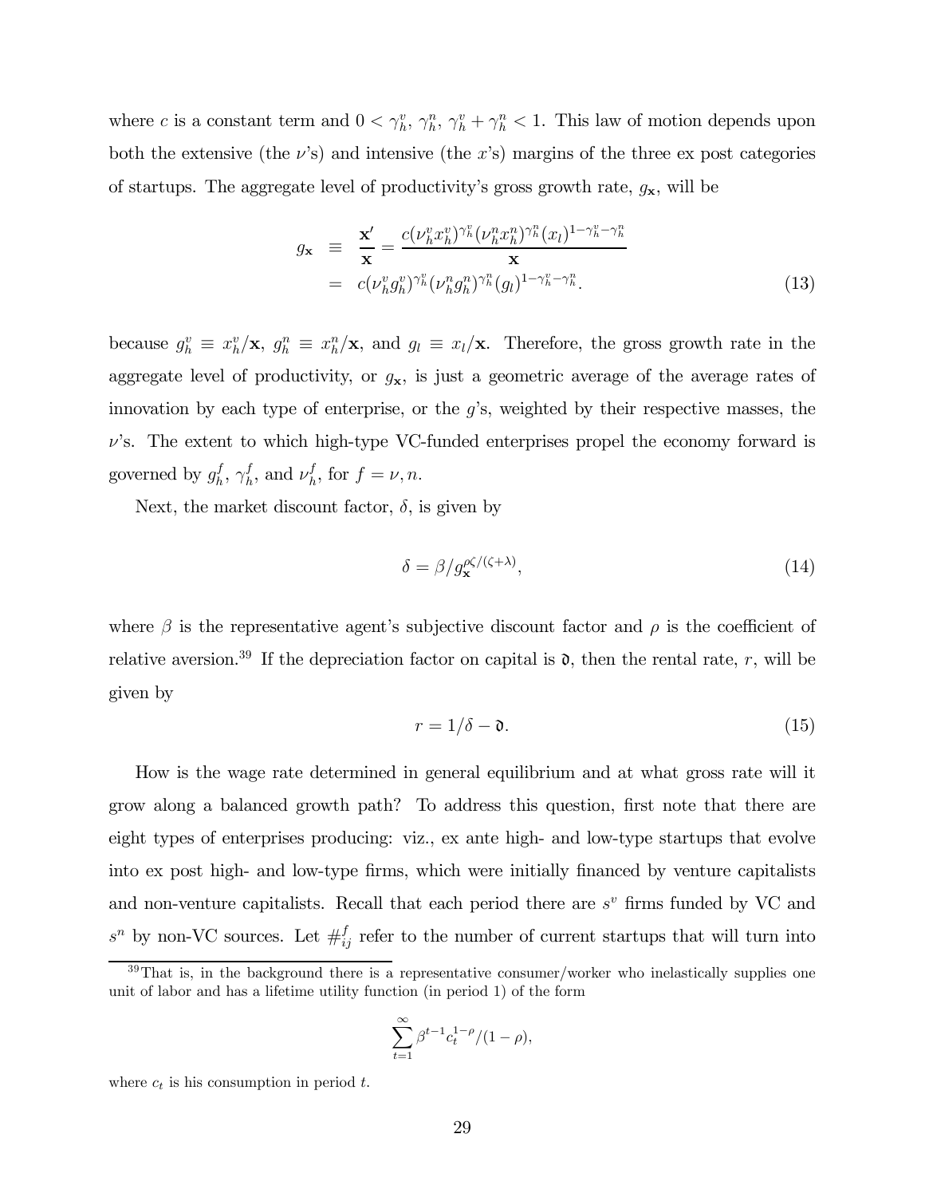where $c$ is a constant term and $0 < \gamma_h^v, \gamma_h^n, \gamma_h^v + \gamma_h^n < 1$. This law of motion depends upon both the extensive (the $\nu$'s) and intensive (the $x$'s) margins of the three ex post categories of startups. The aggregate level of productivity's gross growth rate, $g_{\mathbf{x}}$, will be

$$
\begin{aligned}
g_{\mathbf{x}} &\equiv \frac{\mathbf{x}'}{\mathbf{x}} = \frac{c(\nu_h^v x_h^v)^{\gamma_h^v}(\nu_h^n x_h^n)^{\gamma_h^n}(x_l)^{1-\gamma_h^v-\gamma_h^n}}{\mathbf{x}} \\
&= c(\nu_h^v g_h^v)^{\gamma_h^v}(\nu_h^n g_h^n)^{\gamma_h^n}(g_l)^{1-\gamma_h^v-\gamma_h^n}.
\end{aligned}
\tag{13}
$$

because $g_h^v \equiv x_h^v/\mathbf{x}$, $g_h^n \equiv x_h^n/\mathbf{x}$, and $g_l \equiv x_l/\mathbf{x}$. Therefore, the gross growth rate in the aggregate level of productivity, or $g_{\mathbf{x}}$, is just a geometric average of the average rates of innovation by each type of enterprise, or the $g$'s, weighted by their respective masses, the $\nu$'s. The extent to which high-type VC-funded enterprises propel the economy forward is governed by $g_h^f$, $\gamma_h^f$, and $\nu_h^f$, for $f = \nu, n$.

Next, the market discount factor, $\delta$, is given by

$$
\delta = \beta / g_{\mathbf{x}}^{\rho\zeta/(\zeta+\lambda)}, \tag{14}
$$

where $\beta$ is the representative agent's subjective discount factor and $\rho$ is the coefficient of relative aversion.[39] If the depreciation factor on capital is $\mathfrak{d}$, then the rental rate, $r$, will be given by

$$
r = 1/\delta - \mathfrak{d}. \tag{15}
$$

How is the wage rate determined in general equilibrium and at what gross rate will it grow along a balanced growth path? To address this question, first note that there are eight types of enterprises producing: viz., ex ante high- and low-type startups that evolve into ex post high- and low-type firms, which were initially financed by venture capitalists and non-venture capitalists. Recall that each period there are $s^v$ firms funded by VC and $s^n$ by non-VC sources. Let $\#_{ij}^f$ refer to the number of current startups that will turn into

[39] That is, in the background there is a representative consumer/worker who inelastically supplies one unit of labor and has a lifetime utility function (in period 1) of the form

$$
\sum_{t=1}^{\infty} \beta^{t-1} c_t^{1-\rho}/(1-\rho),
$$

where $c_t$ is his consumption in period $t$.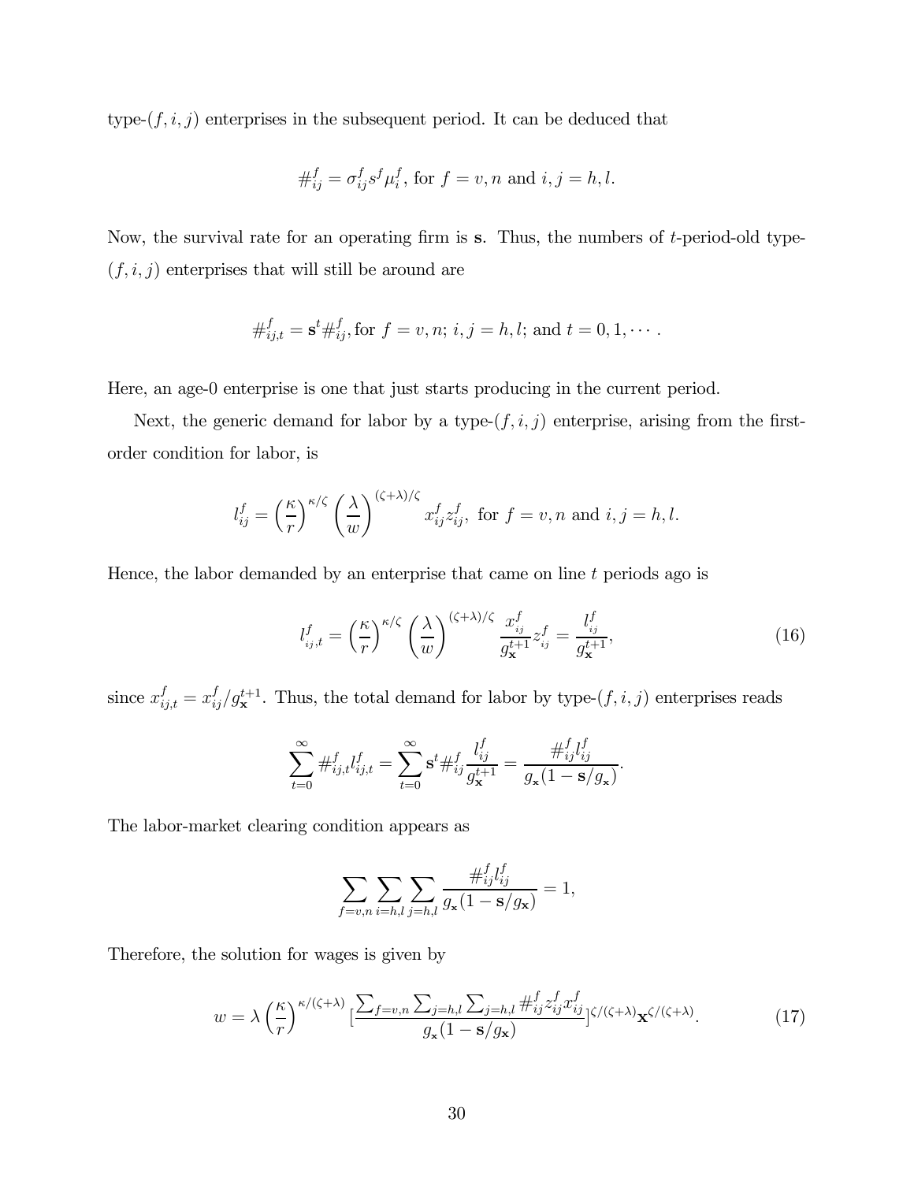type-$(f, i, j)$ enterprises in the subsequent period. It can be deduced that

$$\#_{ij}^f = \sigma_{ij}^f s^f \mu_i^f, \text{ for } f = v, n \text{ and } i, j = h, l.$$

Now, the survival rate for an operating firm is $\mathbf{s}$. Thus, the numbers of $t$-period-old type-$(f, i, j)$ enterprises that will still be around are

$$\#_{ij,t}^f = \mathbf{s}^t \#_{ij}^f, \text{for } f = v, n;\ i, j = h, l; \text{ and } t = 0, 1, \cdots.$$

Here, an age-0 enterprise is one that just starts producing in the current period.

Next, the generic demand for labor by a type-$(f, i, j)$ enterprise, arising from the first-order condition for labor, is

$$l_{ij}^f = \left(\frac{\kappa}{r}\right)^{\kappa/\zeta} \left(\frac{\lambda}{w}\right)^{(\zeta+\lambda)/\zeta} x_{ij}^f z_{ij}^f, \text{ for } f = v, n \text{ and } i, j = h, l.$$

Hence, the labor demanded by an enterprise that came on line $t$ periods ago is

$$l_{ij,t}^f = \left(\frac{\kappa}{r}\right)^{\kappa/\zeta} \left(\frac{\lambda}{w}\right)^{(\zeta+\lambda)/\zeta} \frac{x_{ij}^f}{g_{\mathbf{x}}^{t+1}} z_{ij}^f = \frac{l_{ij}^f}{g_{\mathbf{x}}^{t+1}}, \tag{16}$$

since $x_{ij,t}^f = x_{ij}^f / g_{\mathbf{x}}^{t+1}$. Thus, the total demand for labor by type-$(f, i, j)$ enterprises reads

$$\sum_{t=0}^{\infty} \#_{ij,t}^f l_{ij,t}^f = \sum_{t=0}^{\infty} \mathbf{s}^t \#_{ij}^f \frac{l_{ij}^f}{g_{\mathbf{x}}^{t+1}} = \frac{\#_{ij}^f l_{ij}^f}{g_{\mathbf{x}}(1 - \mathbf{s}/g_{\mathbf{x}})}.$$

The labor-market clearing condition appears as

$$\sum_{f=v,n} \sum_{i=h,l} \sum_{j=h,l} \frac{\#_{ij}^f l_{ij}^f}{g_{\mathbf{x}}(1 - \mathbf{s}/g_{\mathbf{x}})} = 1,$$

Therefore, the solution for wages is given by

$$w = \lambda \left(\frac{\kappa}{r}\right)^{\kappa/(\zeta+\lambda)} \left[\frac{\sum_{f=v,n} \sum_{j=h,l} \sum_{j=h,l} \#_{ij}^f z_{ij}^f x_{ij}^f}{g_{\mathbf{x}}(1 - \mathbf{s}/g_{\mathbf{x}})}\right]^{\zeta/(\zeta+\lambda)} \mathbf{x}^{\zeta/(\zeta+\lambda)}. \tag{17}$$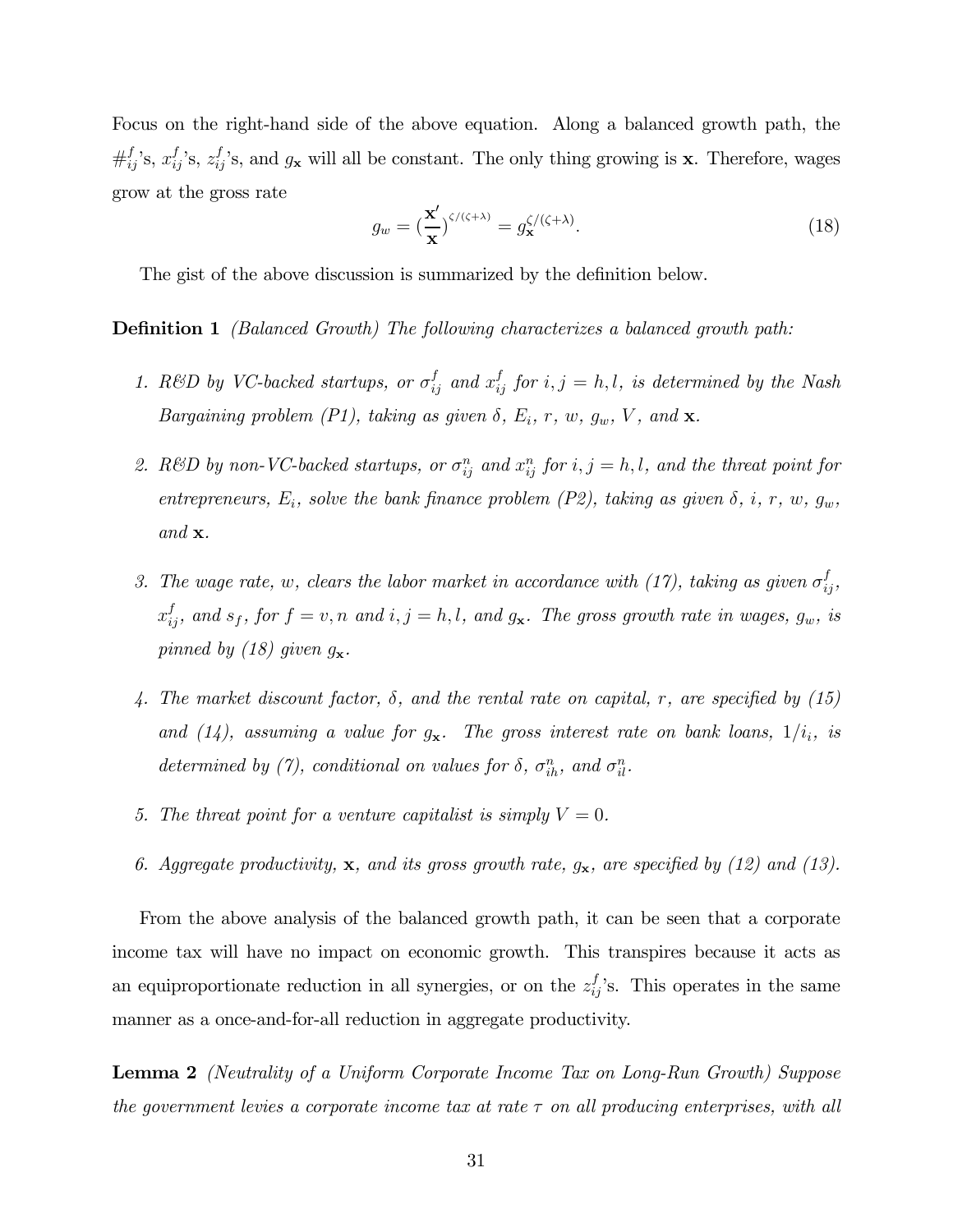Focus on the right-hand side of the above equation. Along a balanced growth path, the $\#_{ij}^f$'s, $x_{ij}^f$'s, $z_{ij}^f$'s, and $g_{\mathbf{x}}$ will all be constant. The only thing growing is $\mathbf{x}$. Therefore, wages grow at the gross rate

$$g_w = (\frac{\mathbf{x}'}{\mathbf{x}})^{\zeta/(\zeta+\lambda)} = g_{\mathbf{x}}^{\zeta/(\zeta+\lambda)}. \tag{18}$$

The gist of the above discussion is summarized by the definition below.

**Definition 1** *(Balanced Growth) The following characterizes a balanced growth path:*

1. *R&D by VC-backed startups, or $\sigma_{ij}^f$ and $x_{ij}^f$ for $i, j = h, l$, is determined by the Nash Bargaining problem (P1), taking as given $\delta$, $E_i$, $r$, $w$, $g_w$, $V$, and $\mathbf{x}$.*

2. *R&D by non-VC-backed startups, or $\sigma_{ij}^n$ and $x_{ij}^n$ for $i, j = h, l$, and the threat point for entrepreneurs, $E_i$, solve the bank finance problem (P2), taking as given $\delta$, $i$, $r$, $w$, $g_w$, and $\mathbf{x}$.*

3. *The wage rate, $w$, clears the labor market in accordance with (17), taking as given $\sigma_{ij}^f$, $x_{ij}^f$, and $s_f$, for $f = v, n$ and $i, j = h, l$, and $g_{\mathbf{x}}$. The gross growth rate in wages, $g_w$, is pinned by (18) given $g_{\mathbf{x}}$.*

4. *The market discount factor, $\delta$, and the rental rate on capital, $r$, are specified by (15) and (14), assuming a value for $g_{\mathbf{x}}$. The gross interest rate on bank loans, $1/i_i$, is determined by (7), conditional on values for $\delta$, $\sigma_{ih}^n$, and $\sigma_{il}^n$.*

5. *The threat point for a venture capitalist is simply $V = 0$.*

6. *Aggregate productivity, $\mathbf{x}$, and its gross growth rate, $g_{\mathbf{x}}$, are specified by (12) and (13).*

From the above analysis of the balanced growth path, it can be seen that a corporate income tax will have no impact on economic growth. This transpires because it acts as an equiproportionate reduction in all synergies, or on the $z_{ij}^f$'s. This operates in the same manner as a once-and-for-all reduction in aggregate productivity.

**Lemma 2** *(Neutrality of a Uniform Corporate Income Tax on Long-Run Growth) Suppose the government levies a corporate income tax at rate $\tau$ on all producing enterprises, with all*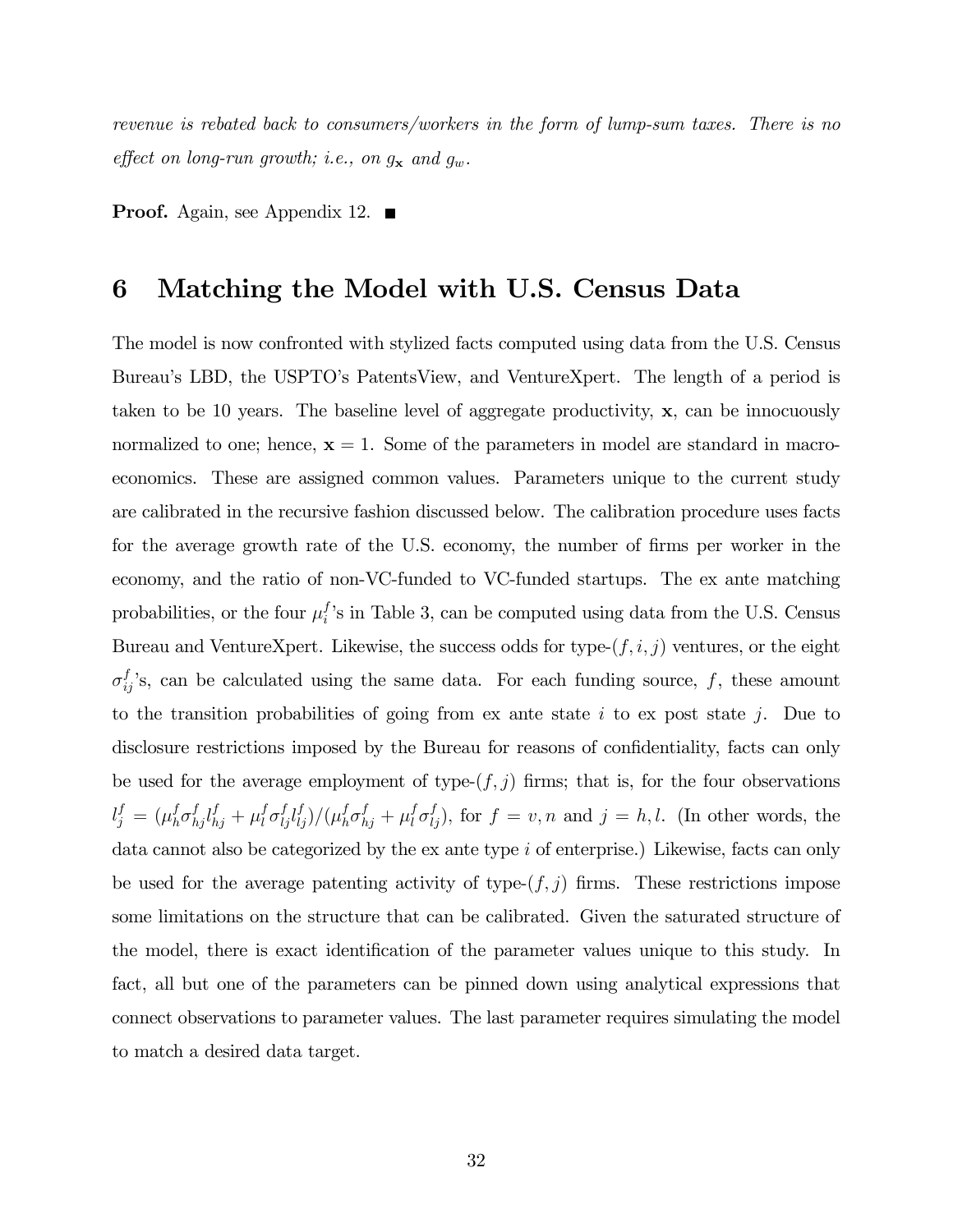*revenue is rebated back to consumers/workers in the form of lump-sum taxes. There is no effect on long-run growth; i.e., on $g_{\mathbf{x}}$ and $g_w$.*

**Proof.** Again, see Appendix 12. ■

# 6 Matching the Model with U.S. Census Data

The model is now confronted with stylized facts computed using data from the U.S. Census Bureau's LBD, the USPTO's PatentsView, and VentureXpert. The length of a period is taken to be 10 years. The baseline level of aggregate productivity, $\mathbf{x}$, can be innocuously normalized to one; hence, $\mathbf{x} = 1$. Some of the parameters in model are standard in macroeconomics. These are assigned common values. Parameters unique to the current study are calibrated in the recursive fashion discussed below. The calibration procedure uses facts for the average growth rate of the U.S. economy, the number of firms per worker in the economy, and the ratio of non-VC-funded to VC-funded startups. The ex ante matching probabilities, or the four $\mu_i^f$'s in Table 3, can be computed using data from the U.S. Census Bureau and VentureXpert. Likewise, the success odds for type-$(f, i, j)$ ventures, or the eight $\sigma_{ij}^f$'s, can be calculated using the same data. For each funding source, $f$, these amount to the transition probabilities of going from ex ante state $i$ to ex post state $j$. Due to disclosure restrictions imposed by the Bureau for reasons of confidentiality, facts can only be used for the average employment of type-$(f, j)$ firms; that is, for the four observations $l_j^f = (\mu_h^f \sigma_{hj}^f l_{hj}^f + \mu_l^f \sigma_{lj}^f l_{lj}^f)/(\mu_h^f \sigma_{hj}^f + \mu_l^f \sigma_{lj}^f)$, for $f = v, n$ and $j = h, l$. (In other words, the data cannot also be categorized by the ex ante type $i$ of enterprise.) Likewise, facts can only be used for the average patenting activity of type-$(f, j)$ firms. These restrictions impose some limitations on the structure that can be calibrated. Given the saturated structure of the model, there is exact identification of the parameter values unique to this study. In fact, all but one of the parameters can be pinned down using analytical expressions that connect observations to parameter values. The last parameter requires simulating the model to match a desired data target.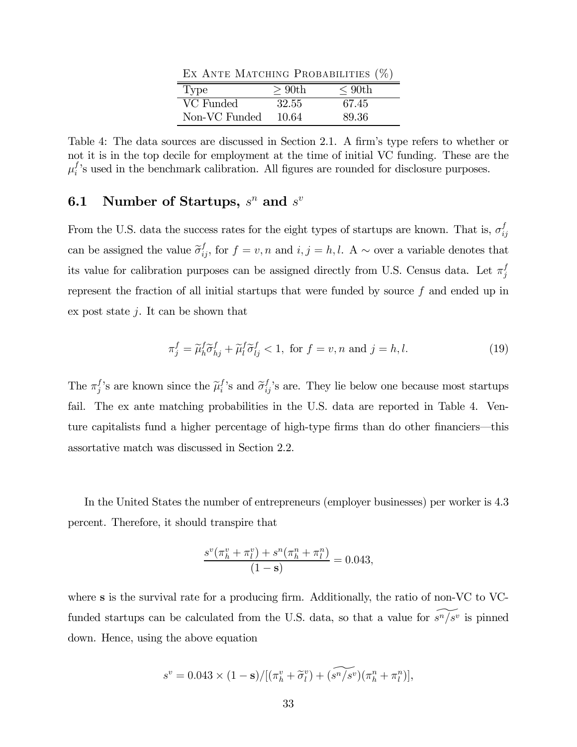Ex Ante Matching Probabilities (%)

| Type | $\geq$ 90th | $\leq$ 90th |
|---|---|---|
| VC Funded | 32.55 | 67.45 |
| Non-VC Funded | 10.64 | 89.36 |

Table 4: The data sources are discussed in Section 2.1. A firm's type refers to whether or not it is in the top decile for employment at the time of initial VC funding. These are the $\mu_i^f$'s used in the benchmark calibration. All figures are rounded for disclosure purposes.

### 6.1 Number of Startups, $s^n$ and $s^v$

From the U.S. data the success rates for the eight types of startups are known. That is, $\sigma_{ij}^f$ can be assigned the value $\widetilde{\sigma}_{ij}^f$, for $f = v, n$ and $i, j = h, l$. A $\sim$ over a variable denotes that its value for calibration purposes can be assigned directly from U.S. Census data. Let $\pi_j^f$ represent the fraction of all initial startups that were funded by source $f$ and ended up in ex post state $j$. It can be shown that

$$\pi_j^f = \widetilde{\mu}_h^f \widetilde{\sigma}_{hj}^f + \widetilde{\mu}_l^f \widetilde{\sigma}_{lj}^f < 1, \text{ for } f = v, n \text{ and } j = h, l. \tag{19}$$

The $\pi_j^f$'s are known since the $\widetilde{\mu}_i^f$'s and $\widetilde{\sigma}_{ij}^f$'s are. They lie below one because most startups fail. The ex ante matching probabilities in the U.S. data are reported in Table 4. Venture capitalists fund a higher percentage of high-type firms than do other financiers—this assortative match was discussed in Section 2.2.

In the United States the number of entrepreneurs (employer businesses) per worker is 4.3 percent. Therefore, it should transpire that

$$\frac{s^v(\pi_h^v + \pi_l^v) + s^n(\pi_h^n + \pi_l^n)}{(1 - \mathbf{s})} = 0.043,$$

where $\mathbf{s}$ is the survival rate for a producing firm. Additionally, the ratio of non-VC to VC-funded startups can be calculated from the U.S. data, so that a value for $\widetilde{s^n/s^v}$ is pinned down. Hence, using the above equation

$$s^v = 0.043 \times (1 - \mathbf{s})/[(\pi_h^v + \widetilde{\sigma}_l^v) + (\widetilde{s^n/s^v})(\pi_h^n + \pi_l^n)],$$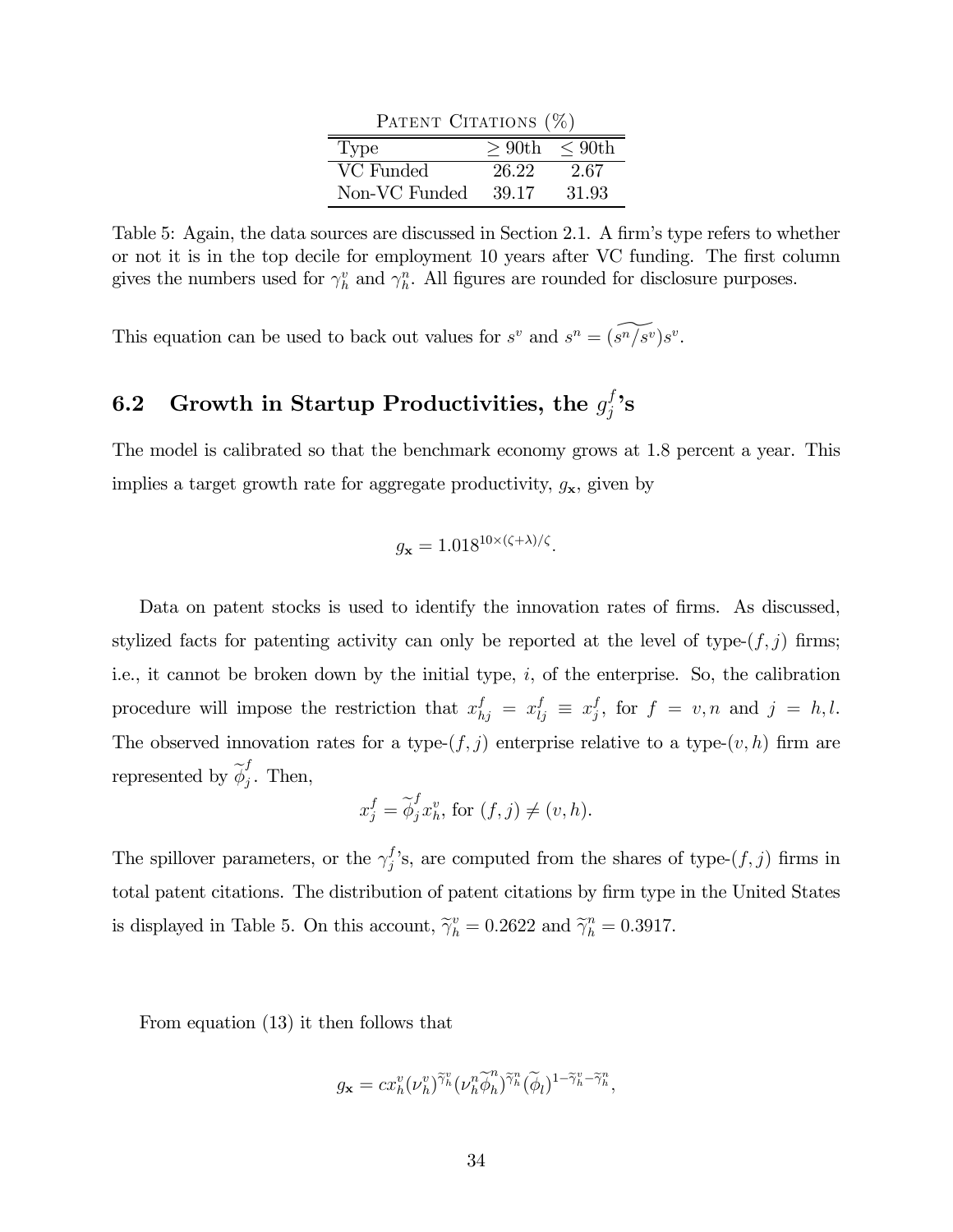Patent Citations (%)

| Type | $\geq$ 90th | $\leq$ 90th |
|---|---|---|
| VC Funded | 26.22 | 2.67 |
| Non-VC Funded | 39.17 | 31.93 |

Table 5: Again, the data sources are discussed in Section 2.1. A firm's type refers to whether or not it is in the top decile for employment 10 years after VC funding. The first column gives the numbers used for $\gamma_h^v$ and $\gamma_h^n$. All figures are rounded for disclosure purposes.

This equation can be used to back out values for $s^v$ and $s^n = (\widetilde{s^n/s^v})s^v$.

## 6.2 Growth in Startup Productivities, the $g_j^f$'s

The model is calibrated so that the benchmark economy grows at 1.8 percent a year. This implies a target growth rate for aggregate productivity, $g_{\mathbf{x}}$, given by

$$g_{\mathbf{x}} = 1.018^{10\times(\zeta+\lambda)/\zeta}.$$

Data on patent stocks is used to identify the innovation rates of firms. As discussed, stylized facts for patenting activity can only be reported at the level of type-$(f, j)$ firms; i.e., it cannot be broken down by the initial type, $i$, of the enterprise. So, the calibration procedure will impose the restriction that $x_{hj}^f = x_{lj}^f \equiv x_j^f$, for $f = v, n$ and $j = h, l$. The observed innovation rates for a type-$(f, j)$ enterprise relative to a type-$(v, h)$ firm are represented by $\widetilde{\phi}_j^f$. Then,

$$x_j^f = \widetilde{\phi}_j^f x_h^v, \text{ for } (f, j) \neq (v, h).$$

The spillover parameters, or the $\gamma_j^f$'s, are computed from the shares of type-$(f, j)$ firms in total patent citations. The distribution of patent citations by firm type in the United States is displayed in Table 5. On this account, $\widetilde{\gamma}_h^v = 0.2622$ and $\widetilde{\gamma}_h^n = 0.3917$.

From equation (13) it then follows that

$$g_{\mathbf{x}} = c x_h^v (\nu_h^v)^{\widetilde{\gamma}_h^v} (\nu_h^n \widetilde{\phi}_h^n)^{\widetilde{\gamma}_h^n} (\widetilde{\phi}_l)^{1-\widetilde{\gamma}_h^v-\widetilde{\gamma}_h^n},$$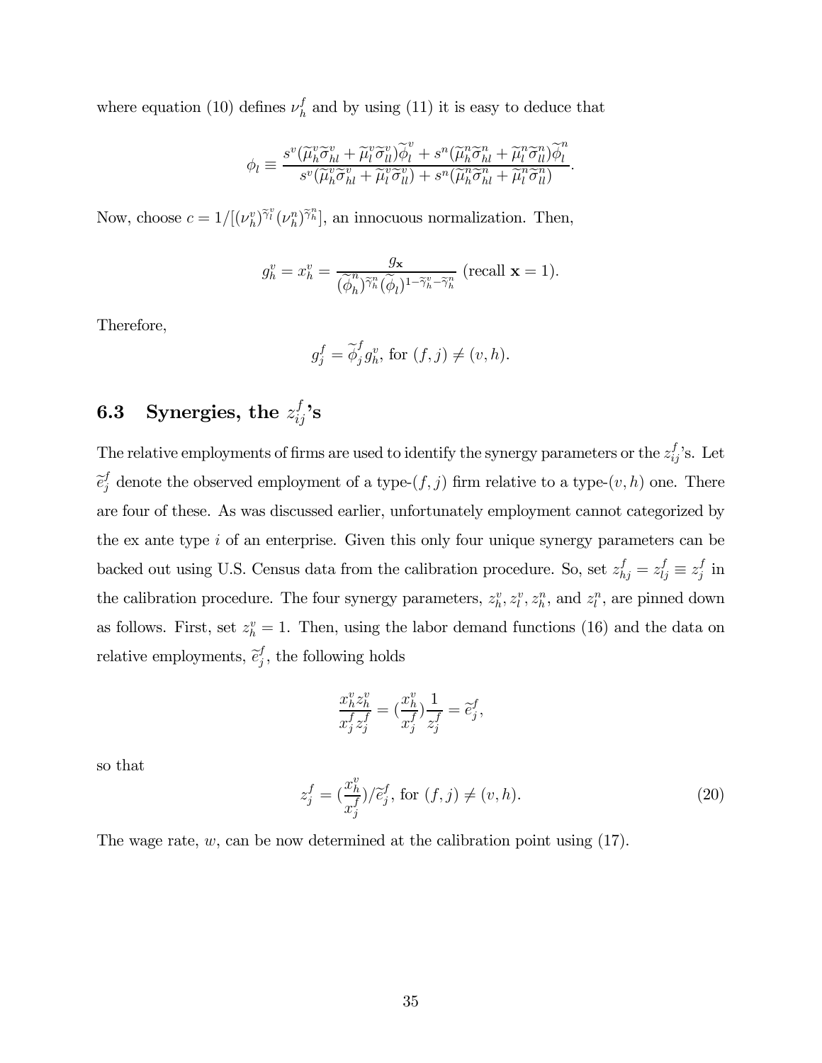where equation (10) defines $\nu_h^f$ and by using (11) it is easy to deduce that

$$\phi_l \equiv \frac{s^v(\widetilde{\mu}_h^v \widetilde{\sigma}_{hl}^v + \widetilde{\mu}_l^v \widetilde{\sigma}_{ll}^v)\widetilde{\phi}_l^v + s^n(\widetilde{\mu}_h^n \widetilde{\sigma}_{hl}^n + \widetilde{\mu}_l^n \widetilde{\sigma}_{ll}^n)\widetilde{\phi}_l^n}{s^v(\widetilde{\mu}_h^v \widetilde{\sigma}_{hl}^v + \widetilde{\mu}_l^v \widetilde{\sigma}_{ll}^v) + s^n(\widetilde{\mu}_h^n \widetilde{\sigma}_{hl}^n + \widetilde{\mu}_l^n \widetilde{\sigma}_{ll}^n)}.$$

Now, choose $c = 1/[(\nu_h^v)^{\widetilde{\gamma}_l^v}(\nu_h^n)^{\widetilde{\gamma}_h^n}]$, an innocuous normalization. Then,

$$g_h^v = x_h^v = \frac{g_{\mathbf{x}}}{(\widetilde{\phi}_h^n)^{\widetilde{\gamma}_h^n}(\widetilde{\phi}_l)^{1-\widetilde{\gamma}_h^v-\widetilde{\gamma}_h^n}} \text{ (recall } \mathbf{x} = 1).$$

Therefore,

$$g_j^f = \widetilde{\phi}_j^f g_h^v, \text{ for } (f,j) \neq (v,h).$$

### 6.3 Synergies, the $z_{ij}^f$'s

The relative employments of firms are used to identify the synergy parameters or the $z_{ij}^f$'s. Let $\widetilde{e}_j^f$ denote the observed employment of a type-$(f,j)$ firm relative to a type-$(v,h)$ one. There are four of these. As was discussed earlier, unfortunately employment cannot categorized by the ex ante type $i$ of an enterprise. Given this only four unique synergy parameters can be backed out using U.S. Census data from the calibration procedure. So, set $z_{hj}^f = z_{lj}^f \equiv z_j^f$ in the calibration procedure. The four synergy parameters, $z_h^v, z_l^v, z_h^n$, and $z_l^n$, are pinned down as follows. First, set $z_h^v = 1$. Then, using the labor demand functions (16) and the data on relative employments, $\widetilde{e}_j^f$, the following holds

$$\frac{x_h^v z_h^v}{x_j^f z_j^f} = (\frac{x_h^v}{x_j^f})\frac{1}{z_j^f} = \widetilde{e}_j^f,$$

so that

$$z_j^f = (\frac{x_h^v}{x_j^f})/\widetilde{e}_j^f, \text{ for } (f,j) \neq (v,h). \tag{20}$$

The wage rate, $w$, can be now determined at the calibration point using (17).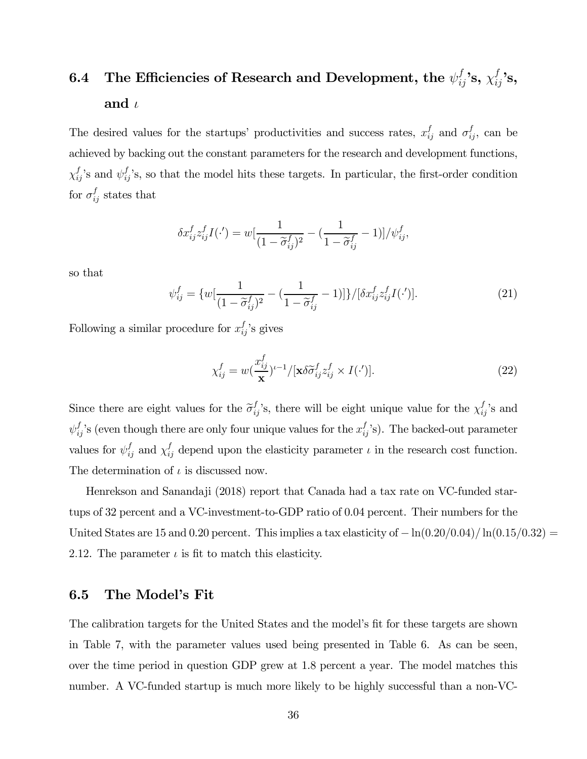## 6.4 The Efficiencies of Research and Development, the $\psi_{ij}^f$'s, $\chi_{ij}^f$'s, and $\iota$

The desired values for the startups' productivities and success rates, $x_{ij}^f$ and $\sigma_{ij}^f$, can be achieved by backing out the constant parameters for the research and development functions, $\chi_{ij}^f$'s and $\psi_{ij}^f$'s, so that the model hits these targets. In particular, the first-order condition for $\sigma_{ij}^f$ states that

$$\delta x_{ij}^f z_{ij}^f I(\cdot') = w[\frac{1}{(1-\widetilde{\sigma}_{ij}^f)^2} - (\frac{1}{1-\widetilde{\sigma}_{ij}^f} - 1)]/\psi_{ij}^f,$$

so that

$$\psi_{ij}^f = \{w[\frac{1}{(1-\widetilde{\sigma}_{ij}^f)^2} - (\frac{1}{1-\widetilde{\sigma}_{ij}^f} - 1)]\}/[\delta x_{ij}^f z_{ij}^f I(\cdot')]. \tag{21}$$

Following a similar procedure for $x_{ij}^f$'s gives

$$\chi_{ij}^f = w(\frac{x_{ij}^f}{\mathbf{x}})^{\iota-1}/[\mathbf{x}\delta\widetilde{\sigma}_{ij}^f z_{ij}^f \times I(\cdot')]. \tag{22}$$

Since there are eight values for the $\widetilde{\sigma}_{ij}^f$'s, there will be eight unique value for the $\chi_{ij}^f$'s and $\psi_{ij}^f$'s (even though there are only four unique values for the $x_{ij}^f$'s). The backed-out parameter values for $\psi_{ij}^f$ and $\chi_{ij}^f$ depend upon the elasticity parameter $\iota$ in the research cost function. The determination of $\iota$ is discussed now.

Henrekson and Sanandaji (2018) report that Canada had a tax rate on VC-funded startups of 32 percent and a VC-investment-to-GDP ratio of 0.04 percent. Their numbers for the United States are 15 and 0.20 percent. This implies a tax elasticity of $-\ln(0.20/0.04)/\ln(0.15/0.32) = 2.12$. The parameter $\iota$ is fit to match this elasticity.

## 6.5 The Model's Fit

The calibration targets for the United States and the model's fit for these targets are shown in Table 7, with the parameter values used being presented in Table 6. As can be seen, over the time period in question GDP grew at 1.8 percent a year. The model matches this number. A VC-funded startup is much more likely to be highly successful than a non-VC-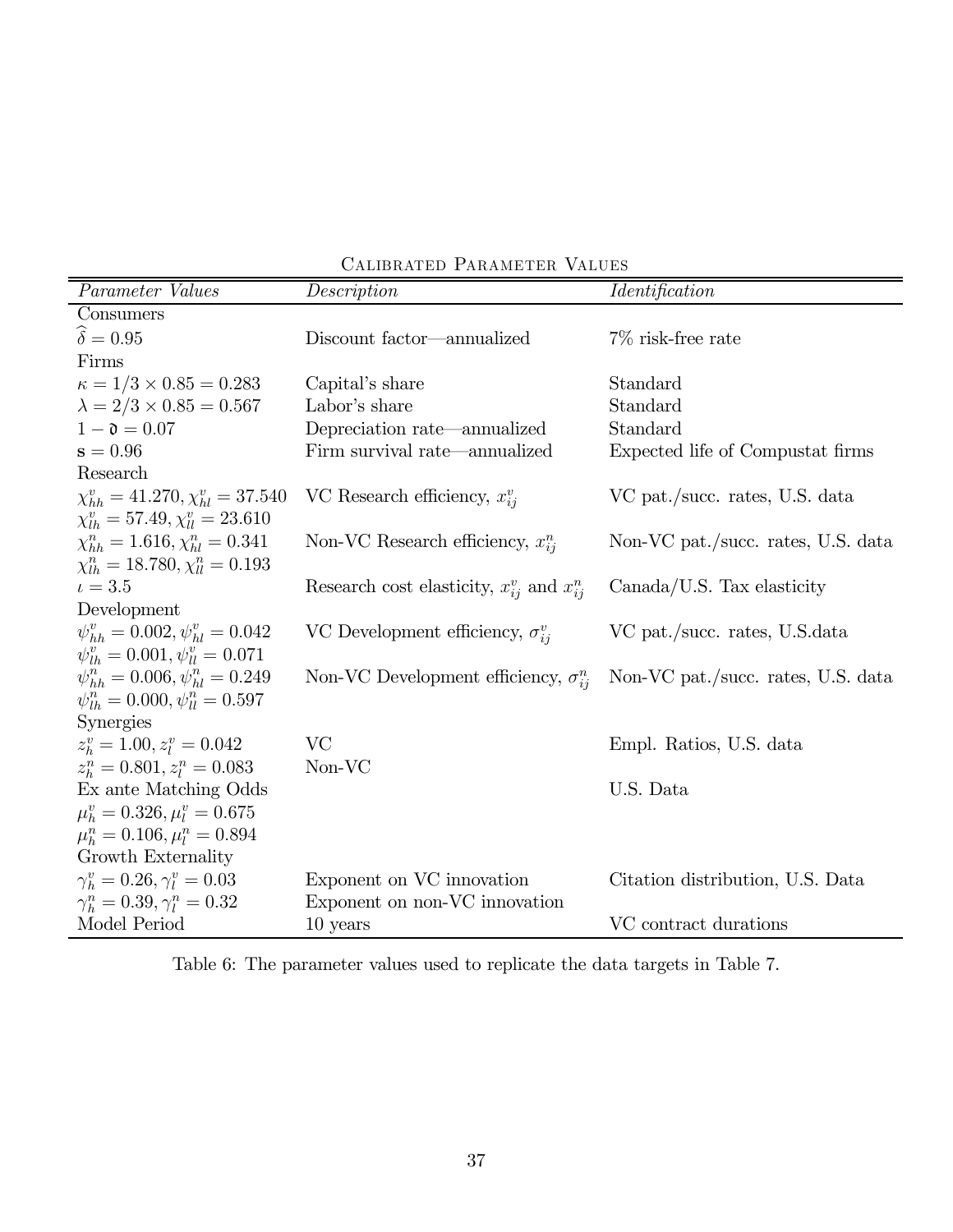Calibrated Parameter Values

| *Parameter Values* | *Description* | *Identification* |
|---|---|---|
| Consumers | | |
| $\widehat{\delta} = 0.95$ | Discount factor—annualized | 7% risk-free rate |
| Firms | | |
| $\kappa = 1/3 \times 0.85 = 0.283$ | Capital's share | Standard |
| $\lambda = 2/3 \times 0.85 = 0.567$ | Labor's share | Standard |
| $1 - \mathfrak{d} = 0.07$ | Depreciation rate—annualized | Standard |
| $\mathbf{s} = 0.96$ | Firm survival rate—annualized | Expected life of Compustat firms |
| Research | | |
| $\chi^v_{hh} = 41.270, \chi^v_{hl} = 37.540$ $\chi^v_{lh} = 57.49, \chi^v_{ll} = 23.610$ | VC Research efficiency, $x^v_{ij}$ | VC pat./succ. rates, U.S. data |
| $\chi^n_{hh} = 1.616, \chi^n_{hl} = 0.341$ $\chi^n_{lh} = 18.780, \chi^n_{ll} = 0.193$ | Non-VC Research efficiency, $x^n_{ij}$ | Non-VC pat./succ. rates, U.S. data |
| $\iota = 3.5$ | Research cost elasticity, $x^v_{ij}$ and $x^n_{ij}$ | Canada/U.S. Tax elasticity |
| Development | | |
| $\psi^v_{hh} = 0.002, \psi^v_{hl} = 0.042$ $\psi^v_{lh} = 0.001, \psi^v_{ll} = 0.071$ | VC Development efficiency, $\sigma^v_{ij}$ | VC pat./succ. rates, U.S.data |
| $\psi^n_{hh} = 0.006, \psi^n_{hl} = 0.249$ $\psi^n_{lh} = 0.000, \psi^n_{ll} = 0.597$ | Non-VC Development efficiency, $\sigma^n_{ij}$ | Non-VC pat./succ. rates, U.S. data |
| Synergies | | |
| $z^v_h = 1.00, z^v_l = 0.042$ | VC | Empl. Ratios, U.S. data |
| $z^n_h = 0.801, z^n_l = 0.083$ | Non-VC | |
| Ex ante Matching Odds | | U.S. Data |
| $\mu^v_h = 0.326, \mu^v_l = 0.675$ | | |
| $\mu^n_h = 0.106, \mu^n_l = 0.894$ | | |
| Growth Externality | | |
| $\gamma^v_h = 0.26, \gamma^v_l = 0.03$ | Exponent on VC innovation | Citation distribution, U.S. Data |
| $\gamma^n_h = 0.39, \gamma^n_l = 0.32$ | Exponent on non-VC innovation | |
| Model Period | 10 years | VC contract durations |

Table 6: The parameter values used to replicate the data targets in Table 7.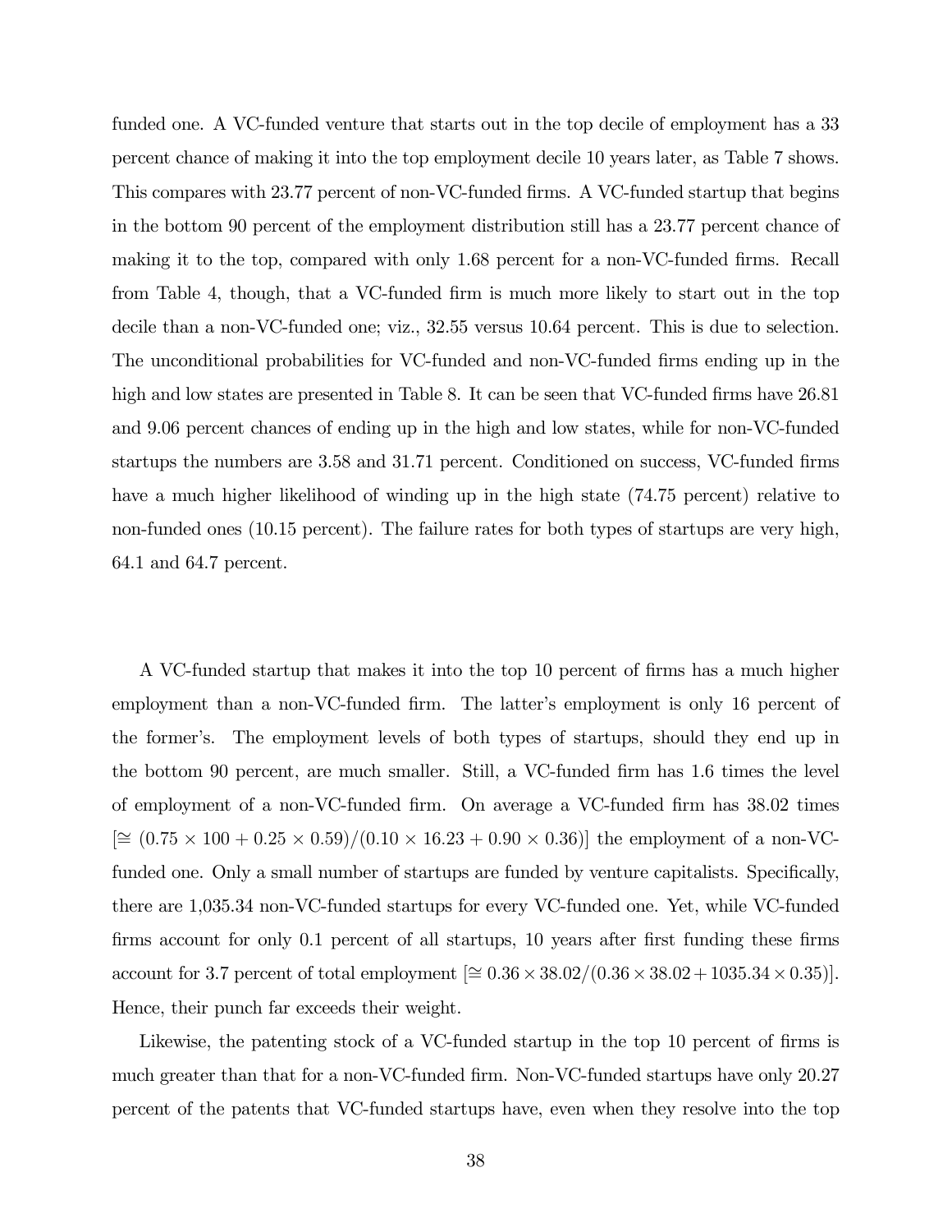funded one. A VC-funded venture that starts out in the top decile of employment has a 33 percent chance of making it into the top employment decile 10 years later, as Table 7 shows. This compares with 23.77 percent of non-VC-funded firms. A VC-funded startup that begins in the bottom 90 percent of the employment distribution still has a 23.77 percent chance of making it to the top, compared with only 1.68 percent for a non-VC-funded firms. Recall from Table 4, though, that a VC-funded firm is much more likely to start out in the top decile than a non-VC-funded one; viz., 32.55 versus 10.64 percent. This is due to selection. The unconditional probabilities for VC-funded and non-VC-funded firms ending up in the high and low states are presented in Table 8. It can be seen that VC-funded firms have 26.81 and 9.06 percent chances of ending up in the high and low states, while for non-VC-funded startups the numbers are 3.58 and 31.71 percent. Conditioned on success, VC-funded firms have a much higher likelihood of winding up in the high state (74.75 percent) relative to non-funded ones (10.15 percent). The failure rates for both types of startups are very high, 64.1 and 64.7 percent.

A VC-funded startup that makes it into the top 10 percent of firms has a much higher employment than a non-VC-funded firm. The latter's employment is only 16 percent of the former's. The employment levels of both types of startups, should they end up in the bottom 90 percent, are much smaller. Still, a VC-funded firm has 1.6 times the level of employment of a non-VC-funded firm. On average a VC-funded firm has 38.02 times [$\cong (0.75 \times 100 + 0.25 \times 0.59)/(0.10 \times 16.23 + 0.90 \times 0.36)$] the employment of a non-VC-funded one. Only a small number of startups are funded by venture capitalists. Specifically, there are 1,035.34 non-VC-funded startups for every VC-funded one. Yet, while VC-funded firms account for only 0.1 percent of all startups, 10 years after first funding these firms account for 3.7 percent of total employment [$\cong 0.36 \times 38.02/(0.36 \times 38.02 + 1035.34 \times 0.35)$]. Hence, their punch far exceeds their weight.

Likewise, the patenting stock of a VC-funded startup in the top 10 percent of firms is much greater than that for a non-VC-funded firm. Non-VC-funded startups have only 20.27 percent of the patents that VC-funded startups have, even when they resolve into the top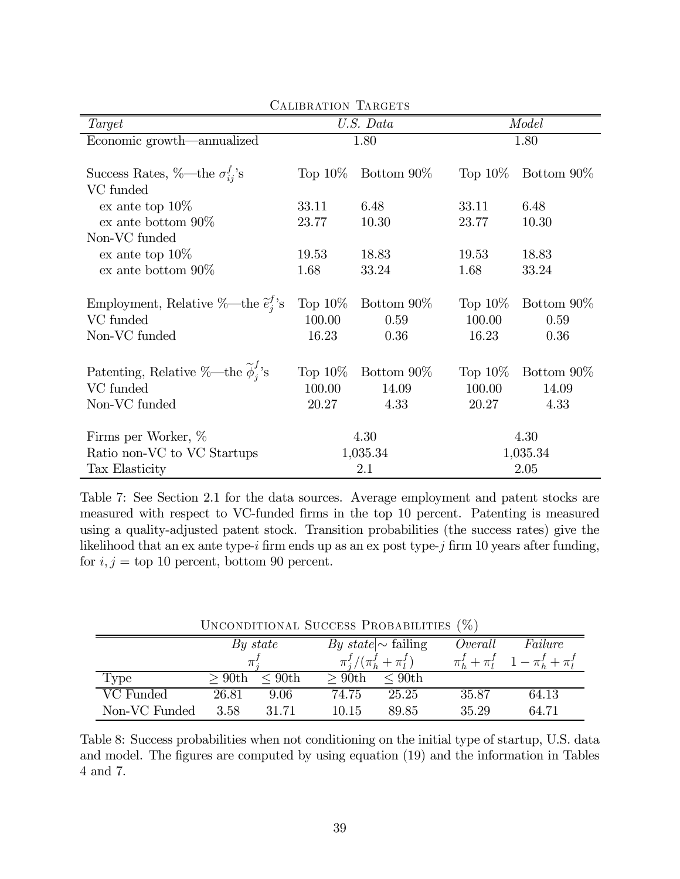Calibration Targets

| *Target* | *U.S. Data* | | *Model* | |
|---|---|---|---|---|
| Economic growth—annualized | 1.80 | | 1.80 | |
| Success Rates, %—the $\sigma_{ij}^f$'s | Top 10% | Bottom 90% | Top 10% | Bottom 90% |
| VC funded | | | | |
| ex ante top 10% | 33.11 | 6.48 | 33.11 | 6.48 |
| ex ante bottom 90% | 23.77 | 10.30 | 23.77 | 10.30 |
| Non-VC funded | | | | |
| ex ante top 10% | 19.53 | 18.83 | 19.53 | 18.83 |
| ex ante bottom 90% | 1.68 | 33.24 | 1.68 | 33.24 |
| Employment, Relative %—the $\widetilde{e}_j^f$'s | Top 10% | Bottom 90% | Top 10% | Bottom 90% |
| VC funded | 100.00 | 0.59 | 100.00 | 0.59 |
| Non-VC funded | 16.23 | 0.36 | 16.23 | 0.36 |
| Patenting, Relative %—the $\widetilde{\phi}_j^f$'s | Top 10% | Bottom 90% | Top 10% | Bottom 90% |
| VC funded | 100.00 | 14.09 | 100.00 | 14.09 |
| Non-VC funded | 20.27 | 4.33 | 20.27 | 4.33 |
| Firms per Worker, % | 4.30 | | 4.30 | |
| Ratio non-VC to VC Startups | 1,035.34 | | 1,035.34 | |
| Tax Elasticity | 2.1 | | 2.05 | |

Table 7: See Section 2.1 for the data sources. Average employment and patent stocks are measured with respect to VC-funded firms in the top 10 percent. Patenting is measured using a quality-adjusted patent stock. Transition probabilities (the success rates) give the likelihood that an ex ante type-$i$ firm ends up as an ex post type-$j$ firm 10 years after funding, for $i, j =$ top 10 percent, bottom 90 percent.

Unconditional Success Probabilities (%)

| | *By state* $\pi_j^f$ | | *By state*$\vert\sim$ failing $\pi_j^f/(\pi_h^f+\pi_l^f)$ | | *Overall* $\pi_h^f+\pi_l^f$ | *Failure* $1-\pi_h^f+\pi_l^f$ |
|---|---|---|---|---|---|---|
| Type | $\geq$ 90th | $\leq$ 90th | $\geq$ 90th | $\leq$ 90th | | |
| VC Funded | 26.81 | 9.06 | 74.75 | 25.25 | 35.87 | 64.13 |
| Non-VC Funded | 3.58 | 31.71 | 10.15 | 89.85 | 35.29 | 64.71 |

Table 8: Success probabilities when not conditioning on the initial type of startup, U.S. data and model. The figures are computed by using equation (19) and the information in Tables 4 and 7.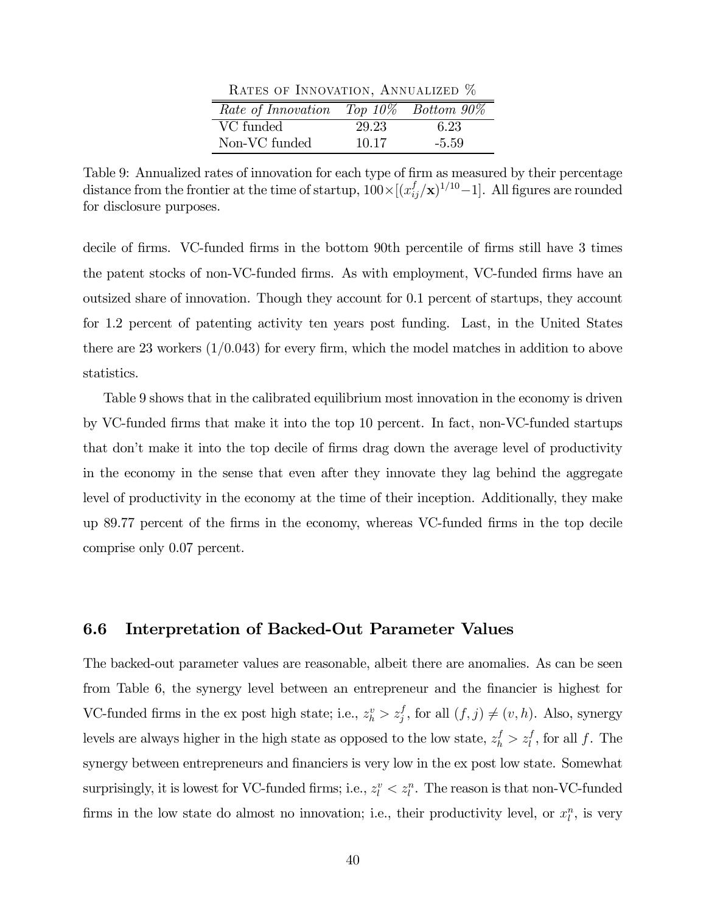Rates of Innovation, Annualized %

| *Rate of Innovation* | *Top 10%* | *Bottom 90%* |
|---|---|---|
| VC funded | 29.23 | 6.23 |
| Non-VC funded | 10.17 | -5.59 |

Table 9: Annualized rates of innovation for each type of firm as measured by their percentage distance from the frontier at the time of startup, $100\times[(x_{ij}^{f}/\mathbf{x})^{1/10}-1]$. All figures are rounded for disclosure purposes.

decile of firms. VC-funded firms in the bottom 90th percentile of firms still have 3 times the patent stocks of non-VC-funded firms. As with employment, VC-funded firms have an outsized share of innovation. Though they account for 0.1 percent of startups, they account for 1.2 percent of patenting activity ten years post funding. Last, in the United States there are 23 workers (1/0.043) for every firm, which the model matches in addition to above statistics.

Table 9 shows that in the calibrated equilibrium most innovation in the economy is driven by VC-funded firms that make it into the top 10 percent. In fact, non-VC-funded startups that don't make it into the top decile of firms drag down the average level of productivity in the economy in the sense that even after they innovate they lag behind the aggregate level of productivity in the economy at the time of their inception. Additionally, they make up 89.77 percent of the firms in the economy, whereas VC-funded firms in the top decile comprise only 0.07 percent.

## 6.6 Interpretation of Backed-Out Parameter Values

The backed-out parameter values are reasonable, albeit there are anomalies. As can be seen from Table 6, the synergy level between an entrepreneur and the financier is highest for VC-funded firms in the ex post high state; i.e., $z_h^v > z_j^f$, for all $(f, j) \neq (v, h)$. Also, synergy levels are always higher in the high state as opposed to the low state, $z_h^f > z_l^f$, for all $f$. The synergy between entrepreneurs and financiers is very low in the ex post low state. Somewhat surprisingly, it is lowest for VC-funded firms; i.e., $z_l^v < z_l^n$. The reason is that non-VC-funded firms in the low state do almost no innovation; i.e., their productivity level, or $x_l^n$, is very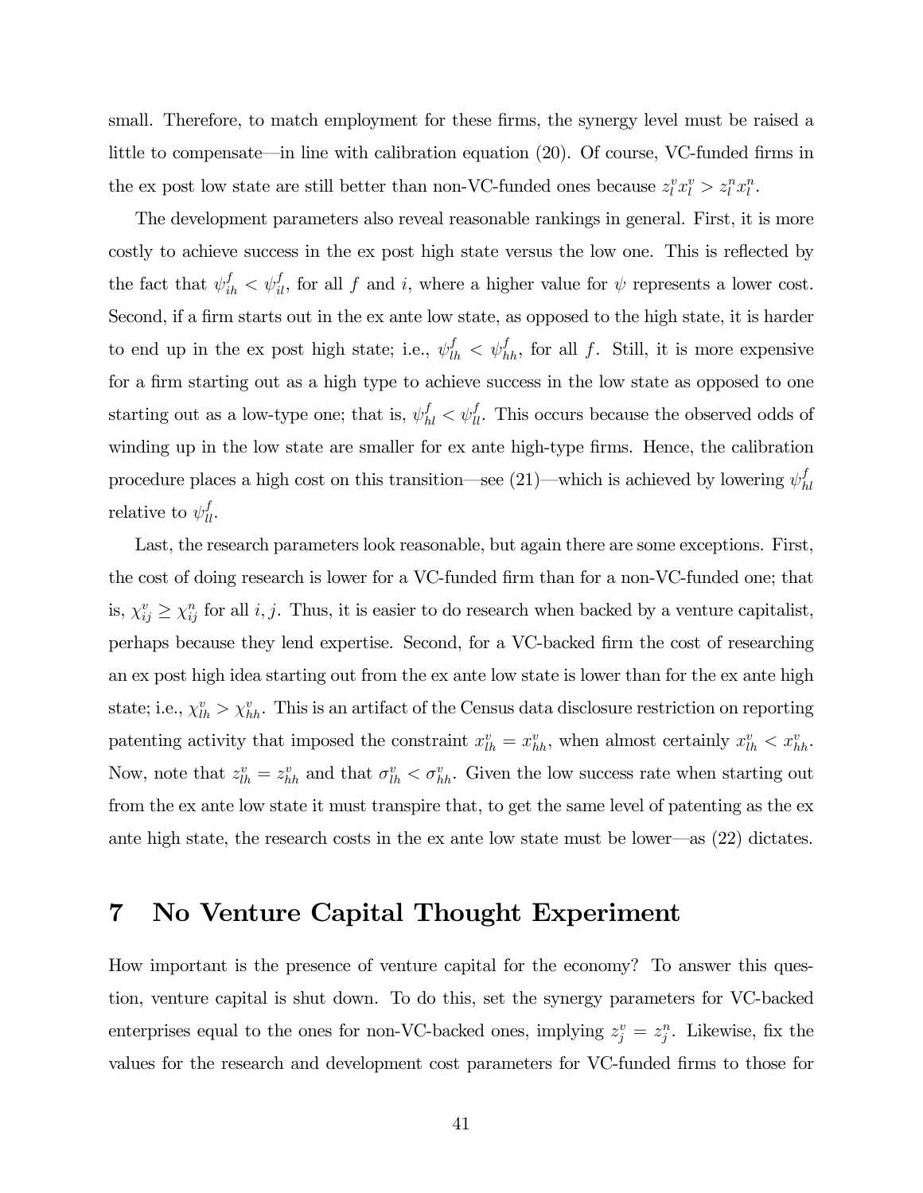small. Therefore, to match employment for these firms, the synergy level must be raised a little to compensate—in line with calibration equation (20). Of course, VC-funded firms in the ex post low state are still better than non-VC-funded ones because $z_l^v x_l^v > z_l^n x_l^n$.

The development parameters also reveal reasonable rankings in general. First, it is more costly to achieve success in the ex post high state versus the low one. This is reflected by the fact that $\psi_{ih}^f < \psi_{il}^f$, for all $f$ and $i$, where a higher value for $\psi$ represents a lower cost. Second, if a firm starts out in the ex ante low state, as opposed to the high state, it is harder to end up in the ex post high state; i.e., $\psi_{lh}^f < \psi_{hh}^f$, for all $f$. Still, it is more expensive for a firm starting out as a high type to achieve success in the low state as opposed to one starting out as a low-type one; that is, $\psi_{hl}^f < \psi_{ll}^f$. This occurs because the observed odds of winding up in the low state are smaller for ex ante high-type firms. Hence, the calibration procedure places a high cost on this transition—see (21)—which is achieved by lowering $\psi_{hl}^f$ relative to $\psi_{ll}^f$.

Last, the research parameters look reasonable, but again there are some exceptions. First, the cost of doing research is lower for a VC-funded firm than for a non-VC-funded one; that is, $\chi_{ij}^v \geq \chi_{ij}^n$ for all $i, j$. Thus, it is easier to do research when backed by a venture capitalist, perhaps because they lend expertise. Second, for a VC-backed firm the cost of researching an ex post high idea starting out from the ex ante low state is lower than for the ex ante high state; i.e., $\chi_{lh}^v > \chi_{hh}^v$. This is an artifact of the Census data disclosure restriction on reporting patenting activity that imposed the constraint $x_{lh}^v = x_{hh}^v$, when almost certainly $x_{lh}^v < x_{hh}^v$. Now, note that $z_{lh}^v = z_{hh}^v$ and that $\sigma_{lh}^v < \sigma_{hh}^v$. Given the low success rate when starting out from the ex ante low state it must transpire that, to get the same level of patenting as the ex ante high state, the research costs in the ex ante low state must be lower—as (22) dictates.

# 7 No Venture Capital Thought Experiment

How important is the presence of venture capital for the economy? To answer this question, venture capital is shut down. To do this, set the synergy parameters for VC-backed enterprises equal to the ones for non-VC-backed ones, implying $z_j^v = z_j^n$. Likewise, fix the values for the research and development cost parameters for VC-funded firms to those for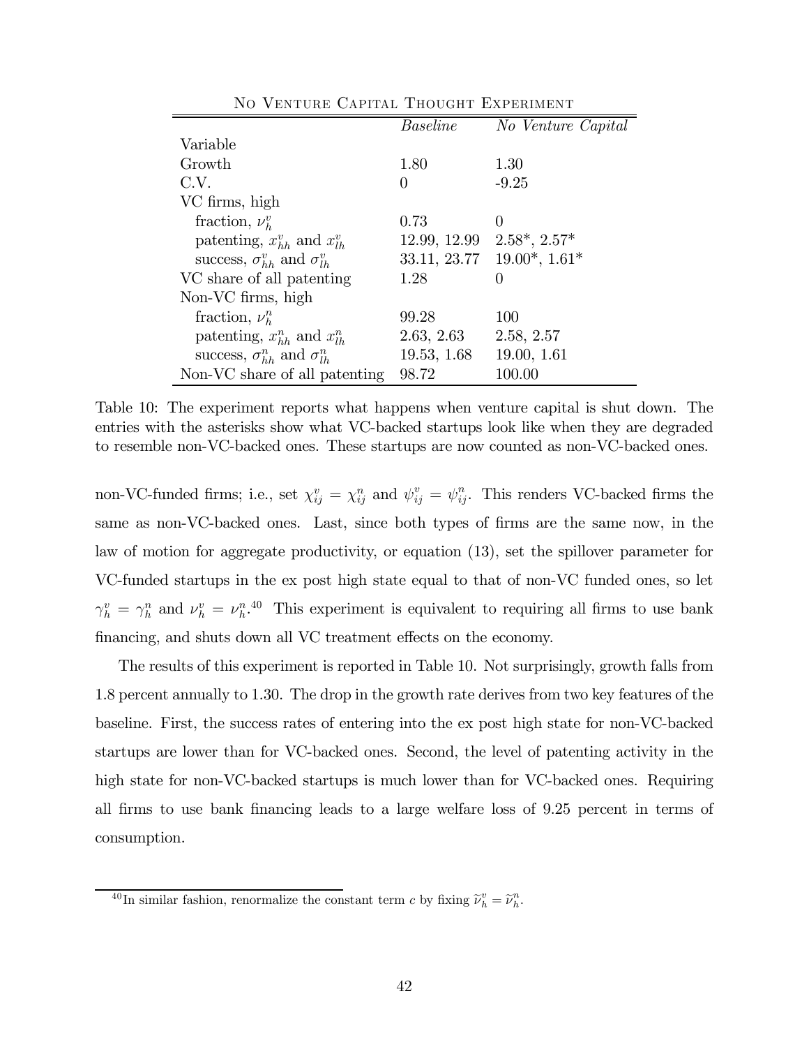| No Venture Capital Thought Experiment | | |
|---|---|---|
| | *Baseline* | *No Venture Capital* |
| Variable | | |
| Growth | 1.80 | 1.30 |
| C.V. | 0 | -9.25 |
| VC firms, high | | |
| fraction, $\nu_h^v$ | 0.73 | 0 |
| patenting, $x_{hh}^v$ and $x_{lh}^v$ | 12.99, 12.99 | 2.58*, 2.57* |
| success, $\sigma_{hh}^v$ and $\sigma_{lh}^v$ | 33.11, 23.77 | 19.00*, 1.61* |
| VC share of all patenting | 1.28 | 0 |
| Non-VC firms, high | | |
| fraction, $\nu_h^n$ | 99.28 | 100 |
| patenting, $x_{hh}^n$ and $x_{lh}^n$ | 2.63, 2.63 | 2.58, 2.57 |
| success, $\sigma_{hh}^n$ and $\sigma_{lh}^n$ | 19.53, 1.68 | 19.00, 1.61 |
| Non-VC share of all patenting | 98.72 | 100.00 |

Table 10: The experiment reports what happens when venture capital is shut down. The entries with the asterisks show what VC-backed startups look like when they are degraded to resemble non-VC-backed ones. These startups are now counted as non-VC-backed ones.

non-VC-funded firms; i.e., set $\chi_{ij}^v = \chi_{ij}^n$ and $\psi_{ij}^v = \psi_{ij}^n$. This renders VC-backed firms the same as non-VC-backed ones. Last, since both types of firms are the same now, in the law of motion for aggregate productivity, or equation (13), set the spillover parameter for VC-funded startups in the ex post high state equal to that of non-VC funded ones, so let $\gamma_h^v = \gamma_h^n$ and $\nu_h^v = \nu_h^n$.[40] This experiment is equivalent to requiring all firms to use bank financing, and shuts down all VC treatment effects on the economy.

The results of this experiment is reported in Table 10. Not surprisingly, growth falls from 1.8 percent annually to 1.30. The drop in the growth rate derives from two key features of the baseline. First, the success rates of entering into the ex post high state for non-VC-backed startups are lower than for VC-backed ones. Second, the level of patenting activity in the high state for non-VC-backed startups is much lower than for VC-backed ones. Requiring all firms to use bank financing leads to a large welfare loss of 9.25 percent in terms of consumption.

[40] In similar fashion, renormalize the constant term $c$ by fixing $\widetilde{\nu}_h^v = \widetilde{\nu}_h^n$.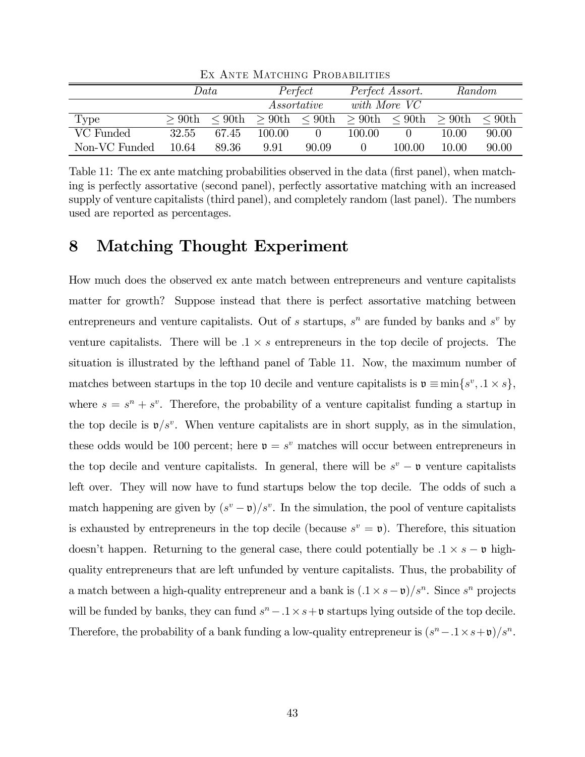Ex Ante Matching Probabilities

| | *Data* | | *Perfect Assortative* | | *Perfect Assort. with More VC* | | *Random* | |
|---|---|---|---|---|---|---|---|---|
| Type | $\geq$ 90th | $\leq$ 90th | $\geq$ 90th | $\leq$ 90th | $\geq$ 90th | $\leq$ 90th | $\geq$ 90th | $\leq$ 90th |
| VC Funded | 32.55 | 67.45 | 100.00 | 0 | 100.00 | 0 | 10.00 | 90.00 |
| Non-VC Funded | 10.64 | 89.36 | 9.91 | 90.09 | 0 | 100.00 | 10.00 | 90.00 |

Table 11: The ex ante matching probabilities observed in the data (first panel), when matching is perfectly assortative (second panel), perfectly assortative matching with an increased supply of venture capitalists (third panel), and completely random (last panel). The numbers used are reported as percentages.

# 8 Matching Thought Experiment

How much does the observed ex ante match between entrepreneurs and venture capitalists matter for growth? Suppose instead that there is perfect assortative matching between entrepreneurs and venture capitalists. Out of $s$ startups, $s^n$ are funded by banks and $s^v$ by venture capitalists. There will be $.1 \times s$ entrepreneurs in the top decile of projects. The situation is illustrated by the lefthand panel of Table 11. Now, the maximum number of matches between startups in the top 10 decile and venture capitalists is $\mathfrak{v} \equiv \min\{s^v, .1 \times s\}$, where $s = s^n + s^v$. Therefore, the probability of a venture capitalist funding a startup in the top decile is $\mathfrak{v}/s^v$. When venture capitalists are in short supply, as in the simulation, these odds would be 100 percent; here $\mathfrak{v} = s^v$ matches will occur between entrepreneurs in the top decile and venture capitalists. In general, there will be $s^v - \mathfrak{v}$ venture capitalists left over. They will now have to fund startups below the top decile. The odds of such a match happening are given by $(s^v - \mathfrak{v})/s^v$. In the simulation, the pool of venture capitalists is exhausted by entrepreneurs in the top decile (because $s^v = \mathfrak{v}$). Therefore, this situation doesn't happen. Returning to the general case, there could potentially be $.1 \times s - \mathfrak{v}$ high-quality entrepreneurs that are left unfunded by venture capitalists. Thus, the probability of a match between a high-quality entrepreneur and a bank is $(.1 \times s - \mathfrak{v})/s^n$. Since $s^n$ projects will be funded by banks, they can fund $s^n - .1 \times s + \mathfrak{v}$ startups lying outside of the top decile. Therefore, the probability of a bank funding a low-quality entrepreneur is $(s^n - .1 \times s + \mathfrak{v})/s^n$.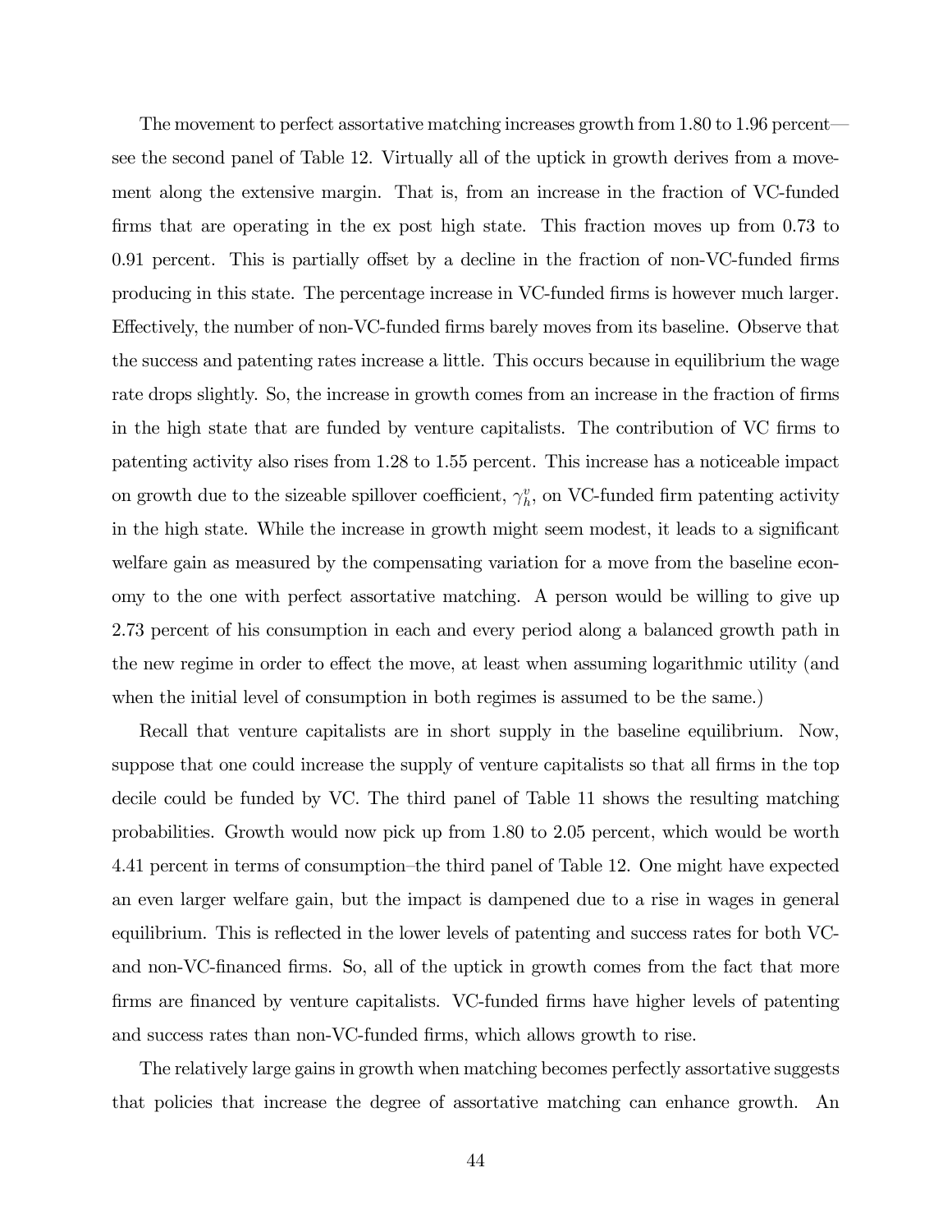The movement to perfect assortative matching increases growth from 1.80 to 1.96 percent—see the second panel of Table 12. Virtually all of the uptick in growth derives from a movement along the extensive margin. That is, from an increase in the fraction of VC-funded firms that are operating in the ex post high state. This fraction moves up from 0.73 to 0.91 percent. This is partially offset by a decline in the fraction of non-VC-funded firms producing in this state. The percentage increase in VC-funded firms is however much larger. Effectively, the number of non-VC-funded firms barely moves from its baseline. Observe that the success and patenting rates increase a little. This occurs because in equilibrium the wage rate drops slightly. So, the increase in growth comes from an increase in the fraction of firms in the high state that are funded by venture capitalists. The contribution of VC firms to patenting activity also rises from 1.28 to 1.55 percent. This increase has a noticeable impact on growth due to the sizeable spillover coefficient, $\gamma_h^v$, on VC-funded firm patenting activity in the high state. While the increase in growth might seem modest, it leads to a significant welfare gain as measured by the compensating variation for a move from the baseline economy to the one with perfect assortative matching. A person would be willing to give up 2.73 percent of his consumption in each and every period along a balanced growth path in the new regime in order to effect the move, at least when assuming logarithmic utility (and when the initial level of consumption in both regimes is assumed to be the same.)

Recall that venture capitalists are in short supply in the baseline equilibrium. Now, suppose that one could increase the supply of venture capitalists so that all firms in the top decile could be funded by VC. The third panel of Table 11 shows the resulting matching probabilities. Growth would now pick up from 1.80 to 2.05 percent, which would be worth 4.41 percent in terms of consumption–the third panel of Table 12. One might have expected an even larger welfare gain, but the impact is dampened due to a rise in wages in general equilibrium. This is reflected in the lower levels of patenting and success rates for both VC- and non-VC-financed firms. So, all of the uptick in growth comes from the fact that more firms are financed by venture capitalists. VC-funded firms have higher levels of patenting and success rates than non-VC-funded firms, which allows growth to rise.

The relatively large gains in growth when matching becomes perfectly assortative suggests that policies that increase the degree of assortative matching can enhance growth. An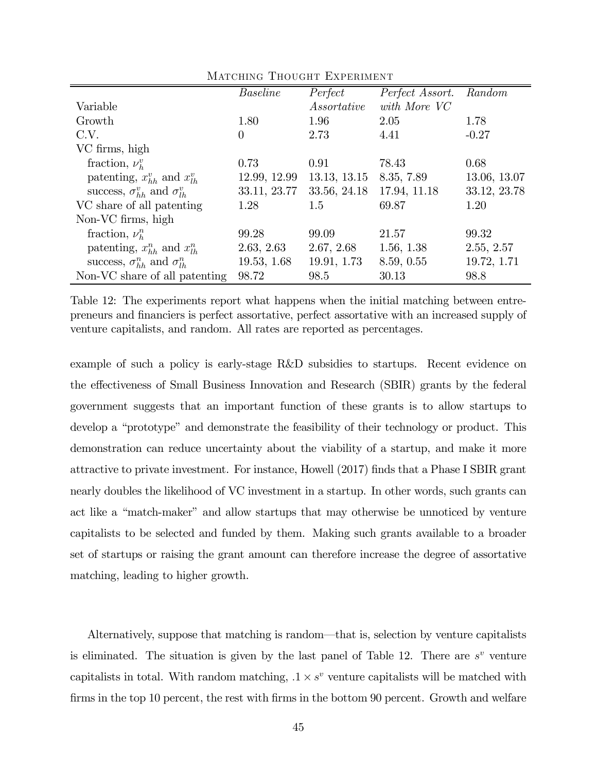Matching Thought Experiment

| Variable | *Baseline* | *Perfect Assortative* | *Perfect Assort. with More VC* | *Random* |
|---|---|---|---|---|
| Growth | 1.80 | 1.96 | 2.05 | 1.78 |
| C.V. | 0 | 2.73 | 4.41 | -0.27 |
| VC firms, high | | | | |
| fraction, $\nu_h^v$ | 0.73 | 0.91 | 78.43 | 0.68 |
| patenting, $x_{hh}^v$ and $x_{lh}^v$ | 12.99, 12.99 | 13.13, 13.15 | 8.35, 7.89 | 13.06, 13.07 |
| success, $\sigma_{hh}^v$ and $\sigma_{lh}^v$ | 33.11, 23.77 | 33.56, 24.18 | 17.94, 11.18 | 33.12, 23.78 |
| VC share of all patenting | 1.28 | 1.5 | 69.87 | 1.20 |
| Non-VC firms, high | | | | |
| fraction, $\nu_h^n$ | 99.28 | 99.09 | 21.57 | 99.32 |
| patenting, $x_{hh}^n$ and $x_{lh}^n$ | 2.63, 2.63 | 2.67, 2.68 | 1.56, 1.38 | 2.55, 2.57 |
| success, $\sigma_{hh}^n$ and $\sigma_{lh}^n$ | 19.53, 1.68 | 19.91, 1.73 | 8.59, 0.55 | 19.72, 1.71 |
| Non-VC share of all patenting | 98.72 | 98.5 | 30.13 | 98.8 |

Table 12: The experiments report what happens when the initial matching between entrepreneurs and financiers is perfect assortative, perfect assortative with an increased supply of venture capitalists, and random. All rates are reported as percentages.

example of such a policy is early-stage R&D subsidies to startups. Recent evidence on the effectiveness of Small Business Innovation and Research (SBIR) grants by the federal government suggests that an important function of these grants is to allow startups to develop a "prototype" and demonstrate the feasibility of their technology or product. This demonstration can reduce uncertainty about the viability of a startup, and make it more attractive to private investment. For instance, Howell (2017) finds that a Phase I SBIR grant nearly doubles the likelihood of VC investment in a startup. In other words, such grants can act like a "match-maker" and allow startups that may otherwise be unnoticed by venture capitalists to be selected and funded by them. Making such grants available to a broader set of startups or raising the grant amount can therefore increase the degree of assortative matching, leading to higher growth.

Alternatively, suppose that matching is random—that is, selection by venture capitalists is eliminated. The situation is given by the last panel of Table 12. There are $s^v$ venture capitalists in total. With random matching, $.1 \times s^v$ venture capitalists will be matched with firms in the top 10 percent, the rest with firms in the bottom 90 percent. Growth and welfare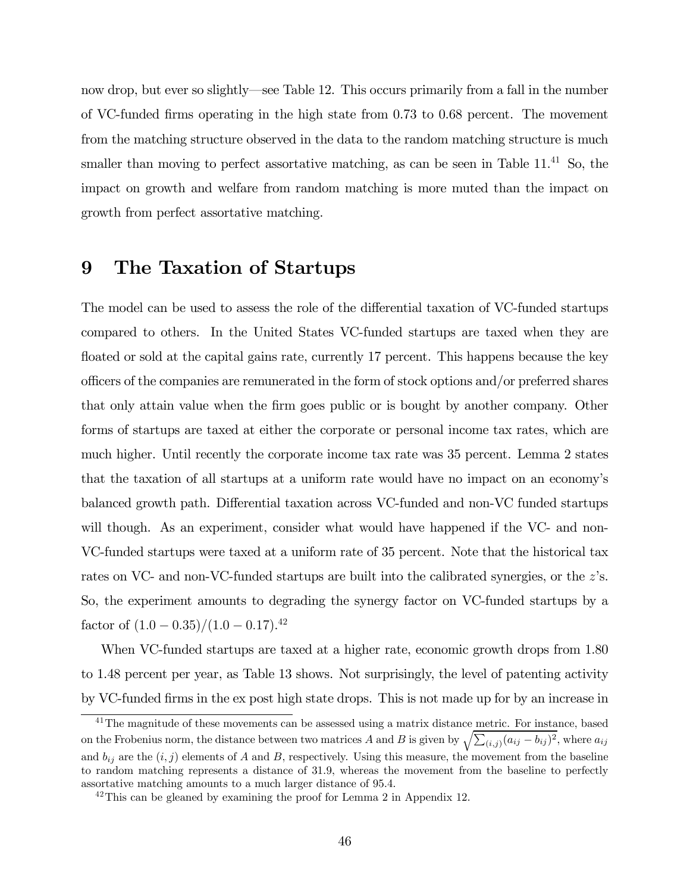now drop, but ever so slightly—see Table 12. This occurs primarily from a fall in the number of VC-funded firms operating in the high state from 0.73 to 0.68 percent. The movement from the matching structure observed in the data to the random matching structure is much smaller than moving to perfect assortative matching, as can be seen in Table 11.[41] So, the impact on growth and welfare from random matching is more muted than the impact on growth from perfect assortative matching.

# 9 The Taxation of Startups

The model can be used to assess the role of the differential taxation of VC-funded startups compared to others. In the United States VC-funded startups are taxed when they are floated or sold at the capital gains rate, currently 17 percent. This happens because the key officers of the companies are remunerated in the form of stock options and/or preferred shares that only attain value when the firm goes public or is bought by another company. Other forms of startups are taxed at either the corporate or personal income tax rates, which are much higher. Until recently the corporate income tax rate was 35 percent. Lemma 2 states that the taxation of all startups at a uniform rate would have no impact on an economy's balanced growth path. Differential taxation across VC-funded and non-VC funded startups will though. As an experiment, consider what would have happened if the VC- and non-VC-funded startups were taxed at a uniform rate of 35 percent. Note that the historical tax rates on VC- and non-VC-funded startups are built into the calibrated synergies, or the $z$'s. So, the experiment amounts to degrading the synergy factor on VC-funded startups by a factor of $(1.0 - 0.35)/(1.0 - 0.17)$.[42]

When VC-funded startups are taxed at a higher rate, economic growth drops from 1.80 to 1.48 percent per year, as Table 13 shows. Not surprisingly, the level of patenting activity by VC-funded firms in the ex post high state drops. This is not made up for by an increase in

---

[41] The magnitude of these movements can be assessed using a matrix distance metric. For instance, based on the Frobenius norm, the distance between two matrices $A$ and $B$ is given by $\sqrt{\sum_{(i,j)}(a_{ij} - b_{ij})^2}$, where $a_{ij}$ and $b_{ij}$ are the $(i, j)$ elements of $A$ and $B$, respectively. Using this measure, the movement from the baseline to random matching represents a distance of 31.9, whereas the movement from the baseline to perfectly assortative matching amounts to a much larger distance of 95.4.

[42] This can be gleaned by examining the proof for Lemma 2 in Appendix 12.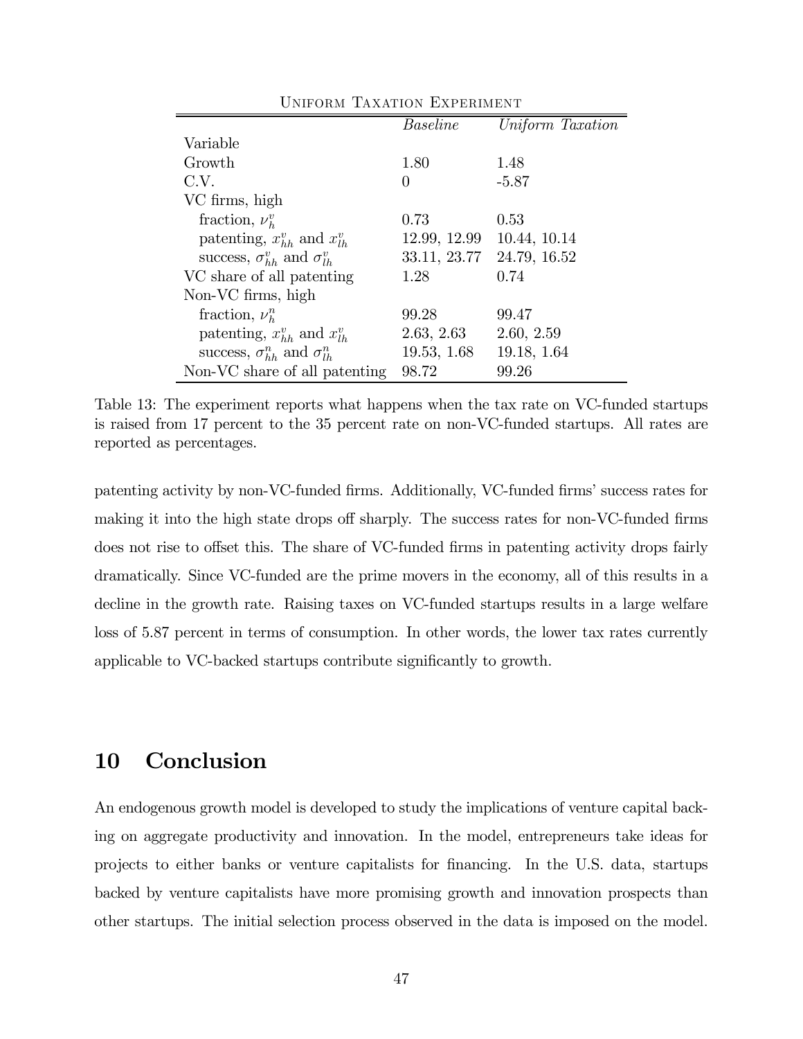Uniform Taxation Experiment

| | *Baseline* | *Uniform Taxation* |
|---|---|---|
| Variable | | |
| Growth | 1.80 | 1.48 |
| C.V. | 0 | -5.87 |
| VC firms, high | | |
| fraction, $\nu_h^v$ | 0.73 | 0.53 |
| patenting, $x_{hh}^v$ and $x_{lh}^v$ | 12.99, 12.99 | 10.44, 10.14 |
| success, $\sigma_{hh}^v$ and $\sigma_{lh}^v$ | 33.11, 23.77 | 24.79, 16.52 |
| VC share of all patenting | 1.28 | 0.74 |
| Non-VC firms, high | | |
| fraction, $\nu_h^n$ | 99.28 | 99.47 |
| patenting, $x_{hh}^v$ and $x_{lh}^v$ | 2.63, 2.63 | 2.60, 2.59 |
| success, $\sigma_{hh}^n$ and $\sigma_{lh}^n$ | 19.53, 1.68 | 19.18, 1.64 |
| Non-VC share of all patenting | 98.72 | 99.26 |

Table 13: The experiment reports what happens when the tax rate on VC-funded startups is raised from 17 percent to the 35 percent rate on non-VC-funded startups. All rates are reported as percentages.

patenting activity by non-VC-funded firms. Additionally, VC-funded firms' success rates for making it into the high state drops off sharply. The success rates for non-VC-funded firms does not rise to offset this. The share of VC-funded firms in patenting activity drops fairly dramatically. Since VC-funded are the prime movers in the economy, all of this results in a decline in the growth rate. Raising taxes on VC-funded startups results in a large welfare loss of 5.87 percent in terms of consumption. In other words, the lower tax rates currently applicable to VC-backed startups contribute significantly to growth.

## 10 Conclusion

An endogenous growth model is developed to study the implications of venture capital backing on aggregate productivity and innovation. In the model, entrepreneurs take ideas for projects to either banks or venture capitalists for financing. In the U.S. data, startups backed by venture capitalists have more promising growth and innovation prospects than other startups. The initial selection process observed in the data is imposed on the model.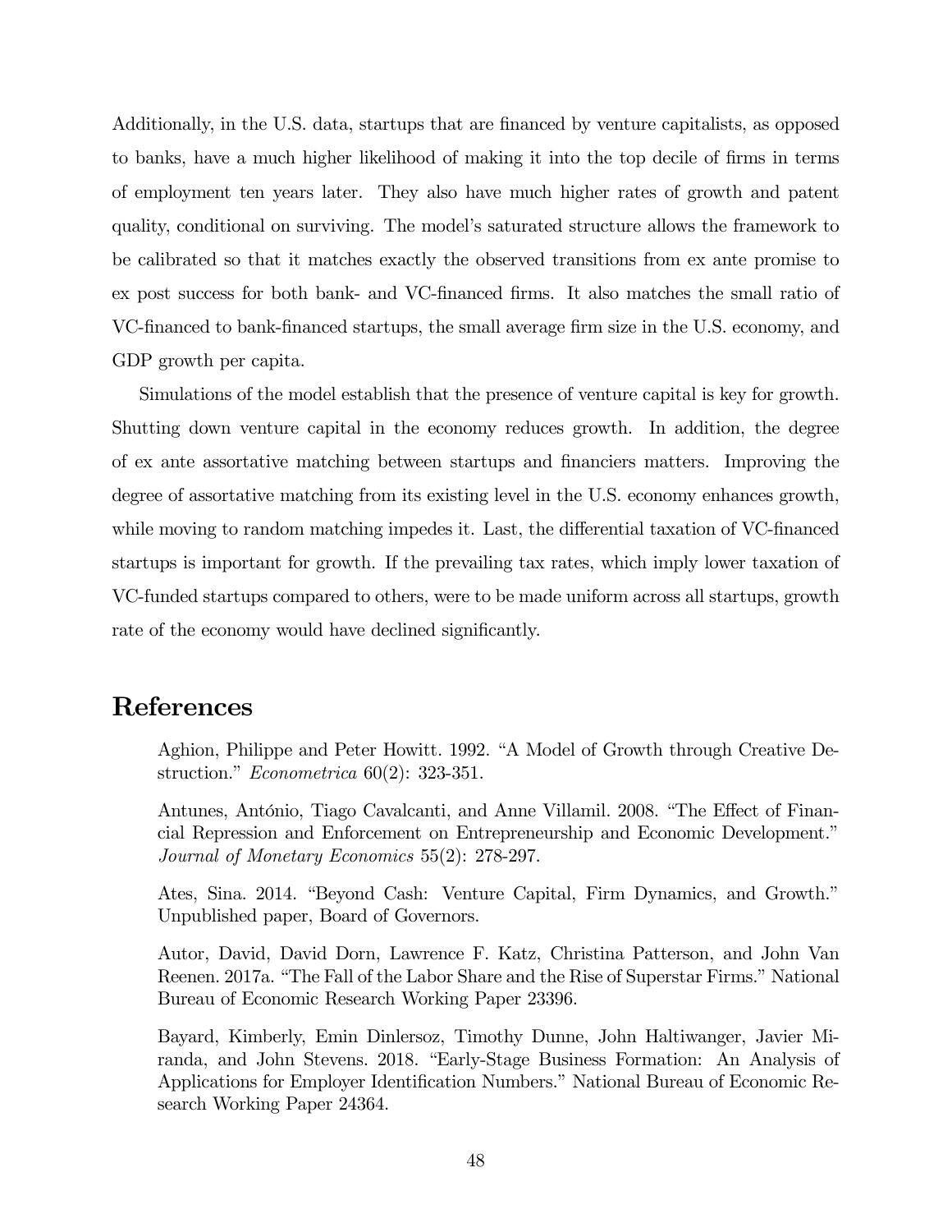Additionally, in the U.S. data, startups that are financed by venture capitalists, as opposed to banks, have a much higher likelihood of making it into the top decile of firms in terms of employment ten years later. They also have much higher rates of growth and patent quality, conditional on surviving. The model's saturated structure allows the framework to be calibrated so that it matches exactly the observed transitions from ex ante promise to ex post success for both bank- and VC-financed firms. It also matches the small ratio of VC-financed to bank-financed startups, the small average firm size in the U.S. economy, and GDP growth per capita.

Simulations of the model establish that the presence of venture capital is key for growth. Shutting down venture capital in the economy reduces growth. In addition, the degree of ex ante assortative matching between startups and financiers matters. Improving the degree of assortative matching from its existing level in the U.S. economy enhances growth, while moving to random matching impedes it. Last, the differential taxation of VC-financed startups is important for growth. If the prevailing tax rates, which imply lower taxation of VC-funded startups compared to others, were to be made uniform across all startups, growth rate of the economy would have declined significantly.

# References

Aghion, Philippe and Peter Howitt. 1992. "A Model of Growth through Creative Destruction." *Econometrica* 60(2): 323-351.

Antunes, António, Tiago Cavalcanti, and Anne Villamil. 2008. "The Effect of Financial Repression and Enforcement on Entrepreneurship and Economic Development." *Journal of Monetary Economics* 55(2): 278-297.

Ates, Sina. 2014. "Beyond Cash: Venture Capital, Firm Dynamics, and Growth." Unpublished paper, Board of Governors.

Autor, David, David Dorn, Lawrence F. Katz, Christina Patterson, and John Van Reenen. 2017a. "The Fall of the Labor Share and the Rise of Superstar Firms." National Bureau of Economic Research Working Paper 23396.

Bayard, Kimberly, Emin Dinlersoz, Timothy Dunne, John Haltiwanger, Javier Miranda, and John Stevens. 2018. "Early-Stage Business Formation: An Analysis of Applications for Employer Identification Numbers." National Bureau of Economic Research Working Paper 24364.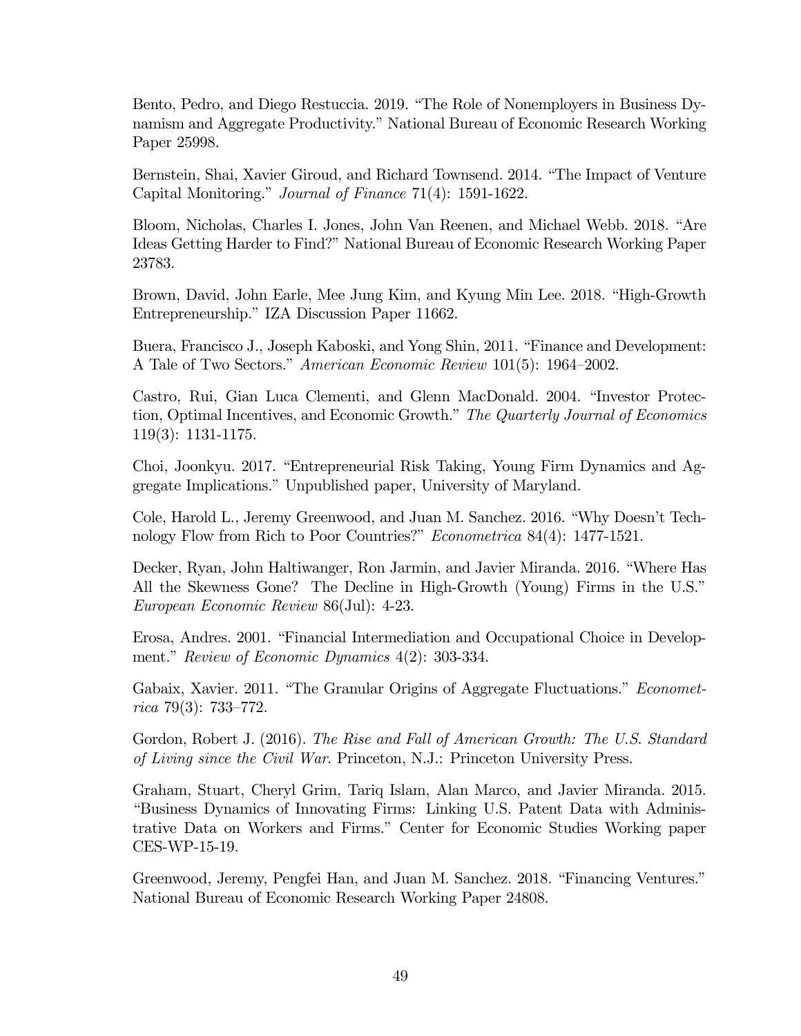Bento, Pedro, and Diego Restuccia. 2019. "The Role of Nonemployers in Business Dynamism and Aggregate Productivity." National Bureau of Economic Research Working Paper 25998.

Bernstein, Shai, Xavier Giroud, and Richard Townsend. 2014. "The Impact of Venture Capital Monitoring." *Journal of Finance* 71(4): 1591-1622.

Bloom, Nicholas, Charles I. Jones, John Van Reenen, and Michael Webb. 2018. "Are Ideas Getting Harder to Find?" National Bureau of Economic Research Working Paper 23783.

Brown, David, John Earle, Mee Jung Kim, and Kyung Min Lee. 2018. "High-Growth Entrepreneurship." IZA Discussion Paper 11662.

Buera, Francisco J., Joseph Kaboski, and Yong Shin, 2011. "Finance and Development: A Tale of Two Sectors." *American Economic Review* 101(5): 1964–2002.

Castro, Rui, Gian Luca Clementi, and Glenn MacDonald. 2004. "Investor Protection, Optimal Incentives, and Economic Growth." *The Quarterly Journal of Economics* 119(3): 1131-1175.

Choi, Joonkyu. 2017. "Entrepreneurial Risk Taking, Young Firm Dynamics and Aggregate Implications." Unpublished paper, University of Maryland.

Cole, Harold L., Jeremy Greenwood, and Juan M. Sanchez. 2016. "Why Doesn't Technology Flow from Rich to Poor Countries?" *Econometrica* 84(4): 1477-1521.

Decker, Ryan, John Haltiwanger, Ron Jarmin, and Javier Miranda. 2016. "Where Has All the Skewness Gone? The Decline in High-Growth (Young) Firms in the U.S." *European Economic Review* 86(Jul): 4-23.

Erosa, Andres. 2001. "Financial Intermediation and Occupational Choice in Development." *Review of Economic Dynamics* 4(2): 303-334.

Gabaix, Xavier. 2011. "The Granular Origins of Aggregate Fluctuations." *Econometrica* 79(3): 733–772.

Gordon, Robert J. (2016). *The Rise and Fall of American Growth: The U.S. Standard of Living since the Civil War.* Princeton, N.J.: Princeton University Press.

Graham, Stuart, Cheryl Grim, Tariq Islam, Alan Marco, and Javier Miranda. 2015. "Business Dynamics of Innovating Firms: Linking U.S. Patent Data with Administrative Data on Workers and Firms." Center for Economic Studies Working paper CES-WP-15-19.

Greenwood, Jeremy, Pengfei Han, and Juan M. Sanchez. 2018. "Financing Ventures." National Bureau of Economic Research Working Paper 24808.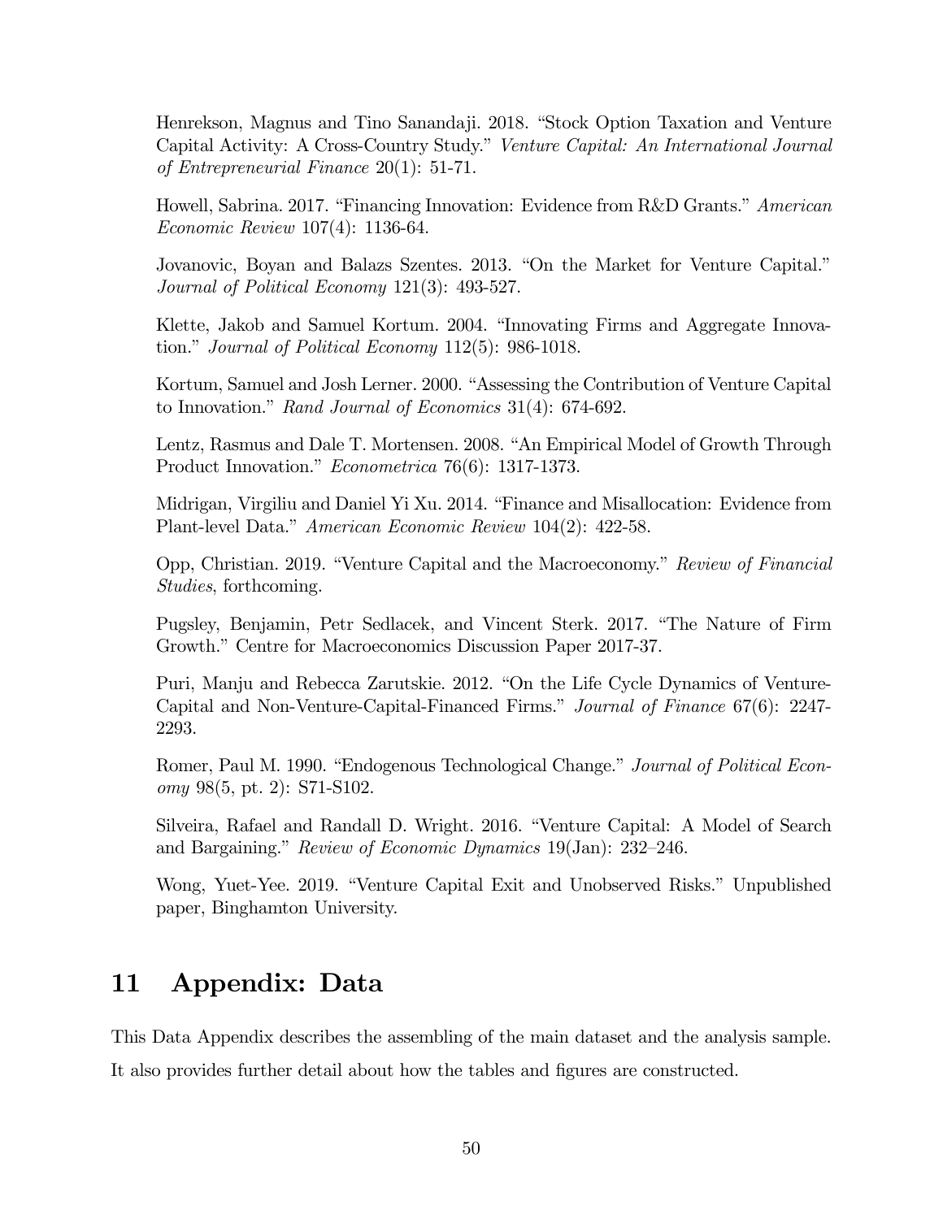Henrekson, Magnus and Tino Sanandaji. 2018. "Stock Option Taxation and Venture Capital Activity: A Cross-Country Study." *Venture Capital: An International Journal of Entrepreneurial Finance* 20(1): 51-71.

Howell, Sabrina. 2017. "Financing Innovation: Evidence from R&D Grants." *American Economic Review* 107(4): 1136-64.

Jovanovic, Boyan and Balazs Szentes. 2013. "On the Market for Venture Capital." *Journal of Political Economy* 121(3): 493-527.

Klette, Jakob and Samuel Kortum. 2004. "Innovating Firms and Aggregate Innovation." *Journal of Political Economy* 112(5): 986-1018.

Kortum, Samuel and Josh Lerner. 2000. "Assessing the Contribution of Venture Capital to Innovation." *Rand Journal of Economics* 31(4): 674-692.

Lentz, Rasmus and Dale T. Mortensen. 2008. "An Empirical Model of Growth Through Product Innovation." *Econometrica* 76(6): 1317-1373.

Midrigan, Virgiliu and Daniel Yi Xu. 2014. "Finance and Misallocation: Evidence from Plant-level Data." *American Economic Review* 104(2): 422-58.

Opp, Christian. 2019. "Venture Capital and the Macroeconomy." *Review of Financial Studies*, forthcoming.

Pugsley, Benjamin, Petr Sedlacek, and Vincent Sterk. 2017. "The Nature of Firm Growth." Centre for Macroeconomics Discussion Paper 2017-37.

Puri, Manju and Rebecca Zarutskie. 2012. "On the Life Cycle Dynamics of Venture-Capital and Non-Venture-Capital-Financed Firms." *Journal of Finance* 67(6): 2247-2293.

Romer, Paul M. 1990. "Endogenous Technological Change." *Journal of Political Economy* 98(5, pt. 2): S71-S102.

Silveira, Rafael and Randall D. Wright. 2016. "Venture Capital: A Model of Search and Bargaining." *Review of Economic Dynamics* 19(Jan): 232–246.

Wong, Yuet-Yee. 2019. "Venture Capital Exit and Unobserved Risks." Unpublished paper, Binghamton University.

# 11 Appendix: Data

This Data Appendix describes the assembling of the main dataset and the analysis sample. It also provides further detail about how the tables and figures are constructed.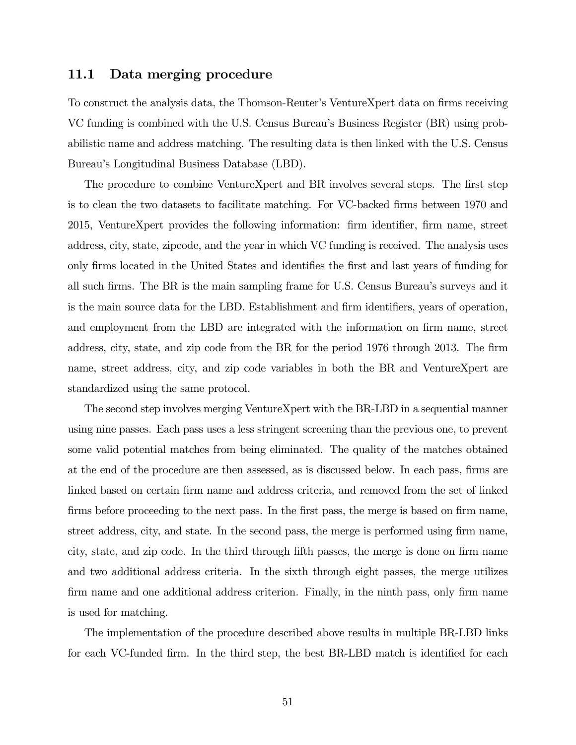## 11.1 Data merging procedure

To construct the analysis data, the Thomson-Reuter's VentureXpert data on firms receiving VC funding is combined with the U.S. Census Bureau's Business Register (BR) using probabilistic name and address matching. The resulting data is then linked with the U.S. Census Bureau's Longitudinal Business Database (LBD).

The procedure to combine VentureXpert and BR involves several steps. The first step is to clean the two datasets to facilitate matching. For VC-backed firms between 1970 and 2015, VentureXpert provides the following information: firm identifier, firm name, street address, city, state, zipcode, and the year in which VC funding is received. The analysis uses only firms located in the United States and identifies the first and last years of funding for all such firms. The BR is the main sampling frame for U.S. Census Bureau's surveys and it is the main source data for the LBD. Establishment and firm identifiers, years of operation, and employment from the LBD are integrated with the information on firm name, street address, city, state, and zip code from the BR for the period 1976 through 2013. The firm name, street address, city, and zip code variables in both the BR and VentureXpert are standardized using the same protocol.

The second step involves merging VentureXpert with the BR-LBD in a sequential manner using nine passes. Each pass uses a less stringent screening than the previous one, to prevent some valid potential matches from being eliminated. The quality of the matches obtained at the end of the procedure are then assessed, as is discussed below. In each pass, firms are linked based on certain firm name and address criteria, and removed from the set of linked firms before proceeding to the next pass. In the first pass, the merge is based on firm name, street address, city, and state. In the second pass, the merge is performed using firm name, city, state, and zip code. In the third through fifth passes, the merge is done on firm name and two additional address criteria. In the sixth through eight passes, the merge utilizes firm name and one additional address criterion. Finally, in the ninth pass, only firm name is used for matching.

The implementation of the procedure described above results in multiple BR-LBD links for each VC-funded firm. In the third step, the best BR-LBD match is identified for each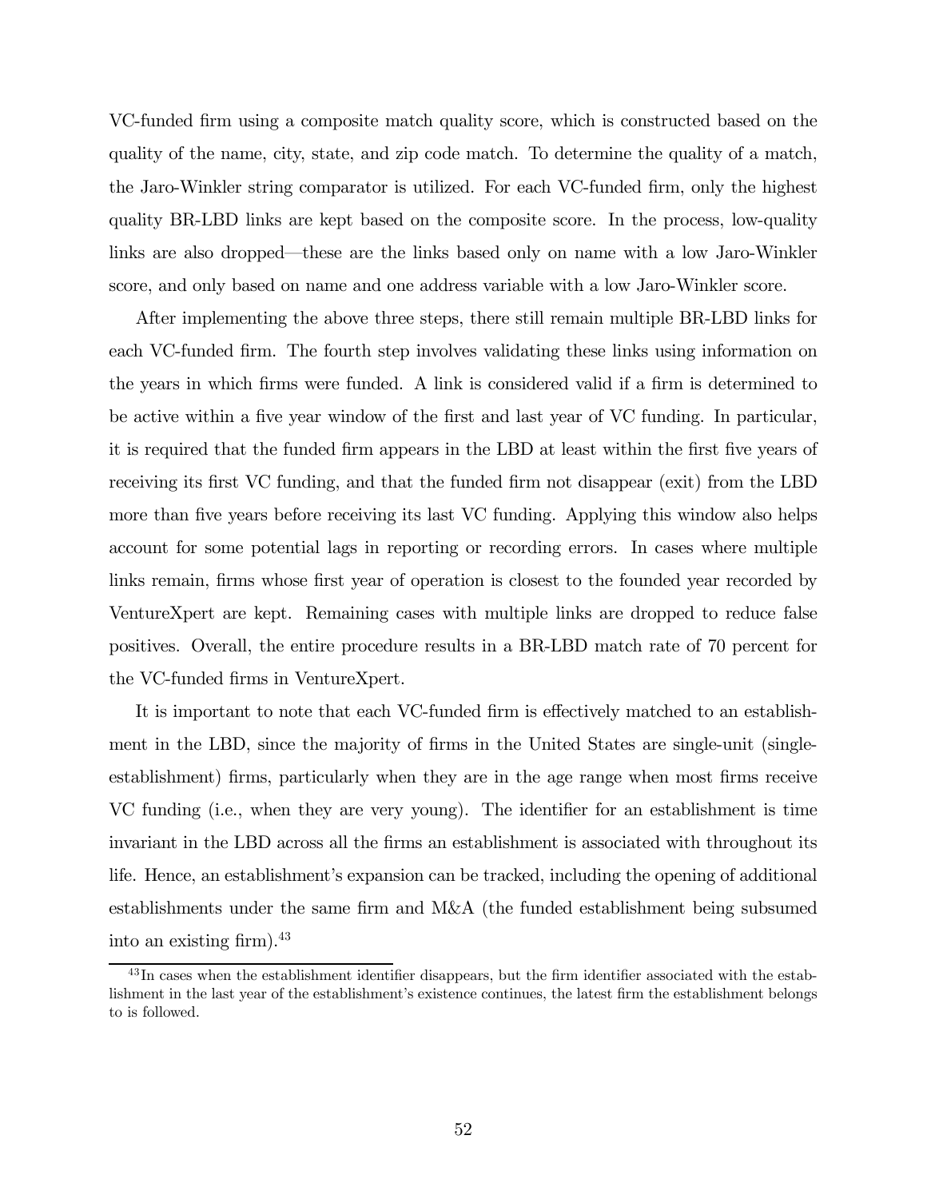VC-funded firm using a composite match quality score, which is constructed based on the quality of the name, city, state, and zip code match. To determine the quality of a match, the Jaro-Winkler string comparator is utilized. For each VC-funded firm, only the highest quality BR-LBD links are kept based on the composite score. In the process, low-quality links are also dropped—these are the links based only on name with a low Jaro-Winkler score, and only based on name and one address variable with a low Jaro-Winkler score.

After implementing the above three steps, there still remain multiple BR-LBD links for each VC-funded firm. The fourth step involves validating these links using information on the years in which firms were funded. A link is considered valid if a firm is determined to be active within a five year window of the first and last year of VC funding. In particular, it is required that the funded firm appears in the LBD at least within the first five years of receiving its first VC funding, and that the funded firm not disappear (exit) from the LBD more than five years before receiving its last VC funding. Applying this window also helps account for some potential lags in reporting or recording errors. In cases where multiple links remain, firms whose first year of operation is closest to the founded year recorded by VentureXpert are kept. Remaining cases with multiple links are dropped to reduce false positives. Overall, the entire procedure results in a BR-LBD match rate of 70 percent for the VC-funded firms in VentureXpert.

It is important to note that each VC-funded firm is effectively matched to an establishment in the LBD, since the majority of firms in the United States are single-unit (single-establishment) firms, particularly when they are in the age range when most firms receive VC funding (i.e., when they are very young). The identifier for an establishment is time invariant in the LBD across all the firms an establishment is associated with throughout its life. Hence, an establishment's expansion can be tracked, including the opening of additional establishments under the same firm and M&A (the funded establishment being subsumed into an existing firm).[43]

[43] In cases when the establishment identifier disappears, but the firm identifier associated with the establishment in the last year of the establishment's existence continues, the latest firm the establishment belongs to is followed.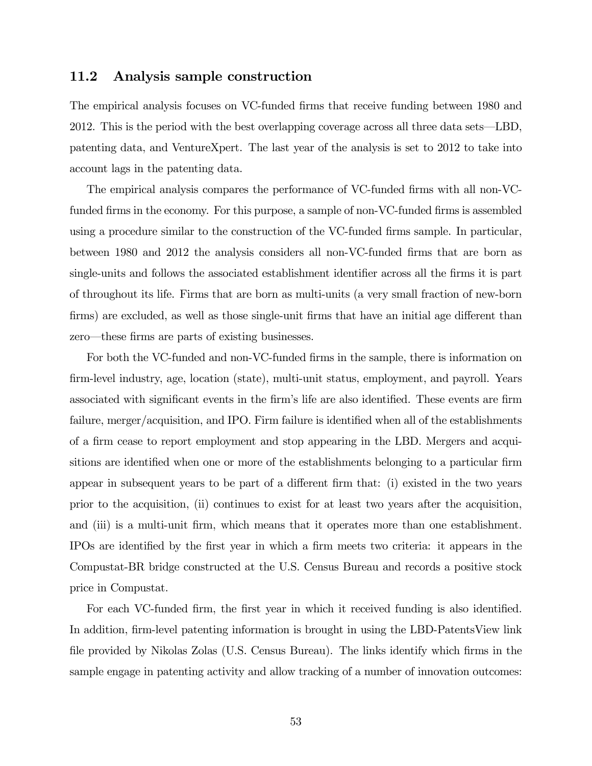### 11.2 Analysis sample construction

The empirical analysis focuses on VC-funded firms that receive funding between 1980 and 2012. This is the period with the best overlapping coverage across all three data sets—LBD, patenting data, and VentureXpert. The last year of the analysis is set to 2012 to take into account lags in the patenting data.

The empirical analysis compares the performance of VC-funded firms with all non-VC-funded firms in the economy. For this purpose, a sample of non-VC-funded firms is assembled using a procedure similar to the construction of the VC-funded firms sample. In particular, between 1980 and 2012 the analysis considers all non-VC-funded firms that are born as single-units and follows the associated establishment identifier across all the firms it is part of throughout its life. Firms that are born as multi-units (a very small fraction of new-born firms) are excluded, as well as those single-unit firms that have an initial age different than zero—these firms are parts of existing businesses.

For both the VC-funded and non-VC-funded firms in the sample, there is information on firm-level industry, age, location (state), multi-unit status, employment, and payroll. Years associated with significant events in the firm's life are also identified. These events are firm failure, merger/acquisition, and IPO. Firm failure is identified when all of the establishments of a firm cease to report employment and stop appearing in the LBD. Mergers and acquisitions are identified when one or more of the establishments belonging to a particular firm appear in subsequent years to be part of a different firm that: (i) existed in the two years prior to the acquisition, (ii) continues to exist for at least two years after the acquisition, and (iii) is a multi-unit firm, which means that it operates more than one establishment. IPOs are identified by the first year in which a firm meets two criteria: it appears in the Compustat-BR bridge constructed at the U.S. Census Bureau and records a positive stock price in Compustat.

For each VC-funded firm, the first year in which it received funding is also identified. In addition, firm-level patenting information is brought in using the LBD-PatentsView link file provided by Nikolas Zolas (U.S. Census Bureau). The links identify which firms in the sample engage in patenting activity and allow tracking of a number of innovation outcomes: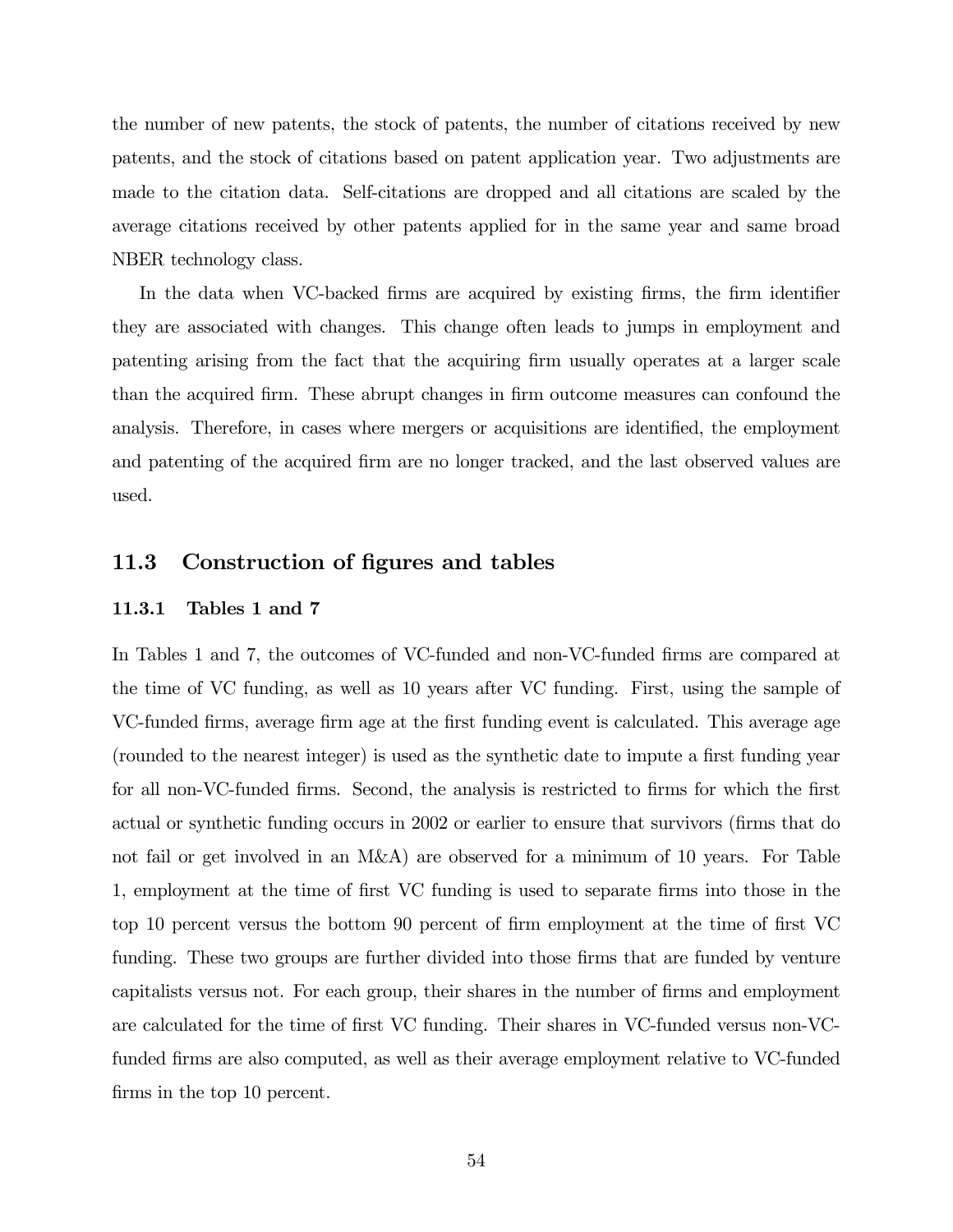the number of new patents, the stock of patents, the number of citations received by new patents, and the stock of citations based on patent application year. Two adjustments are made to the citation data. Self-citations are dropped and all citations are scaled by the average citations received by other patents applied for in the same year and same broad NBER technology class.

In the data when VC-backed firms are acquired by existing firms, the firm identifier they are associated with changes. This change often leads to jumps in employment and patenting arising from the fact that the acquiring firm usually operates at a larger scale than the acquired firm. These abrupt changes in firm outcome measures can confound the analysis. Therefore, in cases where mergers or acquisitions are identified, the employment and patenting of the acquired firm are no longer tracked, and the last observed values are used.

## 11.3 Construction of figures and tables

### 11.3.1 Tables 1 and 7

In Tables 1 and 7, the outcomes of VC-funded and non-VC-funded firms are compared at the time of VC funding, as well as 10 years after VC funding. First, using the sample of VC-funded firms, average firm age at the first funding event is calculated. This average age (rounded to the nearest integer) is used as the synthetic date to impute a first funding year for all non-VC-funded firms. Second, the analysis is restricted to firms for which the first actual or synthetic funding occurs in 2002 or earlier to ensure that survivors (firms that do not fail or get involved in an M&A) are observed for a minimum of 10 years. For Table 1, employment at the time of first VC funding is used to separate firms into those in the top 10 percent versus the bottom 90 percent of firm employment at the time of first VC funding. These two groups are further divided into those firms that are funded by venture capitalists versus not. For each group, their shares in the number of firms and employment are calculated for the time of first VC funding. Their shares in VC-funded versus non-VC-funded firms are also computed, as well as their average employment relative to VC-funded firms in the top 10 percent.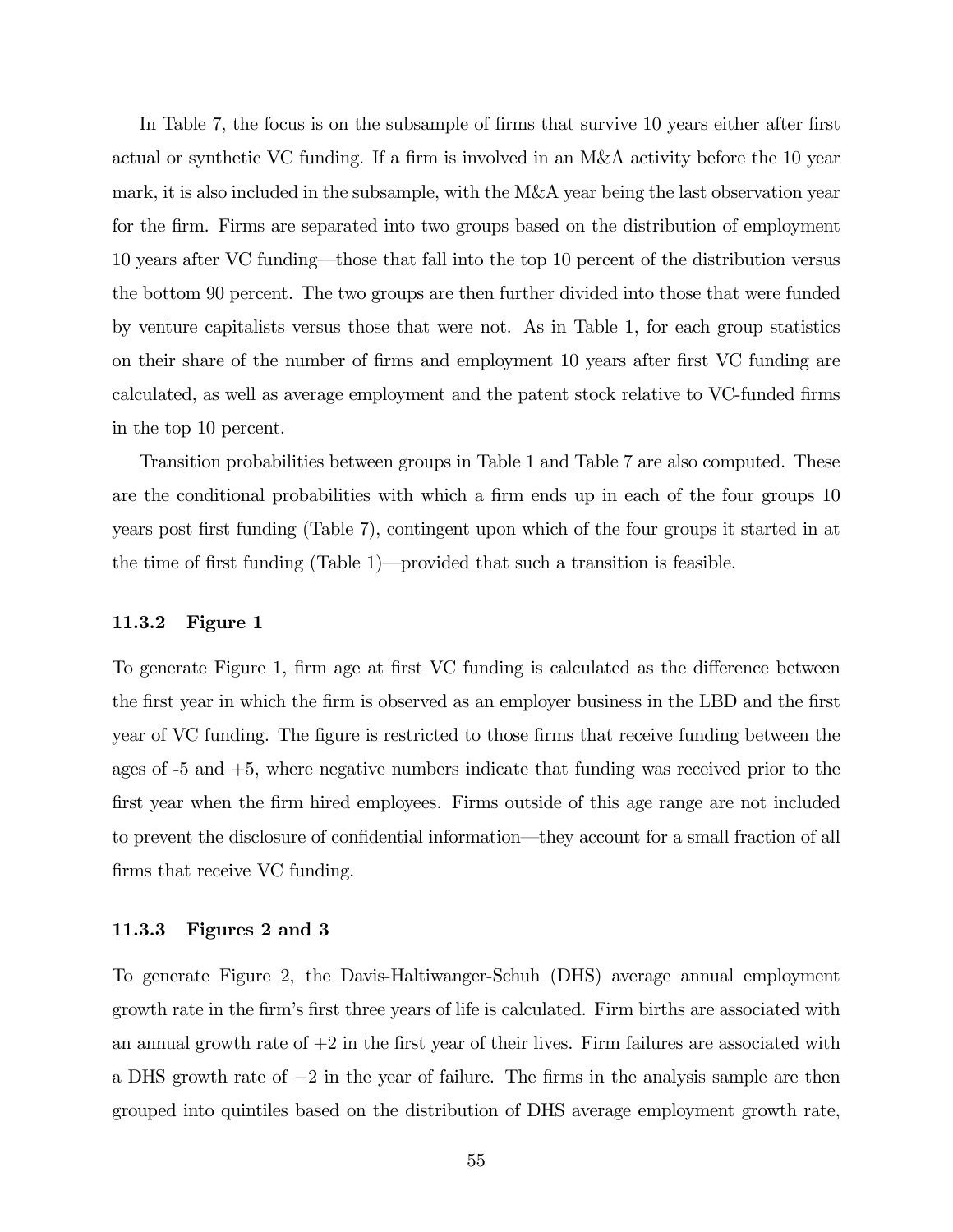In Table 7, the focus is on the subsample of firms that survive 10 years either after first actual or synthetic VC funding. If a firm is involved in an M&A activity before the 10 year mark, it is also included in the subsample, with the M&A year being the last observation year for the firm. Firms are separated into two groups based on the distribution of employment 10 years after VC funding—those that fall into the top 10 percent of the distribution versus the bottom 90 percent. The two groups are then further divided into those that were funded by venture capitalists versus those that were not. As in Table 1, for each group statistics on their share of the number of firms and employment 10 years after first VC funding are calculated, as well as average employment and the patent stock relative to VC-funded firms in the top 10 percent.

Transition probabilities between groups in Table 1 and Table 7 are also computed. These are the conditional probabilities with which a firm ends up in each of the four groups 10 years post first funding (Table 7), contingent upon which of the four groups it started in at the time of first funding (Table 1)—provided that such a transition is feasible.

#### 11.3.2 Figure 1

To generate Figure 1, firm age at first VC funding is calculated as the difference between the first year in which the firm is observed as an employer business in the LBD and the first year of VC funding. The figure is restricted to those firms that receive funding between the ages of -5 and +5, where negative numbers indicate that funding was received prior to the first year when the firm hired employees. Firms outside of this age range are not included to prevent the disclosure of confidential information—they account for a small fraction of all firms that receive VC funding.

#### 11.3.3 Figures 2 and 3

To generate Figure 2, the Davis-Haltiwanger-Schuh (DHS) average annual employment growth rate in the firm's first three years of life is calculated. Firm births are associated with an annual growth rate of $+2$ in the first year of their lives. Firm failures are associated with a DHS growth rate of $-2$ in the year of failure. The firms in the analysis sample are then grouped into quintiles based on the distribution of DHS average employment growth rate,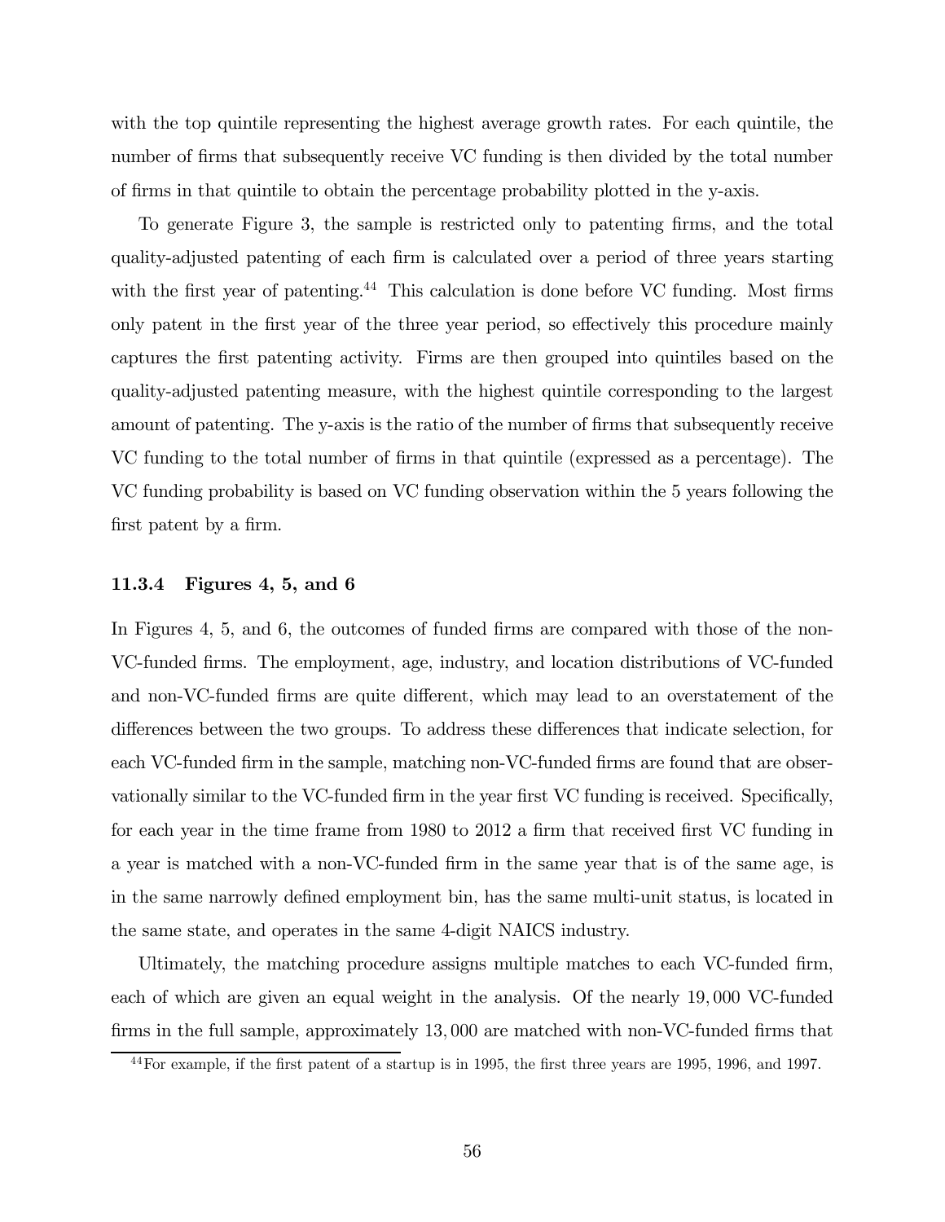with the top quintile representing the highest average growth rates. For each quintile, the number of firms that subsequently receive VC funding is then divided by the total number of firms in that quintile to obtain the percentage probability plotted in the y-axis.

To generate Figure 3, the sample is restricted only to patenting firms, and the total quality-adjusted patenting of each firm is calculated over a period of three years starting with the first year of patenting.[44] This calculation is done before VC funding. Most firms only patent in the first year of the three year period, so effectively this procedure mainly captures the first patenting activity. Firms are then grouped into quintiles based on the quality-adjusted patenting measure, with the highest quintile corresponding to the largest amount of patenting. The y-axis is the ratio of the number of firms that subsequently receive VC funding to the total number of firms in that quintile (expressed as a percentage). The VC funding probability is based on VC funding observation within the 5 years following the first patent by a firm.

#### 11.3.4 Figures 4, 5, and 6

In Figures 4, 5, and 6, the outcomes of funded firms are compared with those of the non-VC-funded firms. The employment, age, industry, and location distributions of VC-funded and non-VC-funded firms are quite different, which may lead to an overstatement of the differences between the two groups. To address these differences that indicate selection, for each VC-funded firm in the sample, matching non-VC-funded firms are found that are observationally similar to the VC-funded firm in the year first VC funding is received. Specifically, for each year in the time frame from 1980 to 2012 a firm that received first VC funding in a year is matched with a non-VC-funded firm in the same year that is of the same age, is in the same narrowly defined employment bin, has the same multi-unit status, is located in the same state, and operates in the same 4-digit NAICS industry.

Ultimately, the matching procedure assigns multiple matches to each VC-funded firm, each of which are given an equal weight in the analysis. Of the nearly 19,000 VC-funded firms in the full sample, approximately 13,000 are matched with non-VC-funded firms that

[44] For example, if the first patent of a startup is in 1995, the first three years are 1995, 1996, and 1997.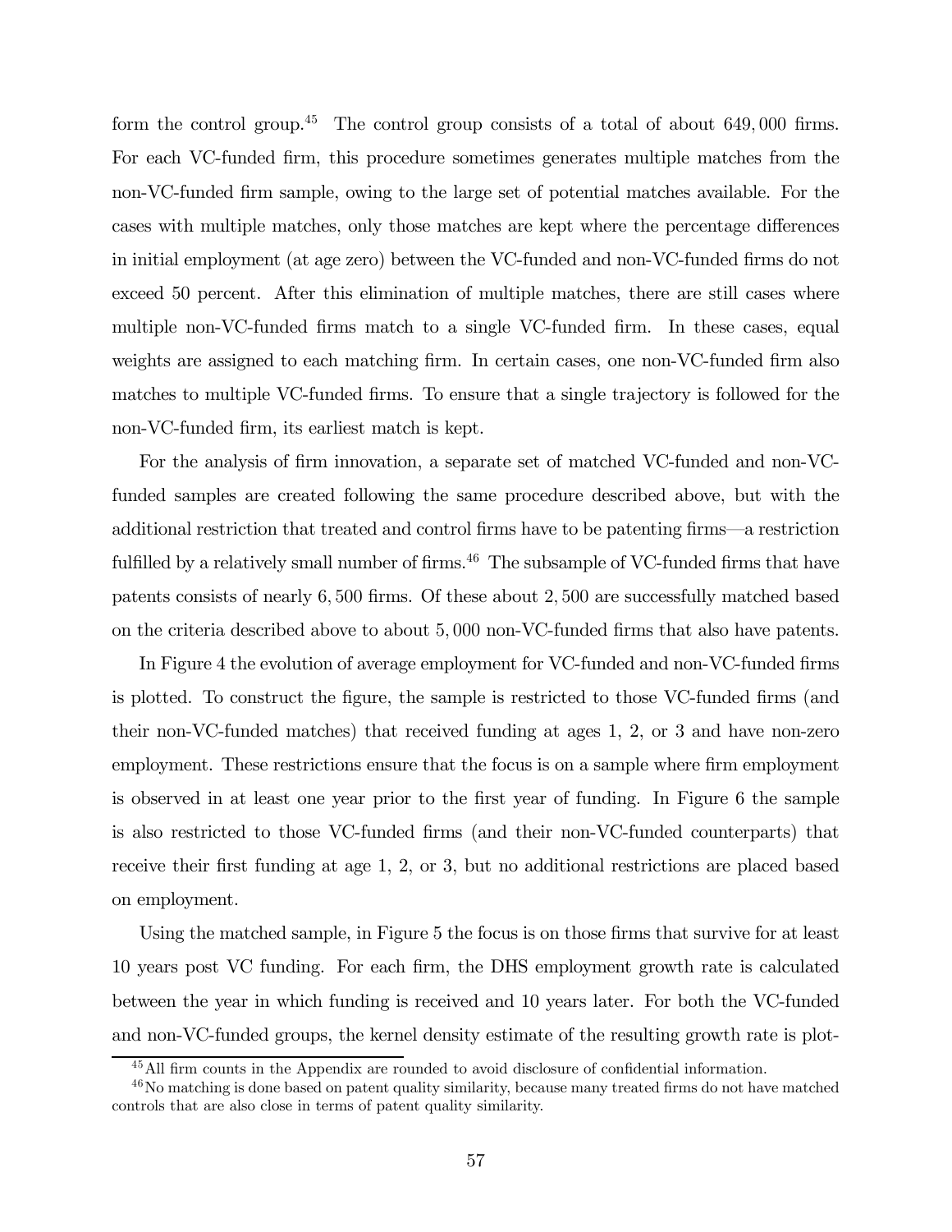form the control group.[45] The control group consists of a total of about 649,000 firms. For each VC-funded firm, this procedure sometimes generates multiple matches from the non-VC-funded firm sample, owing to the large set of potential matches available. For the cases with multiple matches, only those matches are kept where the percentage differences in initial employment (at age zero) between the VC-funded and non-VC-funded firms do not exceed 50 percent. After this elimination of multiple matches, there are still cases where multiple non-VC-funded firms match to a single VC-funded firm. In these cases, equal weights are assigned to each matching firm. In certain cases, one non-VC-funded firm also matches to multiple VC-funded firms. To ensure that a single trajectory is followed for the non-VC-funded firm, its earliest match is kept.

For the analysis of firm innovation, a separate set of matched VC-funded and non-VC-funded samples are created following the same procedure described above, but with the additional restriction that treated and control firms have to be patenting firms—a restriction fulfilled by a relatively small number of firms.[46] The subsample of VC-funded firms that have patents consists of nearly 6,500 firms. Of these about 2,500 are successfully matched based on the criteria described above to about 5,000 non-VC-funded firms that also have patents.

In Figure 4 the evolution of average employment for VC-funded and non-VC-funded firms is plotted. To construct the figure, the sample is restricted to those VC-funded firms (and their non-VC-funded matches) that received funding at ages 1, 2, or 3 and have non-zero employment. These restrictions ensure that the focus is on a sample where firm employment is observed in at least one year prior to the first year of funding. In Figure 6 the sample is also restricted to those VC-funded firms (and their non-VC-funded counterparts) that receive their first funding at age 1, 2, or 3, but no additional restrictions are placed based on employment.

Using the matched sample, in Figure 5 the focus is on those firms that survive for at least 10 years post VC funding. For each firm, the DHS employment growth rate is calculated between the year in which funding is received and 10 years later. For both the VC-funded and non-VC-funded groups, the kernel density estimate of the resulting growth rate is plot-

[45] All firm counts in the Appendix are rounded to avoid disclosure of confidential information.

[46] No matching is done based on patent quality similarity, because many treated firms do not have matched controls that are also close in terms of patent quality similarity.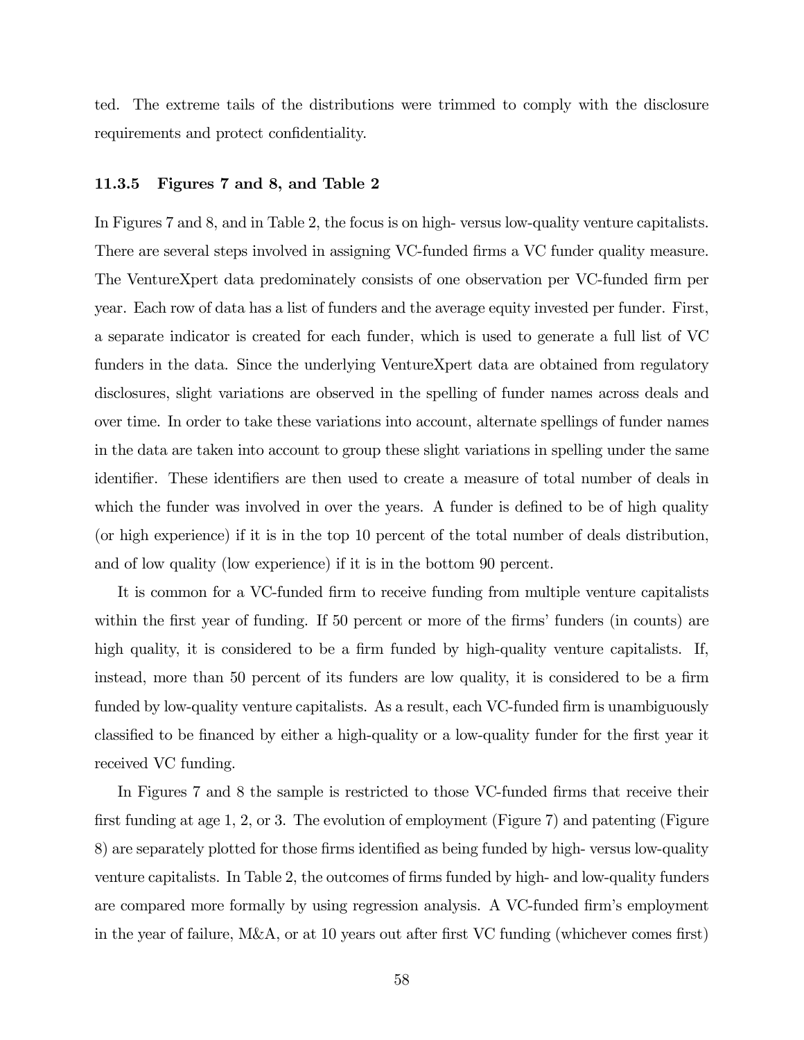ted. The extreme tails of the distributions were trimmed to comply with the disclosure requirements and protect confidentiality.

### 11.3.5 Figures 7 and 8, and Table 2

In Figures 7 and 8, and in Table 2, the focus is on high- versus low-quality venture capitalists. There are several steps involved in assigning VC-funded firms a VC funder quality measure. The VentureXpert data predominately consists of one observation per VC-funded firm per year. Each row of data has a list of funders and the average equity invested per funder. First, a separate indicator is created for each funder, which is used to generate a full list of VC funders in the data. Since the underlying VentureXpert data are obtained from regulatory disclosures, slight variations are observed in the spelling of funder names across deals and over time. In order to take these variations into account, alternate spellings of funder names in the data are taken into account to group these slight variations in spelling under the same identifier. These identifiers are then used to create a measure of total number of deals in which the funder was involved in over the years. A funder is defined to be of high quality (or high experience) if it is in the top 10 percent of the total number of deals distribution, and of low quality (low experience) if it is in the bottom 90 percent.

It is common for a VC-funded firm to receive funding from multiple venture capitalists within the first year of funding. If 50 percent or more of the firms' funders (in counts) are high quality, it is considered to be a firm funded by high-quality venture capitalists. If, instead, more than 50 percent of its funders are low quality, it is considered to be a firm funded by low-quality venture capitalists. As a result, each VC-funded firm is unambiguously classified to be financed by either a high-quality or a low-quality funder for the first year it received VC funding.

In Figures 7 and 8 the sample is restricted to those VC-funded firms that receive their first funding at age 1, 2, or 3. The evolution of employment (Figure 7) and patenting (Figure 8) are separately plotted for those firms identified as being funded by high- versus low-quality venture capitalists. In Table 2, the outcomes of firms funded by high- and low-quality funders are compared more formally by using regression analysis. A VC-funded firm's employment in the year of failure, M&A, or at 10 years out after first VC funding (whichever comes first)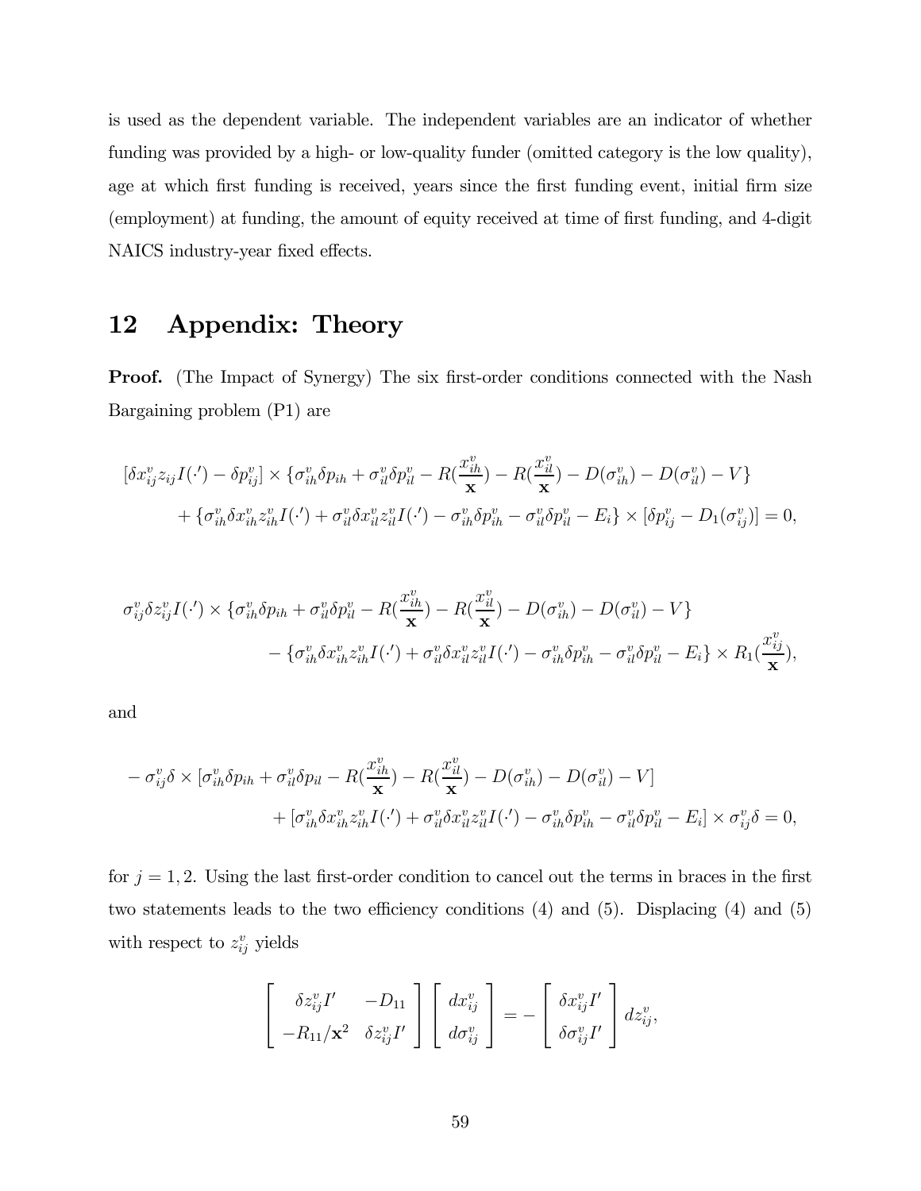is used as the dependent variable. The independent variables are an indicator of whether funding was provided by a high- or low-quality funder (omitted category is the low quality), age at which first funding is received, years since the first funding event, initial firm size (employment) at funding, the amount of equity received at time of first funding, and 4-digit NAICS industry-year fixed effects.

# 12 Appendix: Theory

**Proof.** (The Impact of Synergy) The six first-order conditions connected with the Nash Bargaining problem (P1) are

$$
\begin{aligned}
&[\delta x_{ij}^v z_{ij} I(\cdot') - \delta p_{ij}^v] \times \{\sigma_{ih}^v \delta p_{ih} + \sigma_{il}^v \delta p_{il}^v - R(\frac{x_{ih}^v}{\mathbf{x}}) - R(\frac{x_{il}^v}{\mathbf{x}}) - D(\sigma_{ih}^v) - D(\sigma_{il}^v) - V\} \\
&\quad + \{\sigma_{ih}^v \delta x_{ih}^v z_{ih}^v I(\cdot') + \sigma_{il}^v \delta x_{il}^v z_{il}^v I(\cdot') - \sigma_{ih}^v \delta p_{ih}^v - \sigma_{il}^v \delta p_{il}^v - E_i\} \times [\delta p_{ij}^v - D_1(\sigma_{ij}^v)] = 0,
\end{aligned}
$$

$$
\begin{aligned}
&\sigma_{ij}^v \delta z_{ij}^v I(\cdot') \times \{\sigma_{ih}^v \delta p_{ih} + \sigma_{il}^v \delta p_{il}^v - R(\frac{x_{ih}^v}{\mathbf{x}}) - R(\frac{x_{il}^v}{\mathbf{x}}) - D(\sigma_{ih}^v) - D(\sigma_{il}^v) - V\} \\
&\quad - \{\sigma_{ih}^v \delta x_{ih}^v z_{ih}^v I(\cdot') + \sigma_{il}^v \delta x_{il}^v z_{il}^v I(\cdot') - \sigma_{ih}^v \delta p_{ih}^v - \sigma_{il}^v \delta p_{il}^v - E_i\} \times R_1(\frac{x_{ij}^v}{\mathbf{x}}),
\end{aligned}
$$

and

$$
\begin{aligned}
&-\sigma_{ij}^v \delta \times [\sigma_{ih}^v \delta p_{ih} + \sigma_{il}^v \delta p_{il} - R(\frac{x_{ih}^v}{\mathbf{x}}) - R(\frac{x_{il}^v}{\mathbf{x}}) - D(\sigma_{ih}^v) - D(\sigma_{il}^v) - V] \\
&\quad + [\sigma_{ih}^v \delta x_{ih}^v z_{ih}^v I(\cdot') + \sigma_{il}^v \delta x_{il}^v z_{il}^v I(\cdot') - \sigma_{ih}^v \delta p_{ih}^v - \sigma_{il}^v \delta p_{il}^v - E_i] \times \sigma_{ij}^v \delta = 0,
\end{aligned}
$$

for $j = 1, 2$. Using the last first-order condition to cancel out the terms in braces in the first two statements leads to the two efficiency conditions (4) and (5). Displacing (4) and (5) with respect to $z_{ij}^v$ yields

$$
\begin{bmatrix} \delta z_{ij}^v I' & -D_{11} \\ -R_{11}/\mathbf{x}^2 & \delta z_{ij}^v I' \end{bmatrix} \begin{bmatrix} dx_{ij}^v \\ d\sigma_{ij}^v \end{bmatrix} = - \begin{bmatrix} \delta x_{ij}^v I' \\ \delta \sigma_{ij}^v I' \end{bmatrix} dz_{ij}^v,
$$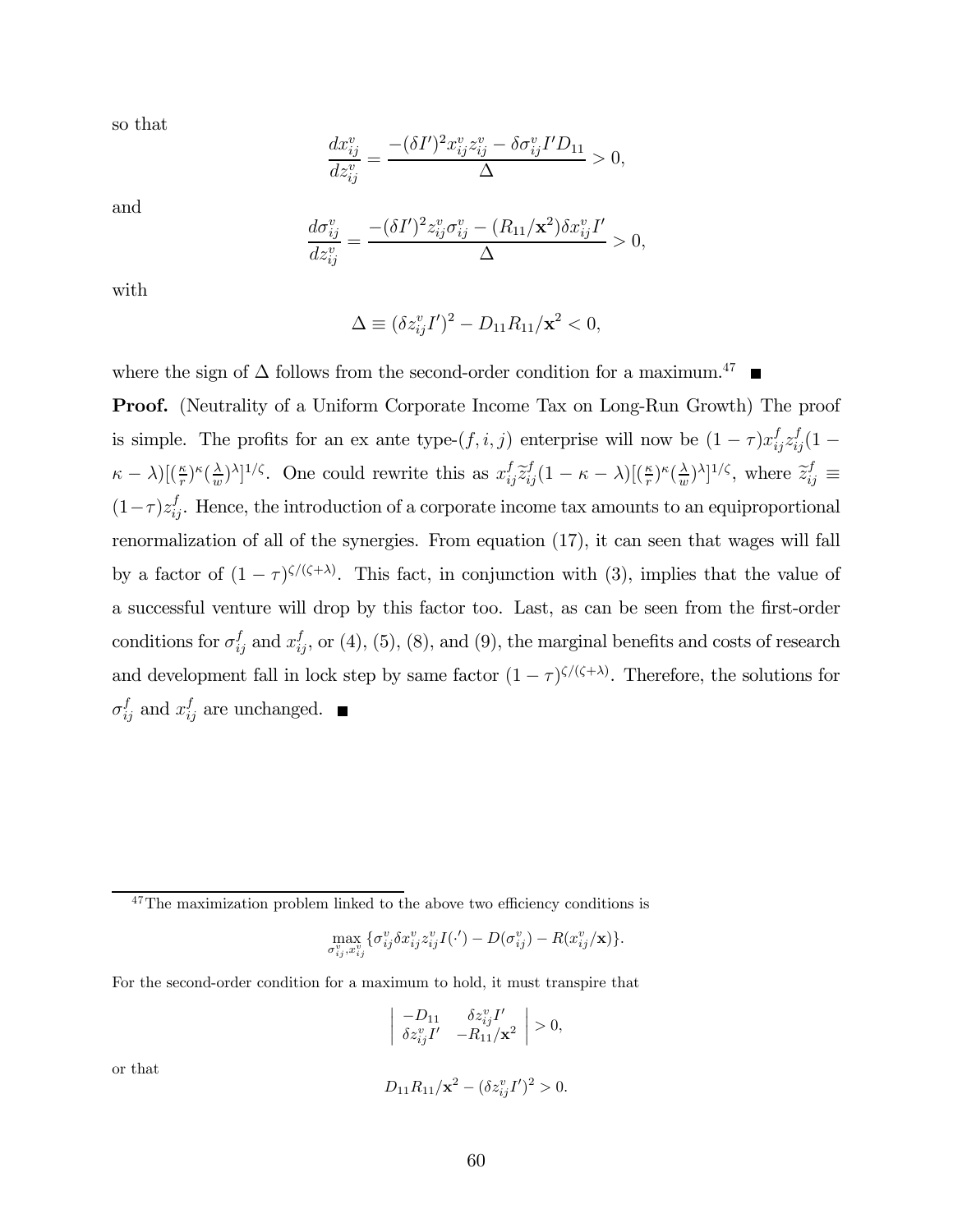so that

$$\frac{dx_{ij}^v}{dz_{ij}^v} = \frac{-(\delta I')^2 x_{ij}^v z_{ij}^v - \delta \sigma_{ij}^v I' D_{11}}{\Delta} > 0,$$

and

$$\frac{d\sigma_{ij}^v}{dz_{ij}^v} = \frac{-(\delta I')^2 z_{ij}^v \sigma_{ij}^v - (R_{11}/\mathbf{x}^2)\delta x_{ij}^v I'}{\Delta} > 0,$$

with

$$\Delta \equiv (\delta z_{ij}^v I')^2 - D_{11} R_{11}/\mathbf{x}^2 < 0,$$

where the sign of $\Delta$ follows from the second-order condition for a maximum.[47] ■

**Proof.** (Neutrality of a Uniform Corporate Income Tax on Long-Run Growth) The proof is simple. The profits for an ex ante type-$(f, i, j)$ enterprise will now be $(1-\tau)x_{ij}^f z_{ij}^f (1-\kappa-\lambda)[(\frac{\kappa}{r})^\kappa (\frac{\lambda}{w})^\lambda]^{1/\zeta}$. One could rewrite this as $x_{ij}^f \widetilde{z}_{ij}^f (1-\kappa-\lambda)[(\frac{\kappa}{r})^\kappa (\frac{\lambda}{w})^\lambda]^{1/\zeta}$, where $\widetilde{z}_{ij}^f \equiv (1-\tau) z_{ij}^f$. Hence, the introduction of a corporate income tax amounts to an equiproportional renormalization of all of the synergies. From equation (17), it can seen that wages will fall by a factor of $(1-\tau)^{\zeta/(\zeta+\lambda)}$. This fact, in conjunction with (3), implies that the value of a successful venture will drop by this factor too. Last, as can be seen from the first-order conditions for $\sigma_{ij}^f$ and $x_{ij}^f$, or (4), (5), (8), and (9), the marginal benefits and costs of research and development fall in lock step by same factor $(1-\tau)^{\zeta/(\zeta+\lambda)}$. Therefore, the solutions for $\sigma_{ij}^f$ and $x_{ij}^f$ are unchanged. ■

---

[47] The maximization problem linked to the above two efficiency conditions is

$$\max_{\sigma_{ij}^v, x_{ij}^v} \{\sigma_{ij}^v \delta x_{ij}^v z_{ij}^v I(\cdot') - D(\sigma_{ij}^v) - R(x_{ij}^v/\mathbf{x})\}.$$

For the second-order condition for a maximum to hold, it must transpire that

$$\begin{vmatrix} -D_{11} & \delta z_{ij}^v I' \\ \delta z_{ij}^v I' & -R_{11}/\mathbf{x}^2 \end{vmatrix} > 0,$$

or that

$$D_{11} R_{11}/\mathbf{x}^2 - (\delta z_{ij}^v I')^2 > 0.$$